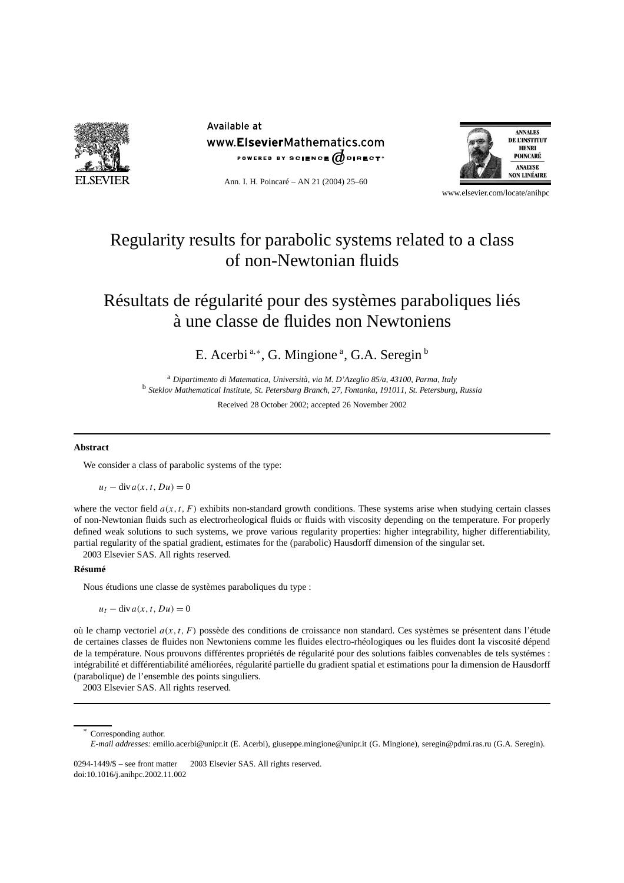# Regularity results for parabolic systems related to a class of non-Newtonian fluids

# Résultats de régularité pour des systèmes paraboliques liés à une classe de fluides non Newtoniens

E. Acerbi [a,*], G. Mingione [a], G.A. Seregin [b]

[a] *Dipartimento di Matematica, Università, via M. D'Azeglio 85/a, 43100, Parma, Italy*
[b] *Steklov Mathematical Institute, St. Petersburg Branch, 27, Fontanka, 191011, St. Petersburg, Russia*

Received 28 October 2002; accepted 26 November 2002

---

**Abstract**

We consider a class of parabolic systems of the type:

$$u_t - \operatorname{div} a(x, t, Du) = 0$$

where the vector field $a(x, t, F)$ exhibits non-standard growth conditions. These systems arise when studying certain classes of non-Newtonian fluids such as electrorheological fluids or fluids with viscosity depending on the temperature. For properly defined weak solutions to such systems, we prove various regularity properties: higher integrability, higher differentiability, partial regularity of the spatial gradient, estimates for the (parabolic) Hausdorff dimension of the singular set.
© 2003 Elsevier SAS. All rights reserved.

**Résumé**

Nous étudions une classe de systèmes paraboliques du type :

$$u_t - \operatorname{div} a(x, t, Du) = 0$$

où le champ vectoriel $a(x, t, F)$ possède des conditions de croissance non standard. Ces systèmes se présentent dans l'étude de certaines classes de fluides non Newtoniens comme les fluides electro-rhéologiques ou les fluides dont la viscosité dépend de la température. Nous prouvons différentes propriétés de régularité pour des solutions faibles convenables de tels systémes : intégrabilité et différentiabilité améliorées, régularité partielle du gradient spatial et estimations pour la dimension de Hausdorff (parabolique) de l'ensemble des points singuliers.
© 2003 Elsevier SAS. All rights reserved.

---

\* Corresponding author.
*E-mail addresses:* emilio.acerbi@unipr.it (E. Acerbi), giuseppe.mingione@unipr.it (G. Mingione), seregin@pdmi.ras.ru (G.A. Seregin).

0294-1449/$ – see front matter © 2003 Elsevier SAS. All rights reserved.
doi:10.1016/j.anihpc.2002.11.002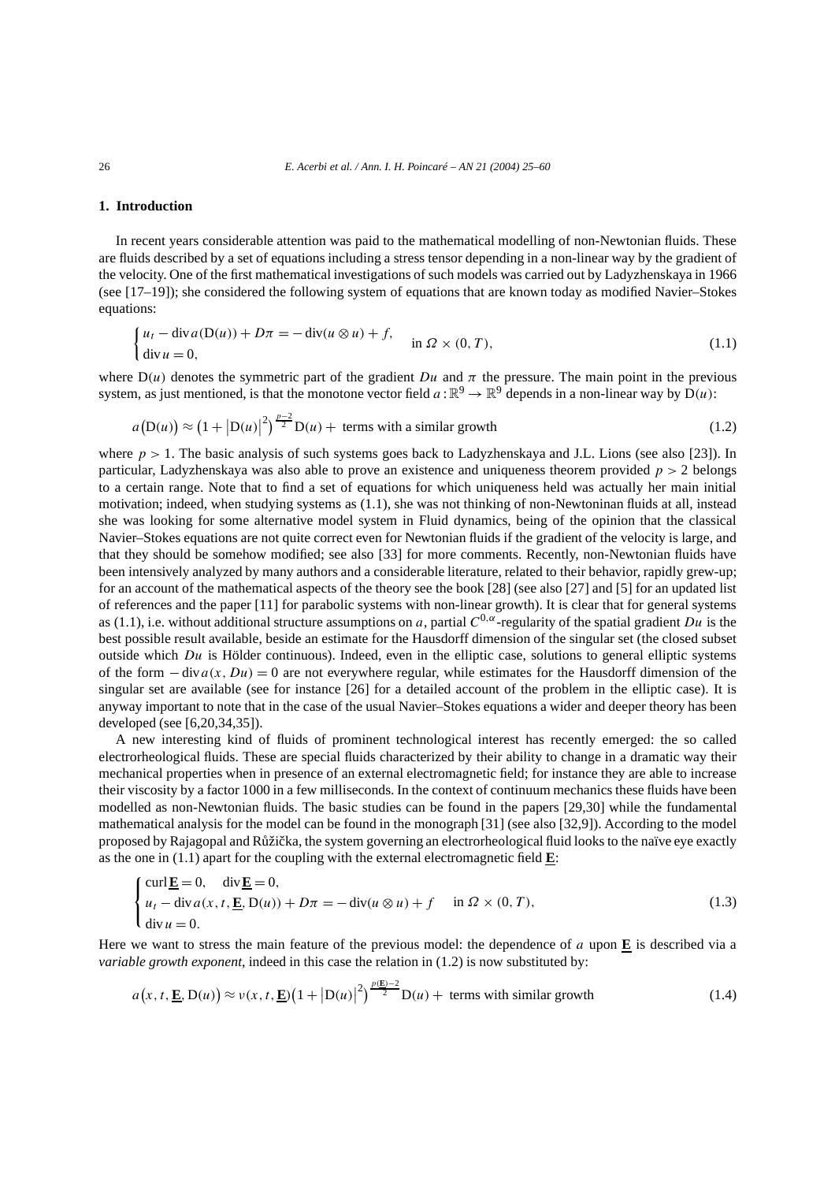## 1. Introduction

In recent years considerable attention was paid to the mathematical modelling of non-Newtonian fluids. These are fluids described by a set of equations including a stress tensor depending in a non-linear way by the gradient of the velocity. One of the first mathematical investigations of such models was carried out by Ladyzhenskaya in 1966 (see [17–19]); she considered the following system of equations that are known today as modified Navier–Stokes equations:

$$\begin{cases} u_t - \operatorname{div} a(\mathrm{D}(u)) + D\pi = -\operatorname{div}(u \otimes u) + f, \\ \operatorname{div} u = 0, \end{cases} \quad \text{in } \Omega \times (0,T), \tag{1.1}$$

where $\mathrm{D}(u)$ denotes the symmetric part of the gradient $Du$ and $\pi$ the pressure. The main point in the previous system, as just mentioned, is that the monotone vector field $a : \mathbb{R}^9 \to \mathbb{R}^9$ depends in a non-linear way by $\mathrm{D}(u)$:

$$a\big(\mathrm{D}(u)\big) \approx \big(1 + |\mathrm{D}(u)|^2\big)^{\frac{p-2}{2}} \mathrm{D}(u) + \text{ terms with a similar growth} \tag{1.2}$$

where $p > 1$. The basic analysis of such systems goes back to Ladyzhenskaya and J.L. Lions (see also [23]). In particular, Ladyzhenskaya was also able to prove an existence and uniqueness theorem provided $p > 2$ belongs to a certain range. Note that to find a set of equations for which uniqueness held was actually her main initial motivation; indeed, when studying systems as (1.1), she was not thinking of non-Newtoninan fluids at all, instead she was looking for some alternative model system in Fluid dynamics, being of the opinion that the classical Navier–Stokes equations are not quite correct even for Newtonian fluids if the gradient of the velocity is large, and that they should be somehow modified; see also [33] for more comments. Recently, non-Newtonian fluids have been intensively analyzed by many authors and a considerable literature, related to their behavior, rapidly grew-up; for an account of the mathematical aspects of the theory see the book [28] (see also [27] and [5] for an updated list of references and the paper [11] for parabolic systems with non-linear growth). It is clear that for general systems as (1.1), i.e. without additional structure assumptions on $a$, partial $C^{0,\alpha}$-regularity of the spatial gradient $Du$ is the best possible result available, beside an estimate for the Hausdorff dimension of the singular set (the closed subset outside which $Du$ is Hölder continuous). Indeed, even in the elliptic case, solutions to general elliptic systems of the form $-\operatorname{div} a(x, Du) = 0$ are not everywhere regular, while estimates for the Hausdorff dimension of the singular set are available (see for instance [26] for a detailed account of the problem in the elliptic case). It is anyway important to note that in the case of the usual Navier–Stokes equations a wider and deeper theory has been developed (see [6,20,34,35]).

A new interesting kind of fluids of prominent technological interest has recently emerged: the so called electrorheological fluids. These are special fluids characterized by their ability to change in a dramatic way their mechanical properties when in presence of an external electromagnetic field; for instance they are able to increase their viscosity by a factor 1000 in a few milliseconds. In the context of continuum mechanics these fluids have been modelled as non-Newtonian fluids. The basic studies can be found in the papers [29,30] while the fundamental mathematical analysis for the model can be found in the monograph [31] (see also [32,9]). According to the model proposed by Rajagopal and Růžička, the system governing an electrorheological fluid looks to the naïve eye exactly as the one in (1.1) apart for the coupling with the external electromagnetic field $\underline{\mathbf{E}}$:

$$\begin{cases} \operatorname{curl} \underline{\mathbf{E}} = 0, \quad \operatorname{div} \underline{\mathbf{E}} = 0, \\ u_t - \operatorname{div} a(x,t,\underline{\mathbf{E}}, \mathrm{D}(u)) + D\pi = -\operatorname{div}(u \otimes u) + f \quad \text{in } \Omega \times (0,T), \\ \operatorname{div} u = 0. \end{cases} \tag{1.3}$$

Here we want to stress the main feature of the previous model: the dependence of $a$ upon $\underline{\mathbf{E}}$ is described via a *variable growth exponent*, indeed in this case the relation in (1.2) is now substituted by:

$$a\big(x,t,\underline{\mathbf{E}}, \mathrm{D}(u)\big) \approx \nu(x,t,\underline{\mathbf{E}})\big(1 + |\mathrm{D}(u)|^2\big)^{\frac{p(\underline{\mathbf{E}})-2}{2}} \mathrm{D}(u) + \text{ terms with similar growth} \tag{1.4}$$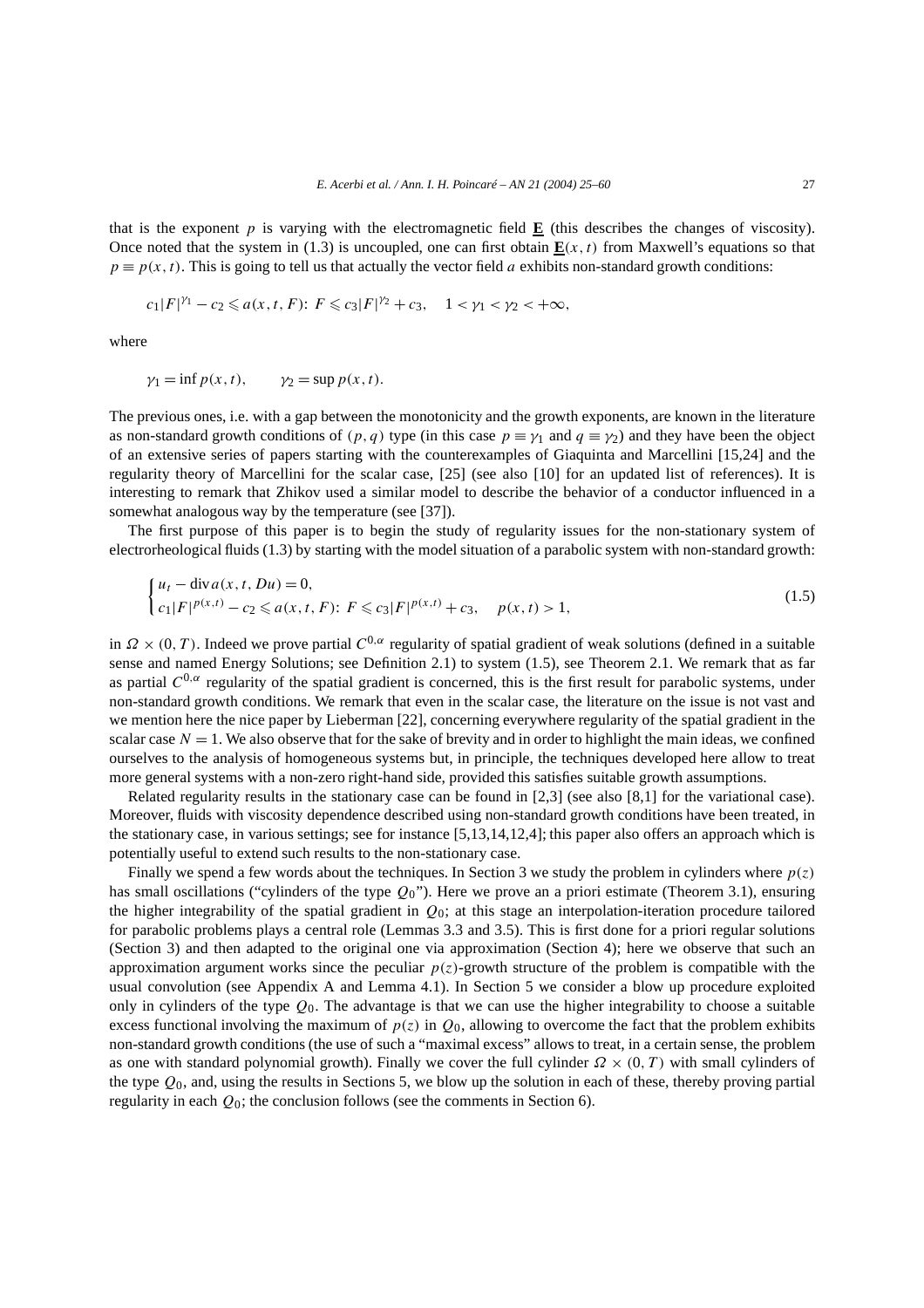that is the exponent $p$ is varying with the electromagnetic field $\underline{\mathbf{E}}$ (this describes the changes of viscosity). Once noted that the system in (1.3) is uncoupled, one can first obtain $\underline{\mathbf{E}}(x,t)$ from Maxwell's equations so that $p \equiv p(x,t)$. This is going to tell us that actually the vector field $a$ exhibits non-standard growth conditions:

$$c_1|F|^{\gamma_1} - c_2 \leqslant a(x,t,F)\colon F \leqslant c_3|F|^{\gamma_2} + c_3, \quad 1 < \gamma_1 < \gamma_2 < +\infty,$$

where

$$\gamma_1 = \inf p(x,t), \qquad \gamma_2 = \sup p(x,t).$$

The previous ones, i.e. with a gap between the monotonicity and the growth exponents, are known in the literature as non-standard growth conditions of $(p,q)$ type (in this case $p \equiv \gamma_1$ and $q \equiv \gamma_2$) and they have been the object of an extensive series of papers starting with the counterexamples of Giaquinta and Marcellini [15,24] and the regularity theory of Marcellini for the scalar case, [25] (see also [10] for an updated list of references). It is interesting to remark that Zhikov used a similar model to describe the behavior of a conductor influenced in a somewhat analogous way by the temperature (see [37]).

The first purpose of this paper is to begin the study of regularity issues for the non-stationary system of electrorheological fluids (1.3) by starting with the model situation of a parabolic system with non-standard growth:

$$\begin{cases} u_t - \operatorname{div} a(x,t,Du) = 0, \\ c_1|F|^{p(x,t)} - c_2 \leqslant a(x,t,F)\colon F \leqslant c_3|F|^{p(x,t)} + c_3, \quad p(x,t) > 1, \end{cases} \tag{1.5}$$

in $\Omega \times (0,T)$. Indeed we prove partial $C^{0,\alpha}$ regularity of spatial gradient of weak solutions (defined in a suitable sense and named Energy Solutions; see Definition 2.1) to system (1.5), see Theorem 2.1. We remark that as far as partial $C^{0,\alpha}$ regularity of the spatial gradient is concerned, this is the first result for parabolic systems, under non-standard growth conditions. We remark that even in the scalar case, the literature on the issue is not vast and we mention here the nice paper by Lieberman [22], concerning everywhere regularity of the spatial gradient in the scalar case $N = 1$. We also observe that for the sake of brevity and in order to highlight the main ideas, we confined ourselves to the analysis of homogeneous systems but, in principle, the techniques developed here allow to treat more general systems with a non-zero right-hand side, provided this satisfies suitable growth assumptions.

Related regularity results in the stationary case can be found in [2,3] (see also [8,1] for the variational case). Moreover, fluids with viscosity dependence described using non-standard growth conditions have been treated, in the stationary case, in various settings; see for instance [5,13,14,12,4]; this paper also offers an approach which is potentially useful to extend such results to the non-stationary case.

Finally we spend a few words about the techniques. In Section 3 we study the problem in cylinders where $p(z)$ has small oscillations ("cylinders of the type $Q_0$"). Here we prove an a priori estimate (Theorem 3.1), ensuring the higher integrability of the spatial gradient in $Q_0$; at this stage an interpolation-iteration procedure tailored for parabolic problems plays a central role (Lemmas 3.3 and 3.5). This is first done for a priori regular solutions (Section 3) and then adapted to the original one via approximation (Section 4); here we observe that such an approximation argument works since the peculiar $p(z)$-growth structure of the problem is compatible with the usual convolution (see Appendix A and Lemma 4.1). In Section 5 we consider a blow up procedure exploited only in cylinders of the type $Q_0$. The advantage is that we can use the higher integrability to choose a suitable excess functional involving the maximum of $p(z)$ in $Q_0$, allowing to overcome the fact that the problem exhibits non-standard growth conditions (the use of such a "maximal excess" allows to treat, in a certain sense, the problem as one with standard polynomial growth). Finally we cover the full cylinder $\Omega \times (0,T)$ with small cylinders of the type $Q_0$, and, using the results in Sections 5, we blow up the solution in each of these, thereby proving partial regularity in each $Q_0$; the conclusion follows (see the comments in Section 6).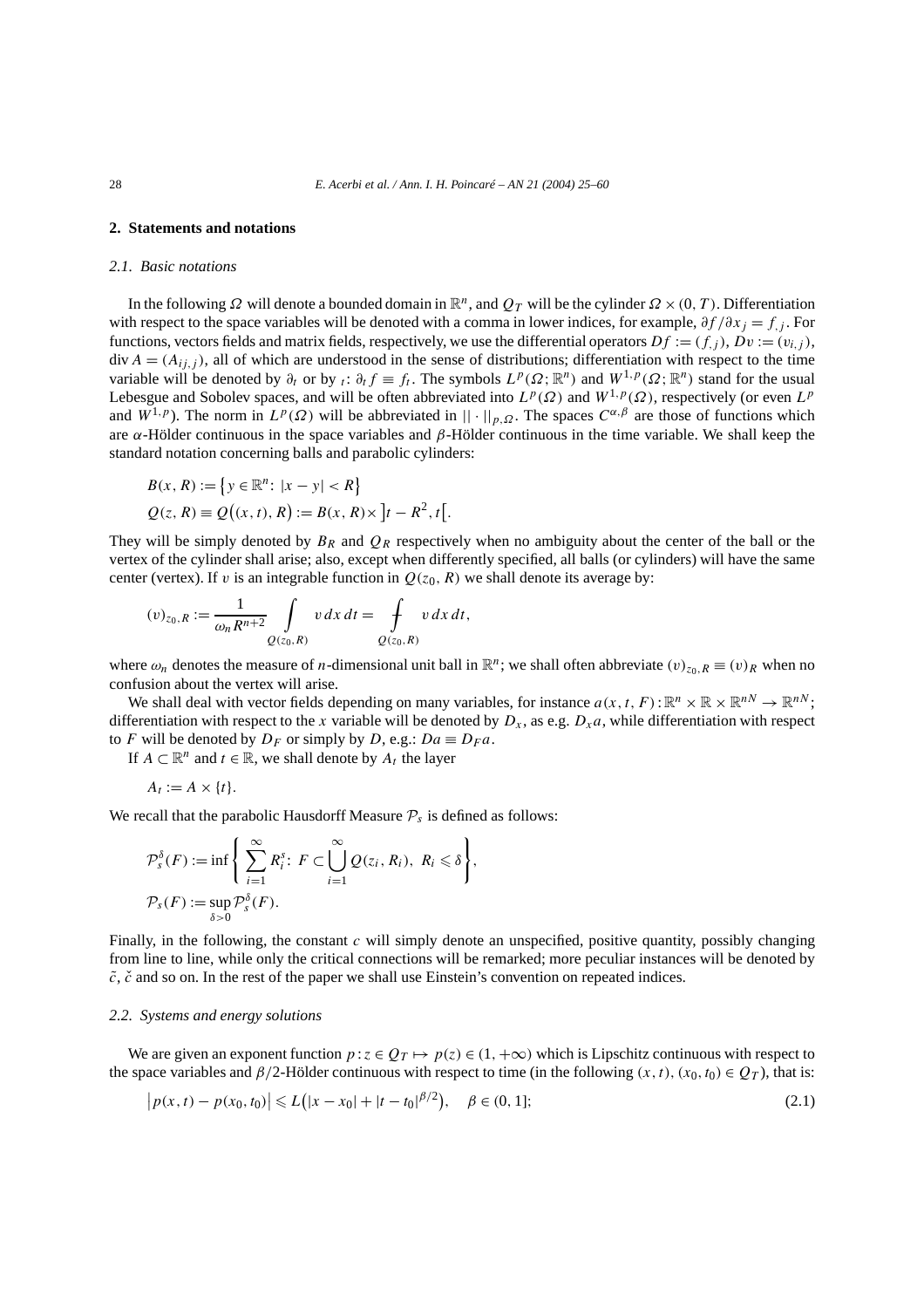## 2. Statements and notations

### 2.1. Basic notations

In the following $\Omega$ will denote a bounded domain in $\mathbb{R}^n$, and $Q_T$ will be the cylinder $\Omega \times (0,T)$. Differentiation with respect to the space variables will be denoted with a comma in lower indices, for example, $\partial f/\partial x_j = f_{,j}$. For functions, vectors fields and matrix fields, respectively, we use the differential operators $Df := (f_{,j})$, $Dv := (v_{i,j})$, $\operatorname{div} A = (A_{ij,j})$, all of which are understood in the sense of distributions; differentiation with respect to the time variable will be denoted by $\partial_t$ or by $_t$: $\partial_t f \equiv f_t$. The symbols $L^p(\Omega;\mathbb{R}^n)$ and $W^{1,p}(\Omega;\mathbb{R}^n)$ stand for the usual Lebesgue and Sobolev spaces, and will be often abbreviated into $L^p(\Omega)$ and $W^{1,p}(\Omega)$, respectively (or even $L^p$ and $W^{1,p}$). The norm in $L^p(\Omega)$ will be abbreviated in $\|\cdot\|_{p,\Omega}$. The spaces $C^{\alpha,\beta}$ are those of functions which are $\alpha$-Hölder continuous in the space variables and $\beta$-Hölder continuous in the time variable. We shall keep the standard notation concerning balls and parabolic cylinders:

$$
\begin{aligned}
&B(x,R) := \left\{ y \in \mathbb{R}^n \colon |x-y| < R \right\} \\
&Q(z,R) \equiv Q\big((x,t),R\big) := B(x,R) \times \left]t-R^2, t\right[.
\end{aligned}
$$

They will be simply denoted by $B_R$ and $Q_R$ respectively when no ambiguity about the center of the ball or the vertex of the cylinder shall arise; also, except when differently specified, all balls (or cylinders) will have the same center (vertex). If $v$ is an integrable function in $Q(z_0,R)$ we shall denote its average by:

$$
(v)_{z_0,R} := \frac{1}{\omega_n R^{n+2}} \int_{Q(z_0,R)} v \, dx\, dt = \fint_{Q(z_0,R)} v \, dx\, dt,
$$

where $\omega_n$ denotes the measure of $n$-dimensional unit ball in $\mathbb{R}^n$; we shall often abbreviate $(v)_{z_0,R} \equiv (v)_R$ when no confusion about the vertex will arise.

We shall deal with vector fields depending on many variables, for instance $a(x,t,F) : \mathbb{R}^n \times \mathbb{R} \times \mathbb{R}^{nN} \to \mathbb{R}^{nN}$; differentiation with respect to the $x$ variable will be denoted by $D_x$, as e.g. $D_x a$, while differentiation with respect to $F$ will be denoted by $D_F$ or simply by $D$, e.g.: $Da \equiv D_F a$.

If $A \subset \mathbb{R}^n$ and $t \in \mathbb{R}$, we shall denote by $A_t$ the layer

$$
A_t := A \times \{t\}.
$$

We recall that the parabolic Hausdorff Measure $\mathcal{P}_s$ is defined as follows:

$$
\begin{aligned}
&\mathcal{P}_s^\delta(F) := \inf \left\{ \sum_{i=1}^\infty R_i^s \colon F \subset \bigcup_{i=1}^\infty Q(z_i,R_i),\ R_i \leqslant \delta \right\}, \\
&\mathcal{P}_s(F) := \sup_{\delta>0} \mathcal{P}_s^\delta(F).
\end{aligned}
$$

Finally, in the following, the constant $c$ will simply denote an unspecified, positive quantity, possibly changing from line to line, while only the critical connections will be remarked; more peculiar instances will be denoted by $\tilde{c}$, $\check{c}$ and so on. In the rest of the paper we shall use Einstein's convention on repeated indices.

### 2.2. Systems and energy solutions

We are given an exponent function $p : z \in Q_T \mapsto p(z) \in (1,+\infty)$ which is Lipschitz continuous with respect to the space variables and $\beta/2$-Hölder continuous with respect to time (in the following $(x,t), (x_0,t_0) \in Q_T$), that is:

$$
\left|p(x,t) - p(x_0,t_0)\right| \leqslant L\big(|x-x_0| + |t-t_0|^{\beta/2}\big), \quad \beta \in (0,1]; \tag{2.1}
$$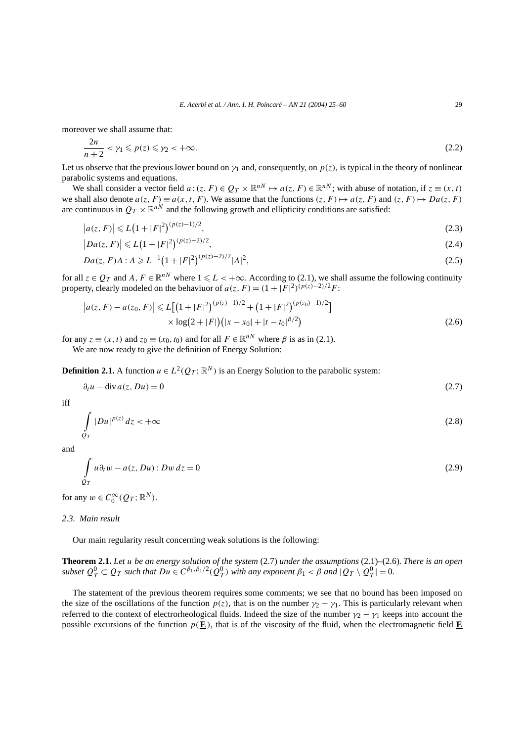moreover we shall assume that:

$$\frac{2n}{n+2} < \gamma_1 \leqslant p(z) \leqslant \gamma_2 < +\infty. \tag{2.2}$$

Let us observe that the previous lower bound on $\gamma_1$ and, consequently, on $p(z)$, is typical in the theory of nonlinear parabolic systems and equations.

We shall consider a vector field $a : (z, F) \in Q_T \times \mathbb{R}^{nN} \mapsto a(z, F) \in \mathbb{R}^{nN}$; with abuse of notation, if $z \equiv (x, t)$ we shall also denote $a(z, F) \equiv a(x, t, F)$. We assume that the functions $(z, F) \mapsto a(z, F)$ and $(z, F) \mapsto Da(z, F)$ are continuous in $Q_T \times \mathbb{R}^{nN}$ and the following growth and ellipticity conditions are satisfied:

$$\left|a(z, F)\right| \leqslant L\left(1 + |F|^2\right)^{(p(z)-1)/2}, \tag{2.3}$$

$$\left|Da(z, F)\right| \leqslant L\left(1 + |F|^2\right)^{(p(z)-2)/2}, \tag{2.4}$$

$$Da(z, F)A : A \geqslant L^{-1}\left(1 + |F|^2\right)^{(p(z)-2)/2}|A|^2, \tag{2.5}$$

for all $z \in Q_T$ and $A, F \in \mathbb{R}^{nN}$ where $1 \leqslant L < +\infty$. According to (2.1), we shall assume the following continuity property, clearly modeled on the behaviuor of $a(z, F) = (1 + |F|^2)^{(p(z)-2)/2}F$:

$$\begin{aligned}\left|a(z, F) - a(z_0, F)\right| \leqslant{}& L\left[\left(1 + |F|^2\right)^{(p(z)-1)/2} + \left(1 + |F|^2\right)^{(p(z_0)-1)/2}\right] \\ &\times \log\left(2 + |F|\right)\left(|x - x_0| + |t - t_0|^{\beta/2}\right)\end{aligned} \tag{2.6}$$

for any $z \equiv (x, t)$ and $z_0 \equiv (x_0, t_0)$ and for all $F \in \mathbb{R}^{nN}$ where $\beta$ is as in (2.1).

We are now ready to give the definition of Energy Solution:

**Definition 2.1.** A function $u \in L^2(Q_T; \mathbb{R}^N)$ is an Energy Solution to the parabolic system:

$$\partial_t u - \operatorname{div} a(z, Du) = 0 \tag{2.7}$$

iff

$$\int_{Q_T} |Du|^{p(z)}\, dz < +\infty \tag{2.8}$$

and

$$\int_{Q_T} u\,\partial_t w - a(z, Du) : Dw\, dz = 0 \tag{2.9}$$

for any $w \in C_0^\infty(Q_T; \mathbb{R}^N)$.

### *2.3. Main result*

Our main regularity result concerning weak solutions is the following:

**Theorem 2.1.** *Let $u$ be an energy solution of the system* (2.7) *under the assumptions* (2.1)–(2.6)*. There is an open subset $Q_T^0 \subset Q_T$ such that $Du \in C^{\beta_1,\beta_1/2}(Q_T^0)$ with any exponent $\beta_1 < \beta$ and $|Q_T \setminus Q_T^0| = 0$.*

The statement of the previous theorem requires some comments; we see that no bound has been imposed on the size of the oscillations of the function $p(z)$, that is on the number $\gamma_2 - \gamma_1$. This is particularly relevant when referred to the context of electrorheological fluids. Indeed the size of the number $\gamma_2 - \gamma_1$ keeps into account the possible excursions of the function $p(\underline{\mathbf{E}})$, that is of the viscosity of the fluid, when the electromagnetic field $\underline{\mathbf{E}}$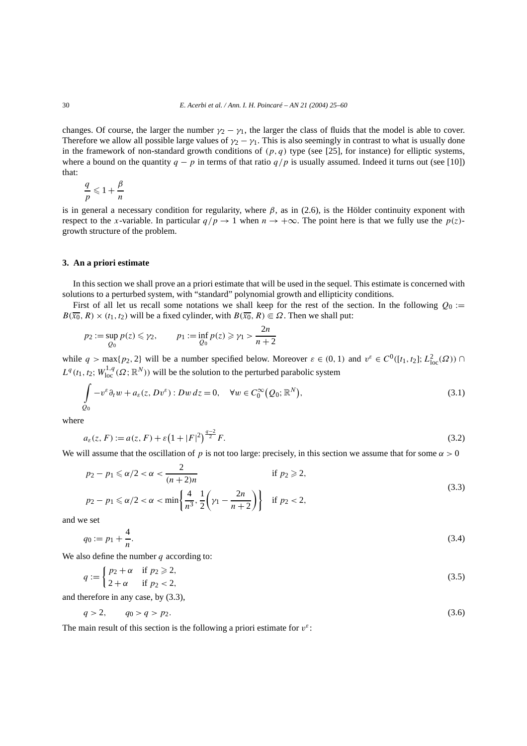changes. Of course, the larger the number $\gamma_2 - \gamma_1$, the larger the class of fluids that the model is able to cover. Therefore we allow all possible large values of $\gamma_2 - \gamma_1$. This is also seemingly in contrast to what is usually done in the framework of non-standard growth conditions of $(p, q)$ type (see [25], for instance) for elliptic systems, where a bound on the quantity $q - p$ in terms of that ratio $q/p$ is usually assumed. Indeed it turns out (see [10]) that:

$$\frac{q}{p} \leqslant 1 + \frac{\beta}{n}$$

is in general a necessary condition for regularity, where $\beta$, as in (2.6), is the Hölder continuity exponent with respect to the $x$-variable. In particular $q/p \to 1$ when $n \to +\infty$. The point here is that we fully use the $p(z)$-growth structure of the problem.

## 3. An a priori estimate

In this section we shall prove an a priori estimate that will be used in the sequel. This estimate is concerned with solutions to a perturbed system, with "standard" polynomial growth and ellipticity conditions.

First of all let us recall some notations we shall keep for the rest of the section. In the following $Q_0 := B(\overline{x_0}, R) \times (t_1, t_2)$ will be a fixed cylinder, with $B(\overline{x_0}, R) \Subset \Omega$. Then we shall put:

$$p_2 := \sup_{Q_0} p(z) \leqslant \gamma_2, \qquad p_1 := \inf_{Q_0} p(z) \geqslant \gamma_1 > \frac{2n}{n+2}$$

while $q > \max\{p_2, 2\}$ will be a number specified below. Moreover $\varepsilon \in (0,1)$ and $v^\varepsilon \in C^0([t_1, t_2]; L^2_{\mathrm{loc}}(\Omega)) \cap L^q(t_1, t_2; W^{1,q}_{\mathrm{loc}}(\Omega; \mathbb{R}^N))$ will be the solution to the perturbed parabolic system

$$\int_{Q_0} -v^\varepsilon \partial_t w + a_\varepsilon(z, Dv^\varepsilon) : Dw \, dz = 0, \quad \forall w \in C_0^\infty(Q_0; \mathbb{R}^N), \tag{3.1}$$

where

$$a_\varepsilon(z, F) := a(z, F) + \varepsilon\big(1 + |F|^2\big)^{\frac{q-2}{2}} F. \tag{3.2}$$

We will assume that the oscillation of $p$ is not too large: precisely, in this section we assume that for some $\alpha > 0$

$$\begin{aligned} &p_2 - p_1 \leqslant \alpha/2 < \alpha < \frac{2}{(n+2)n} && \text{if } p_2 \geqslant 2, \\ &p_2 - p_1 \leqslant \alpha/2 < \alpha < \min\left\{\frac{4}{n^3}, \frac{1}{2}\left(\gamma_1 - \frac{2n}{n+2}\right)\right\} && \text{if } p_2 < 2, \end{aligned} \tag{3.3}$$

and we set

$$q_0 := p_1 + \frac{4}{n}. \tag{3.4}$$

We also define the number $q$ according to:

$$q := \begin{cases} p_2 + \alpha & \text{if } p_2 \geqslant 2, \\ 2 + \alpha & \text{if } p_2 < 2, \end{cases} \tag{3.5}$$

and therefore in any case, by (3.3),

$$q > 2, \qquad q_0 > q > p_2. \tag{3.6}$$

The main result of this section is the following a priori estimate for $v^\varepsilon$: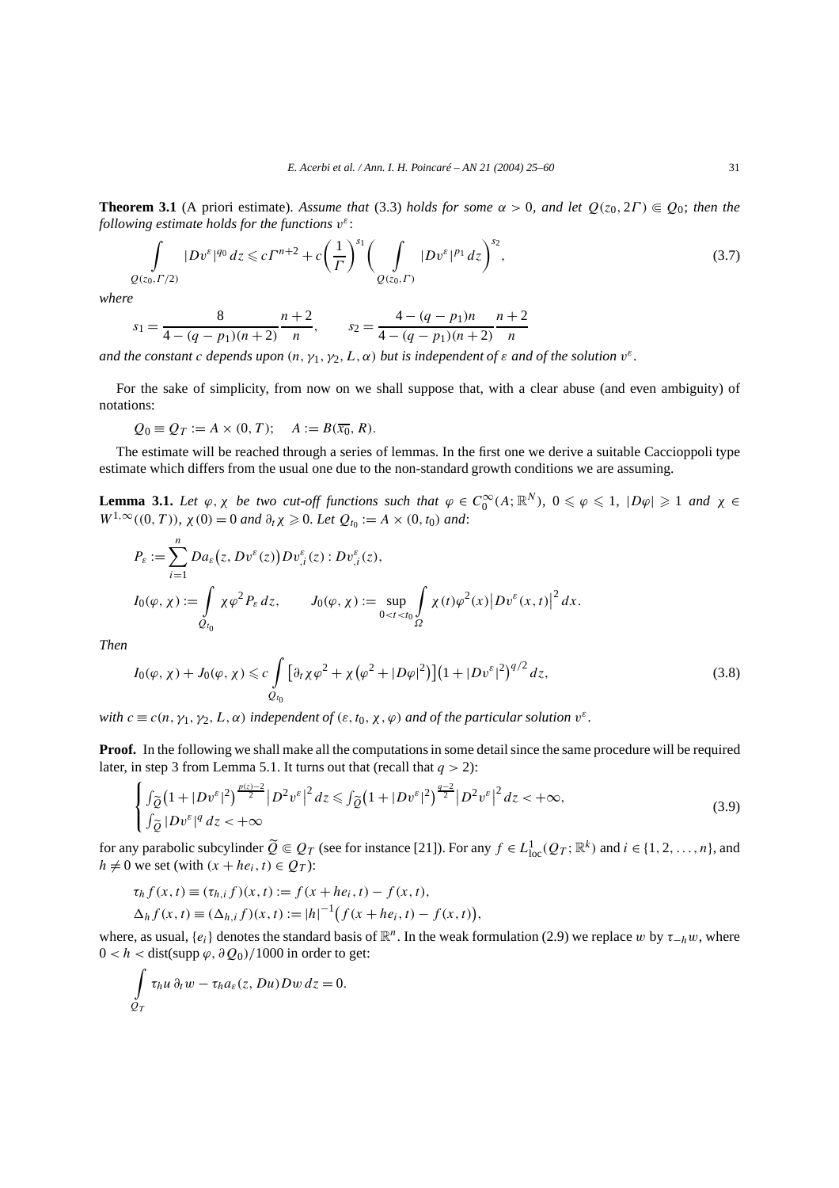**Theorem 3.1** (A priori estimate). *Assume that* (3.3) *holds for some $\alpha > 0$, and let $Q(z_0, 2\Gamma) \Subset Q_0$; then the following estimate holds for the functions $v^\varepsilon$:*

$$\int\limits_{Q(z_0,\Gamma/2)} |Dv^\varepsilon|^{q_0}\,dz \leqslant c\Gamma^{n+2} + c\left(\frac{1}{\Gamma}\right)^{s_1}\left(\int\limits_{Q(z_0,\Gamma)} |Dv^\varepsilon|^{p_1}\,dz\right)^{s_2}, \tag{3.7}$$

*where*

$$s_1 = \frac{8}{4-(q-p_1)(n+2)}\frac{n+2}{n}, \qquad s_2 = \frac{4-(q-p_1)n}{4-(q-p_1)(n+2)}\frac{n+2}{n}$$

*and the constant $c$ depends upon $(n, \gamma_1, \gamma_2, L, \alpha)$ but is independent of $\varepsilon$ and of the solution $v^\varepsilon$.*

For the sake of simplicity, from now on we shall suppose that, with a clear abuse (and even ambiguity) of notations:

$$Q_0 \equiv Q_T := A \times (0,T); \quad A := B(\overline{x_0}, R).$$

The estimate will be reached through a series of lemmas. In the first one we derive a suitable Caccioppoli type estimate which differs from the usual one due to the non-standard growth conditions we are assuming.

**Lemma 3.1.** *Let $\varphi, \chi$ be two cut-off functions such that $\varphi \in C_0^\infty(A;\mathbb{R}^N)$, $0 \leqslant \varphi \leqslant 1$, $|D\varphi| \geqslant 1$ and $\chi \in W^{1,\infty}((0,T))$, $\chi(0) = 0$ and $\partial_t\chi \geqslant 0$. Let $Q_{t_0} := A \times (0,t_0)$ and:*

$$P_\varepsilon := \sum_{i=1}^n Da_\varepsilon\big(z, Dv^\varepsilon(z)\big)Dv^\varepsilon_{,i}(z) : Dv^\varepsilon_{,i}(z),$$

$$I_0(\varphi,\chi) := \int\limits_{Q_{t_0}} \chi\varphi^2 P_\varepsilon\,dz, \qquad J_0(\varphi,\chi) := \sup_{0<t<t_0}\int\limits_\Omega \chi(t)\varphi^2(x)\big|Dv^\varepsilon(x,t)\big|^2\,dx.$$

*Then*

$$I_0(\varphi,\chi) + J_0(\varphi,\chi) \leqslant c\int\limits_{Q_{t_0}} \big[\partial_t\chi\varphi^2 + \chi\big(\varphi^2 + |D\varphi|^2\big)\big]\big(1+|Dv^\varepsilon|^2\big)^{q/2}\,dz, \tag{3.8}$$

*with $c \equiv c(n,\gamma_1,\gamma_2,L,\alpha)$ independent of $(\varepsilon, t_0, \chi, \varphi)$ and of the particular solution $v^\varepsilon$.*

**Proof.** In the following we shall make all the computations in some detail since the same procedure will be required later, in step 3 from Lemma 5.1. It turns out that (recall that $q > 2$):

$$\begin{cases} \int_{\widetilde{Q}}\big(1+|Dv^\varepsilon|^2\big)^{\frac{p(z)-2}{2}}\big|D^2v^\varepsilon\big|^2\,dz \leqslant \int_{\widetilde{Q}}\big(1+|Dv^\varepsilon|^2\big)^{\frac{q-2}{2}}\big|D^2v^\varepsilon\big|^2\,dz < +\infty, \\ \int_{\widetilde{Q}}|Dv^\varepsilon|^q\,dz < +\infty \end{cases} \tag{3.9}$$

for any parabolic subcylinder $\widetilde{Q} \Subset Q_T$ (see for instance [21]). For any $f \in L^1_{\mathrm{loc}}(Q_T;\mathbb{R}^k)$ and $i \in \{1,2,\ldots,n\}$, and $h \neq 0$ we set (with $(x+he_i,t) \in Q_T$):

$$\tau_h f(x,t) \equiv (\tau_{h,i}f)(x,t) := f(x+he_i,t) - f(x,t),$$

$$\Delta_h f(x,t) \equiv (\Delta_{h,i}f)(x,t) := |h|^{-1}\big(f(x+he_i,t) - f(x,t)\big),$$

where, as usual, $\{e_i\}$ denotes the standard basis of $\mathbb{R}^n$. In the weak formulation (2.9) we replace $w$ by $\tau_{-h}w$, where $0 < h < \mathrm{dist}(\operatorname{supp}\varphi, \partial Q_0)/1000$ in order to get:

$$\int\limits_{Q_T} \tau_h u\,\partial_t w - \tau_h a_\varepsilon(z,Du)Dw\,dz = 0.$$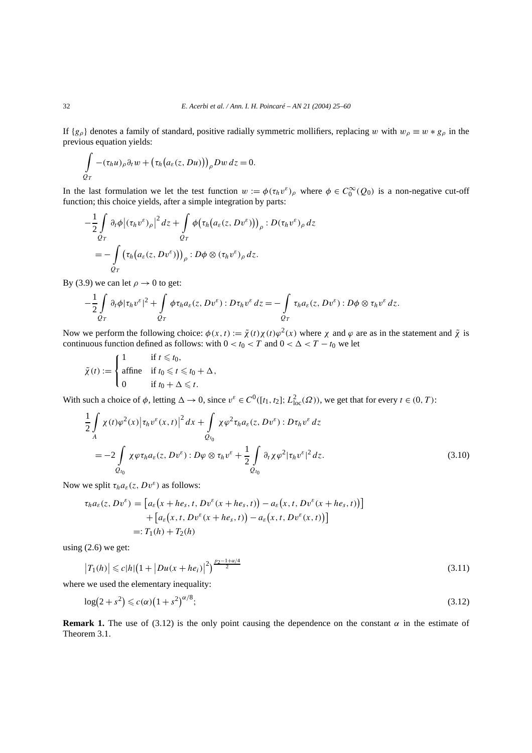If $\{g_\rho\}$ denotes a family of standard, positive radially symmetric mollifiers, replacing $w$ with $w_\rho \equiv w * g_\rho$ in the previous equation yields:

$$\int\limits_{Q_T} -(\tau_h u)_\rho \partial_t w + \big(\tau_h\big(a_\varepsilon(z, Du)\big)\big)_\rho Dw \, dz = 0.$$

In the last formulation we let the test function $w := \phi(\tau_h v^\varepsilon)_\rho$ where $\phi \in C_0^\infty(Q_0)$ is a non-negative cut-off function; this choice yields, after a simple integration by parts:

$$\begin{aligned}
&-\frac{1}{2}\int\limits_{Q_T} \partial_t \phi \big|(\tau_h v^\varepsilon)_\rho\big|^2 \, dz + \int\limits_{Q_T} \phi\big(\tau_h\big(a_\varepsilon(z, Dv^\varepsilon)\big)\big)_\rho : D(\tau_h v^\varepsilon)_\rho \, dz \\
&\quad = -\int\limits_{Q_T} \big(\tau_h\big(a_\varepsilon(z, Dv^\varepsilon)\big)\big)_\rho : D\phi \otimes (\tau_h v^\varepsilon)_\rho \, dz.
\end{aligned}$$

By (3.9) we can let $\rho \to 0$ to get:

$$-\frac{1}{2}\int\limits_{Q_T} \partial_t \phi |\tau_h v^\varepsilon|^2 + \int\limits_{Q_T} \phi \tau_h a_\varepsilon(z, Dv^\varepsilon) : D\tau_h v^\varepsilon \, dz = -\int\limits_{Q_T} \tau_h a_\varepsilon(z, Dv^\varepsilon) : D\phi \otimes \tau_h v^\varepsilon \, dz.$$

Now we perform the following choice: $\phi(x,t) := \tilde{\chi}(t)\chi(t)\varphi^2(x)$ where $\chi$ and $\varphi$ are as in the statement and $\tilde{\chi}$ is continuous function defined as follows: with $0 < t_0 < T$ and $0 < \Delta < T - t_0$ we let

$$\tilde{\chi}(t) := \begin{cases} 1 & \text{if } t \leqslant t_0, \\ \text{affine} & \text{if } t_0 \leqslant t \leqslant t_0 + \Delta, \\ 0 & \text{if } t_0 + \Delta \leqslant t. \end{cases}$$

With such a choice of $\phi$, letting $\Delta \to 0$, since $v^\varepsilon \in C^0([t_1, t_2]; L^2_{\mathrm{loc}}(\Omega))$, we get that for every $t \in (0, T)$:

$$\begin{aligned}
&\frac{1}{2}\int\limits_A \chi(t)\varphi^2(x)\big|\tau_h v^\varepsilon(x,t)\big|^2 \, dx + \int\limits_{Q_{t_0}} \chi\varphi^2 \tau_h a_\varepsilon(z, Dv^\varepsilon) : D\tau_h v^\varepsilon \, dz \\
&\quad = -2\int\limits_{Q_{t_0}} \chi\varphi\tau_h a_\varepsilon(z, Dv^\varepsilon) : D\varphi \otimes \tau_h v^\varepsilon + \frac{1}{2}\int\limits_{Q_{t_0}} \partial_t \chi \varphi^2 |\tau_h v^\varepsilon|^2 \, dz.
\end{aligned} \tag{3.10}$$

Now we split $\tau_h a_\varepsilon(z, Dv^\varepsilon)$ as follows:

$$\begin{aligned}
\tau_h a_\varepsilon(z, Dv^\varepsilon) &= \big[a_\varepsilon\big(x + he_s, t, Dv^\varepsilon(x + he_s, t)\big) - a_\varepsilon\big(x, t, Dv^\varepsilon(x + he_s, t)\big)\big] \\
&\quad + \big[a_\varepsilon\big(x, t, Dv^\varepsilon(x + he_s, t)\big) - a_\varepsilon\big(x, t, Dv^\varepsilon(x, t)\big)\big] \\
&=: T_1(h) + T_2(h)
\end{aligned}$$

using (2.6) we get:

$$\big|T_1(h)\big| \leqslant c|h|\big(1 + \big|Du(x + he_i)\big|^2\big)^{\frac{p_2 - 1 + \alpha/4}{2}} \tag{3.11}$$

where we used the elementary inequality:

$$\log\big(2 + s^2\big) \leqslant c(\alpha)\big(1 + s^2\big)^{\alpha/8}; \tag{3.12}$$

**Remark 1.** The use of (3.12) is the only point causing the dependence on the constant $\alpha$ in the estimate of Theorem 3.1.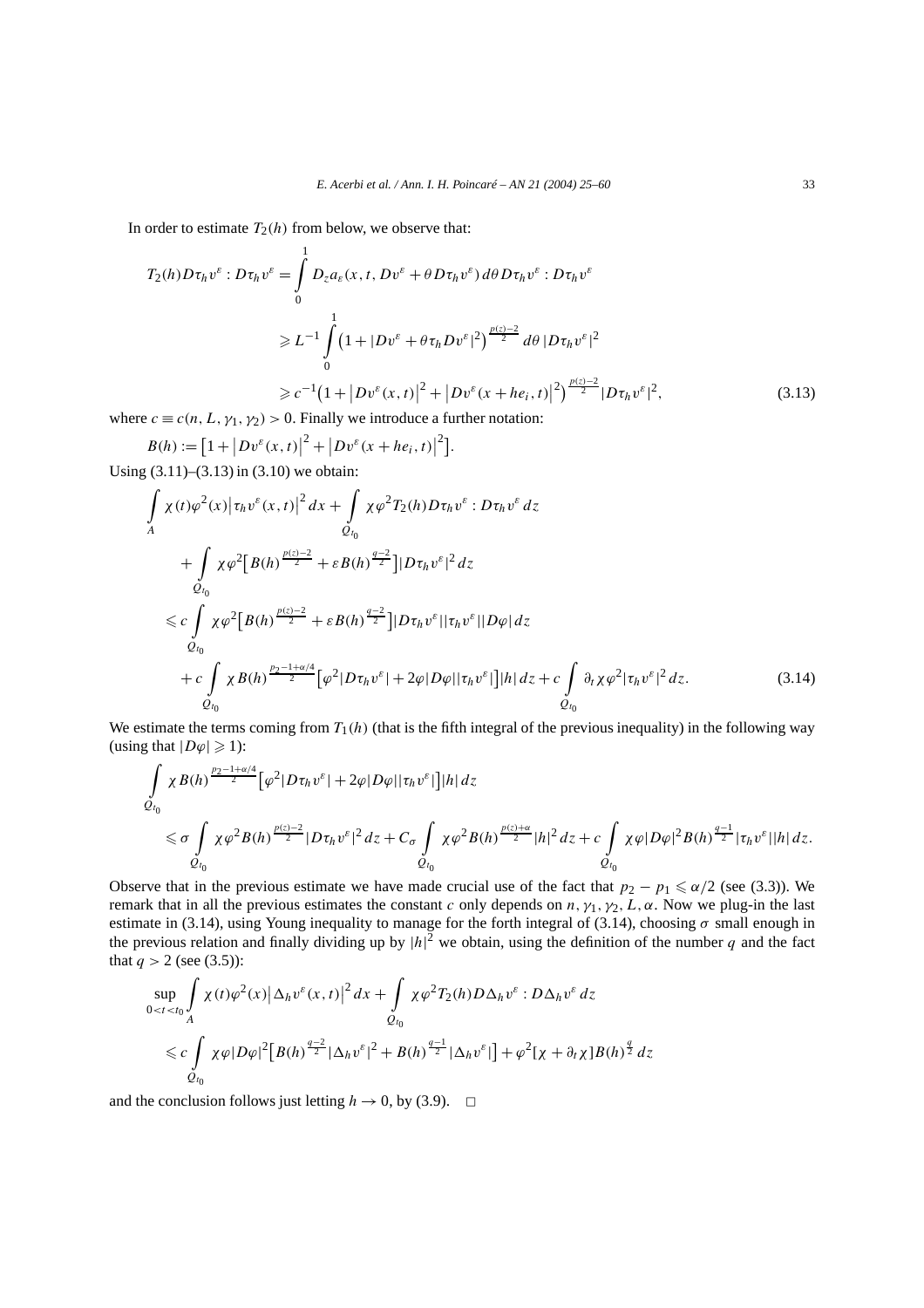In order to estimate $T_2(h)$ from below, we observe that:

$$
\begin{aligned}
T_2(h) D\tau_h v^\varepsilon : D\tau_h v^\varepsilon &= \int_0^1 D_z a_\varepsilon(x,t,Dv^\varepsilon + \theta D\tau_h v^\varepsilon)\, d\theta\, D\tau_h v^\varepsilon : D\tau_h v^\varepsilon \\
&\geqslant L^{-1} \int_0^1 \left(1 + |Dv^\varepsilon + \theta \tau_h Dv^\varepsilon|^2\right)^{\frac{p(z)-2}{2}} d\theta\, |D\tau_h v^\varepsilon|^2 \\
&\geqslant c^{-1}\left(1 + \left|Dv^\varepsilon(x,t)\right|^2 + \left|Dv^\varepsilon(x + he_i, t)\right|^2\right)^{\frac{p(z)-2}{2}} |D\tau_h v^\varepsilon|^2, \qquad (3.13)
\end{aligned}
$$

where $c \equiv c(n, L, \gamma_1, \gamma_2) > 0$. Finally we introduce a further notation:

$$
B(h) := \left[1 + \left|Dv^\varepsilon(x,t)\right|^2 + \left|Dv^\varepsilon(x + he_i, t)\right|^2\right].
$$

Using (3.11)–(3.13) in (3.10) we obtain:

$$
\begin{aligned}
&\int_A \chi(t)\varphi^2(x)\left|\tau_h v^\varepsilon(x,t)\right|^2 dx + \int_{Q_{t_0}} \chi\varphi^2 T_2(h) D\tau_h v^\varepsilon : D\tau_h v^\varepsilon\, dz \\
&\quad + \int_{Q_{t_0}} \chi\varphi^2\left[B(h)^{\frac{p(z)-2}{2}} + \varepsilon B(h)^{\frac{q-2}{2}}\right]|D\tau_h v^\varepsilon|^2\, dz \\
&\leqslant c \int_{Q_{t_0}} \chi\varphi^2\left[B(h)^{\frac{p(z)-2}{2}} + \varepsilon B(h)^{\frac{q-2}{2}}\right]|D\tau_h v^\varepsilon||\tau_h v^\varepsilon||D\varphi|\, dz \\
&\quad + c \int_{Q_{t_0}} \chi B(h)^{\frac{p_2 - 1 + \alpha/4}{2}}\left[\varphi^2|D\tau_h v^\varepsilon| + 2\varphi|D\varphi||\tau_h v^\varepsilon|\right]|h|\, dz + c\int_{Q_{t_0}} \partial_t\chi\varphi^2|\tau_h v^\varepsilon|^2\, dz. \qquad (3.14)
\end{aligned}
$$

We estimate the terms coming from $T_1(h)$ (that is the fifth integral of the previous inequality) in the following way (using that $|D\varphi| \geqslant 1$):

$$
\begin{aligned}
&\int_{Q_{t_0}} \chi B(h)^{\frac{p_2-1+\alpha/4}{2}}\left[\varphi^2|D\tau_h v^\varepsilon| + 2\varphi|D\varphi||\tau_h v^\varepsilon|\right]|h|\, dz \\
&\leqslant \sigma \int_{Q_{t_0}} \chi\varphi^2 B(h)^{\frac{p(z)-2}{2}}|D\tau_h v^\varepsilon|^2\, dz + C_\sigma \int_{Q_{t_0}} \chi\varphi^2 B(h)^{\frac{p(z)+\alpha}{2}}|h|^2\, dz + c\int_{Q_{t_0}} \chi\varphi|D\varphi|^2 B(h)^{\frac{q-1}{2}}|\tau_h v^\varepsilon||h|\, dz.
\end{aligned}
$$

Observe that in the previous estimate we have made crucial use of the fact that $p_2 - p_1 \leqslant \alpha/2$ (see (3.3)). We remark that in all the previous estimates the constant $c$ only depends on $n, \gamma_1, \gamma_2, L, \alpha$. Now we plug-in the last estimate in (3.14), using Young inequality to manage for the forth integral of (3.14), choosing $\sigma$ small enough in the previous relation and finally dividing up by $|h|^2$ we obtain, using the definition of the number $q$ and the fact that $q > 2$ (see (3.5)):

$$
\begin{aligned}
&\sup_{0<t<t_0} \int_A \chi(t)\varphi^2(x)\left|\Delta_h v^\varepsilon(x,t)\right|^2 dx + \int_{Q_{t_0}} \chi\varphi^2 T_2(h) D\Delta_h v^\varepsilon : D\Delta_h v^\varepsilon\, dz \\
&\leqslant c\int_{Q_{t_0}} \chi\varphi|D\varphi|^2\left[B(h)^{\frac{q-2}{2}}|\Delta_h v^\varepsilon|^2 + B(h)^{\frac{q-1}{2}}|\Delta_h v^\varepsilon|\right] + \varphi^2[\chi + \partial_t\chi]B(h)^{\frac{q}{2}}\, dz
\end{aligned}
$$

and the conclusion follows just letting $h \to 0$, by (3.9). $\square$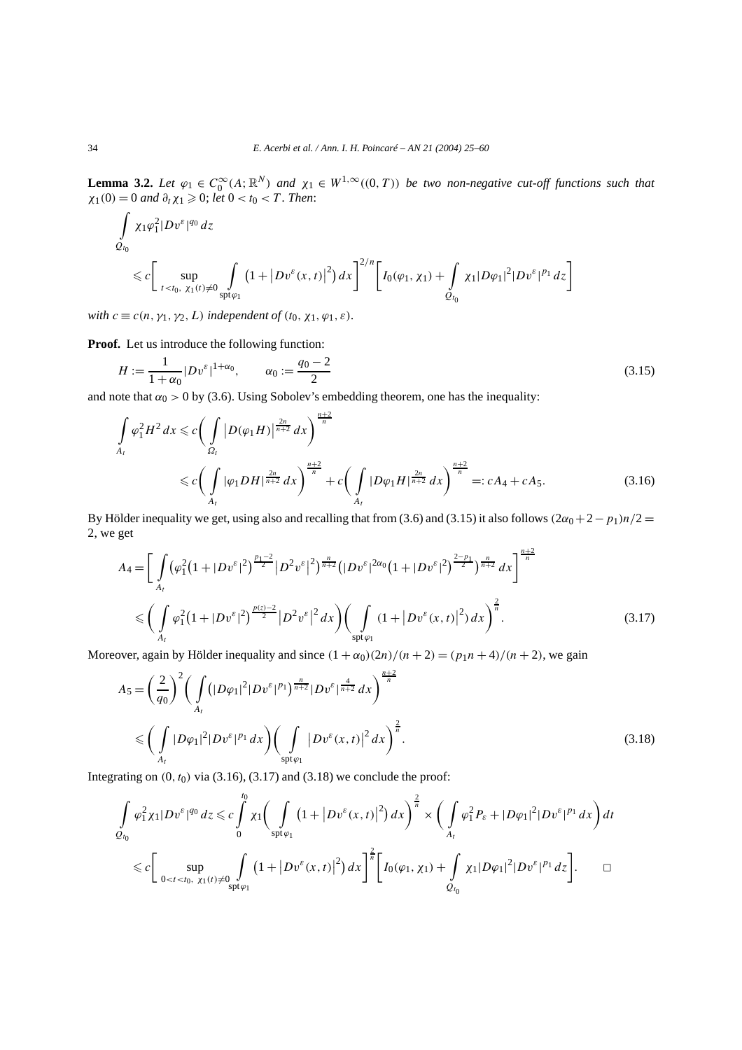**Lemma 3.2.** *Let $\varphi_1 \in C_0^\infty(A;\mathbb{R}^N)$ and $\chi_1 \in W^{1,\infty}((0,T))$ be two non-negative cut-off functions such that $\chi_1(0)=0$ and $\partial_t \chi_1 \geqslant 0$; let $0<t_0<T$. Then*:

$$
\int\limits_{Q_{t_0}} \chi_1 \varphi_1^2 |Dv^\varepsilon|^{q_0}\,dz
\leqslant c\bigg[\sup_{t<t_0,\ \chi_1(t)\neq 0} \int\limits_{\operatorname{spt}\varphi_1} \big(1+\big|Dv^\varepsilon(x,t)\big|^2\big)\,dx\bigg]^{2/n}\bigg[I_0(\varphi_1,\chi_1)+\int\limits_{Q_{t_0}} \chi_1 |D\varphi_1|^2 |Dv^\varepsilon|^{p_1}\,dz\bigg]
$$

*with $c \equiv c(n,\gamma_1,\gamma_2,L)$ independent of $(t_0,\chi_1,\varphi_1,\varepsilon)$.*

**Proof.** Let us introduce the following function:

$$
H := \frac{1}{1+\alpha_0}|Dv^\varepsilon|^{1+\alpha_0}, \qquad \alpha_0 := \frac{q_0-2}{2} \tag{3.15}
$$

and note that $\alpha_0>0$ by (3.6). Using Sobolev's embedding theorem, one has the inequality:

$$
\begin{aligned}
\int\limits_{A_t} \varphi_1^2 H^2\,dx &\leqslant c\bigg(\int\limits_{\Omega_t} \big|D(\varphi_1 H)\big|^{\frac{2n}{n+2}}\,dx\bigg)^{\frac{n+2}{n}} \\
&\leqslant c\bigg(\int\limits_{A_t} |\varphi_1 DH|^{\frac{2n}{n+2}}\,dx\bigg)^{\frac{n+2}{n}} + c\bigg(\int\limits_{A_t} |D\varphi_1 H|^{\frac{2n}{n+2}}\,dx\bigg)^{\frac{n+2}{n}} =: cA_4 + cA_5.
\end{aligned} \tag{3.16}
$$

By Hölder inequality we get, using also and recalling that from (3.6) and (3.15) it also follows $(2\alpha_0+2-p_1)n/2=2$, we get

$$
\begin{aligned}
A_4 &= \bigg[\int\limits_{A_t} \big(\varphi_1^2\big(1+|Dv^\varepsilon|^2\big)^{\frac{p_1-2}{2}}\big|D^2v^\varepsilon\big|^2\big)^{\frac{n}{n+2}}\big(|Dv^\varepsilon|^{2\alpha_0}\big(1+|Dv^\varepsilon|^2\big)^{\frac{2-p_1}{2}}\big)^{\frac{n}{n+2}}\,dx\bigg]^{\frac{n+2}{n}} \\
&\leqslant \bigg(\int\limits_{A_t} \varphi_1^2\big(1+|Dv^\varepsilon|^2\big)^{\frac{p(z)-2}{2}}\big|D^2v^\varepsilon\big|^2\,dx\bigg)\bigg(\int\limits_{\operatorname{spt}\varphi_1} \big(1+\big|Dv^\varepsilon(x,t)\big|^2\big)\,dx\bigg)^{\frac{2}{n}}.
\end{aligned} \tag{3.17}
$$

Moreover, again by Hölder inequality and since $(1+\alpha_0)(2n)/(n+2)=(p_1n+4)/(n+2)$, we gain

$$
\begin{aligned}
A_5 &= \bigg(\frac{2}{q_0}\bigg)^2\bigg(\int\limits_{A_t} \big(|D\varphi_1|^2|Dv^\varepsilon|^{p_1}\big)^{\frac{n}{n+2}}|Dv^\varepsilon|^{\frac{4}{n+2}}\,dx\bigg)^{\frac{n+2}{n}} \\
&\leqslant \bigg(\int\limits_{A_t} |D\varphi_1|^2|Dv^\varepsilon|^{p_1}\,dx\bigg)\bigg(\int\limits_{\operatorname{spt}\varphi_1} \big|Dv^\varepsilon(x,t)\big|^2\,dx\bigg)^{\frac{2}{n}}.
\end{aligned} \tag{3.18}
$$

Integrating on $(0,t_0)$ via (3.16), (3.17) and (3.18) we conclude the proof:

$$
\begin{aligned}
\int\limits_{Q_{t_0}} \varphi_1^2\chi_1|Dv^\varepsilon|^{q_0}\,dz &\leqslant c\int\limits_0^{t_0} \chi_1\bigg(\int\limits_{\operatorname{spt}\varphi_1} \big(1+\big|Dv^\varepsilon(x,t)\big|^2\big)\,dx\bigg)^{\frac{2}{n}} \times \bigg(\int\limits_{A_t} \varphi_1^2 P_\varepsilon + |D\varphi_1|^2|Dv^\varepsilon|^{p_1}\,dx\bigg)\,dt \\
&\leqslant c\bigg[\sup_{0<t<t_0,\ \chi_1(t)\neq 0} \int\limits_{\operatorname{spt}\varphi_1} \big(1+\big|Dv^\varepsilon(x,t)\big|^2\big)\,dx\bigg]^{\frac{2}{n}}\bigg[I_0(\varphi_1,\chi_1)+\int\limits_{Q_{t_0}} \chi_1|D\varphi_1|^2|Dv^\varepsilon|^{p_1}\,dz\bigg]. \qquad \square
\end{aligned}
$$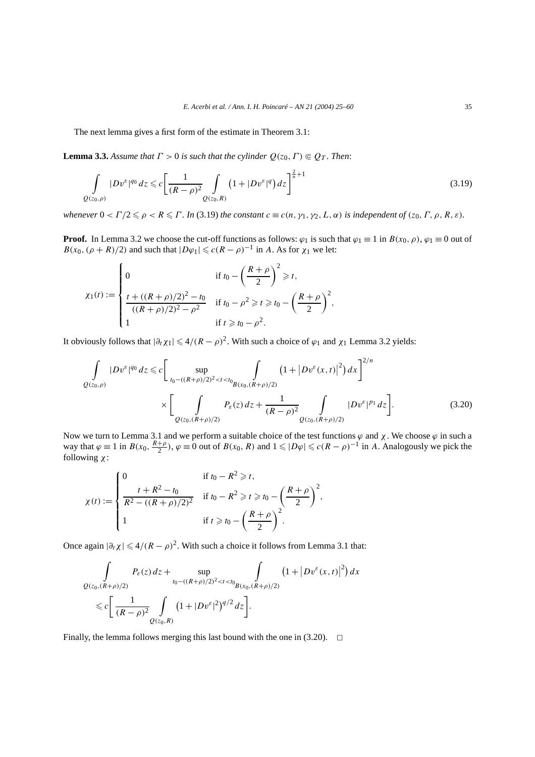The next lemma gives a first form of the estimate in Theorem 3.1:

**Lemma 3.3.** *Assume that $\Gamma > 0$ is such that the cylinder $Q(z_0, \Gamma) \Subset Q_T$. Then*:

$$\int_{Q(z_0,\rho)} |Dv^\varepsilon|^{q_0}\, dz \leqslant c\left[\frac{1}{(R-\rho)^2}\int_{Q(z_0,R)} \left(1+|Dv^\varepsilon|^q\right) dz\right]^{\frac{2}{n}+1} \tag{3.19}$$

*whenever $0 < \Gamma/2 \leqslant \rho < R \leqslant \Gamma$. In* (3.19) *the constant $c \equiv c(n, \gamma_1, \gamma_2, L, \alpha)$ is independent of $(z_0, \Gamma, \rho, R, \varepsilon)$.*

**Proof.** In Lemma 3.2 we choose the cut-off functions as follows: $\varphi_1$ is such that $\varphi_1 \equiv 1$ in $B(x_0, \rho)$, $\varphi_1 \equiv 0$ out of $B(x_0, (\rho + R)/2)$ and such that $|D\varphi_1| \leqslant c(R-\rho)^{-1}$ in $A$. As for $\chi_1$ we let:

$$\chi_1(t) := \begin{cases} 0 & \text{if } t_0 - \left(\dfrac{R+\rho}{2}\right)^2 \geqslant t, \\ \dfrac{t + ((R+\rho)/2)^2 - t_0}{((R+\rho)/2)^2 - \rho^2} & \text{if } t_0 - \rho^2 \geqslant t \geqslant t_0 - \left(\dfrac{R+\rho}{2}\right)^2, \\ 1 & \text{if } t \geqslant t_0 - \rho^2. \end{cases}$$

It obviously follows that $|\partial_t \chi_1| \leqslant 4/(R-\rho)^2$. With such a choice of $\varphi_1$ and $\chi_1$ Lemma 3.2 yields:

$$\begin{aligned}
\int_{Q(z_0,\rho)} |Dv^\varepsilon|^{q_0}\, dz &\leqslant c\left[\sup_{t_0-((R+\rho)/2)^2<t<t_0} \int_{B(x_0,(R+\rho)/2)} \left(1+\left|Dv^\varepsilon(x,t)\right|^2\right) dx\right]^{2/n} \\
&\quad \times \left[\int_{Q(z_0,(R+\rho)/2)} P_\varepsilon(z)\, dz + \frac{1}{(R-\rho)^2}\int_{Q(z_0,(R+\rho)/2)} |Dv^\varepsilon|^{p_1}\, dz\right].
\end{aligned} \tag{3.20}$$

Now we turn to Lemma 3.1 and we perform a suitable choice of the test functions $\varphi$ and $\chi$. We choose $\varphi$ in such a way that $\varphi \equiv 1$ in $B(x_0, \frac{R+\rho}{2})$, $\varphi \equiv 0$ out of $B(x_0, R)$ and $1 \leqslant |D\varphi| \leqslant c(R-\rho)^{-1}$ in $A$. Analogously we pick the following $\chi$:

$$\chi(t) := \begin{cases} 0 & \text{if } t_0 - R^2 \geqslant t, \\ \dfrac{t + R^2 - t_0}{R^2 - ((R+\rho)/2)^2} & \text{if } t_0 - R^2 \geqslant t \geqslant t_0 - \left(\dfrac{R+\rho}{2}\right)^2, \\ 1 & \text{if } t \geqslant t_0 - \left(\dfrac{R+\rho}{2}\right)^2. \end{cases}$$

Once again $|\partial_t \chi| \leqslant 4/(R-\rho)^2$. With such a choice it follows from Lemma 3.1 that:

$$\begin{aligned}
&\int_{Q(z_0,(R+\rho)/2)} P_\varepsilon(z)\, dz + \sup_{t_0-((R+\rho)/2)^2<t<t_0} \int_{B(x_0,(R+\rho)/2)} \left(1+\left|Dv^\varepsilon(x,t)\right|^2\right) dx \\
&\quad \leqslant c\left[\frac{1}{(R-\rho)^2}\int_{Q(z_0,R)} \left(1+|Dv^\varepsilon|^2\right)^{q/2} dz\right].
\end{aligned}$$

Finally, the lemma follows merging this last bound with the one in (3.20). $\square$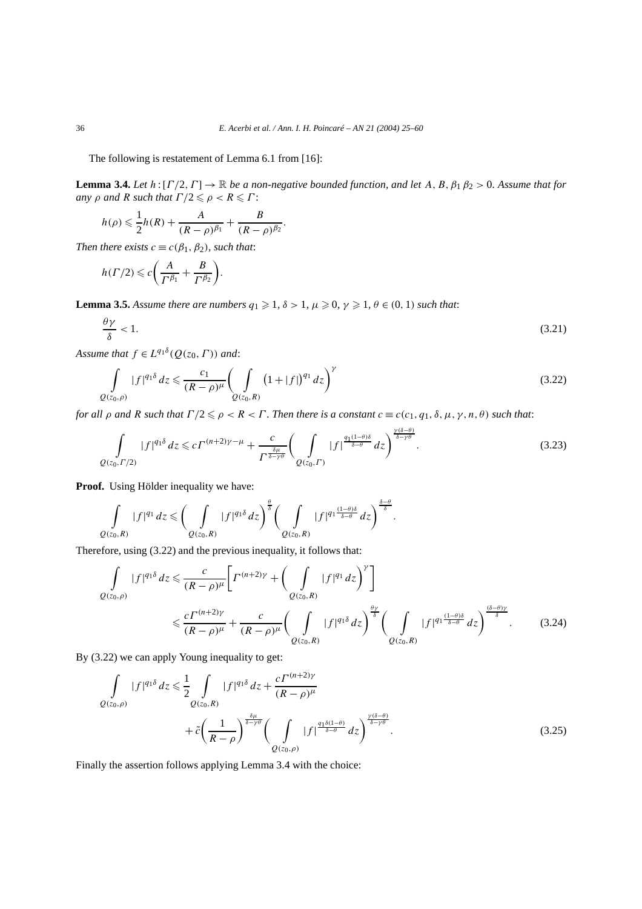The following is restatement of Lemma 6.1 from [16]:

**Lemma 3.4.** *Let $h : [\Gamma/2, \Gamma] \to \mathbb{R}$ be a non-negative bounded function, and let $A$, $B$, $\beta_1\, \beta_2 > 0$. Assume that for any $\rho$ and $R$ such that $\Gamma/2 \leqslant \rho < R \leqslant \Gamma$:*

$$h(\rho) \leqslant \frac{1}{2} h(R) + \frac{A}{(R-\rho)^{\beta_1}} + \frac{B}{(R-\rho)^{\beta_2}}.$$

*Then there exists $c \equiv c(\beta_1, \beta_2)$, such that:*

$$h(\Gamma/2) \leqslant c\left(\frac{A}{\Gamma^{\beta_1}} + \frac{B}{\Gamma^{\beta_2}}\right).$$

**Lemma 3.5.** *Assume there are numbers $q_1 \geqslant 1$, $\delta > 1$, $\mu \geqslant 0$, $\gamma \geqslant 1$, $\theta \in (0,1)$ such that:*

$$\frac{\theta\gamma}{\delta} < 1. \tag{3.21}$$

*Assume that $f \in L^{q_1\delta}(Q(z_0, \Gamma))$ and:*

$$\int\limits_{Q(z_0,\rho)} |f|^{q_1\delta}\, dz \leqslant \frac{c_1}{(R-\rho)^{\mu}} \Bigg( \int\limits_{Q(z_0,R)} \big(1+|f|\big)^{q_1}\, dz \Bigg)^{\gamma} \tag{3.22}$$

*for all $\rho$ and $R$ such that $\Gamma/2 \leqslant \rho < R < \Gamma$. Then there is a constant $c \equiv c(c_1, q_1, \delta, \mu, \gamma, n, \theta)$ such that:*

$$\int\limits_{Q(z_0,\Gamma/2)} |f|^{q_1\delta}\, dz \leqslant c\Gamma^{(n+2)\gamma-\mu} + \frac{c}{\Gamma^{\frac{\delta\mu}{\delta-\gamma\theta}}} \Bigg( \int\limits_{Q(z_0,\Gamma)} |f|^{\frac{q_1(1-\theta)\delta}{\delta-\theta}}\, dz \Bigg)^{\frac{\gamma(\delta-\theta)}{\delta-\gamma\theta}}. \tag{3.23}$$

**Proof.** Using Hölder inequality we have:

$$\int\limits_{Q(z_0,R)} |f|^{q_1}\, dz \leqslant \Bigg( \int\limits_{Q(z_0,R)} |f|^{q_1\delta}\, dz \Bigg)^{\frac{\theta}{\delta}} \Bigg( \int\limits_{Q(z_0,R)} |f|^{q_1\frac{(1-\theta)\delta}{\delta-\theta}}\, dz \Bigg)^{\frac{\delta-\theta}{\delta}}.$$

Therefore, using (3.22) and the previous inequality, it follows that:

$$\begin{aligned}
\int\limits_{Q(z_0,\rho)} |f|^{q_1\delta}\, dz &\leqslant \frac{c}{(R-\rho)^{\mu}} \Bigg[ \Gamma^{(n+2)\gamma} + \Bigg( \int\limits_{Q(z_0,R)} |f|^{q_1}\, dz \Bigg)^{\gamma} \Bigg] \\
&\leqslant \frac{c\Gamma^{(n+2)\gamma}}{(R-\rho)^{\mu}} + \frac{c}{(R-\rho)^{\mu}} \Bigg( \int\limits_{Q(z_0,R)} |f|^{q_1\delta}\, dz \Bigg)^{\frac{\theta\gamma}{\delta}} \Bigg( \int\limits_{Q(z_0,R)} |f|^{q_1\frac{(1-\theta)\delta}{\delta-\theta}}\, dz \Bigg)^{\frac{(\delta-\theta)\gamma}{\delta}}.
\end{aligned} \tag{3.24}$$

By (3.22) we can apply Young inequality to get:

$$\begin{aligned}
\int\limits_{Q(z_0,\rho)} |f|^{q_1\delta}\, dz &\leqslant \frac{1}{2} \int\limits_{Q(z_0,R)} |f|^{q_1\delta}\, dz + \frac{c\Gamma^{(n+2)\gamma}}{(R-\rho)^{\mu}} \\
&\quad + \tilde{c} \left( \frac{1}{R-\rho} \right)^{\frac{\delta\mu}{\delta-\gamma\theta}} \Bigg( \int\limits_{Q(z_0,\rho)} |f|^{\frac{q_1\delta(1-\theta)}{\delta-\theta}}\, dz \Bigg)^{\frac{\gamma(\delta-\theta)}{\delta-\gamma\theta}}.
\end{aligned} \tag{3.25}$$

Finally the assertion follows applying Lemma 3.4 with the choice: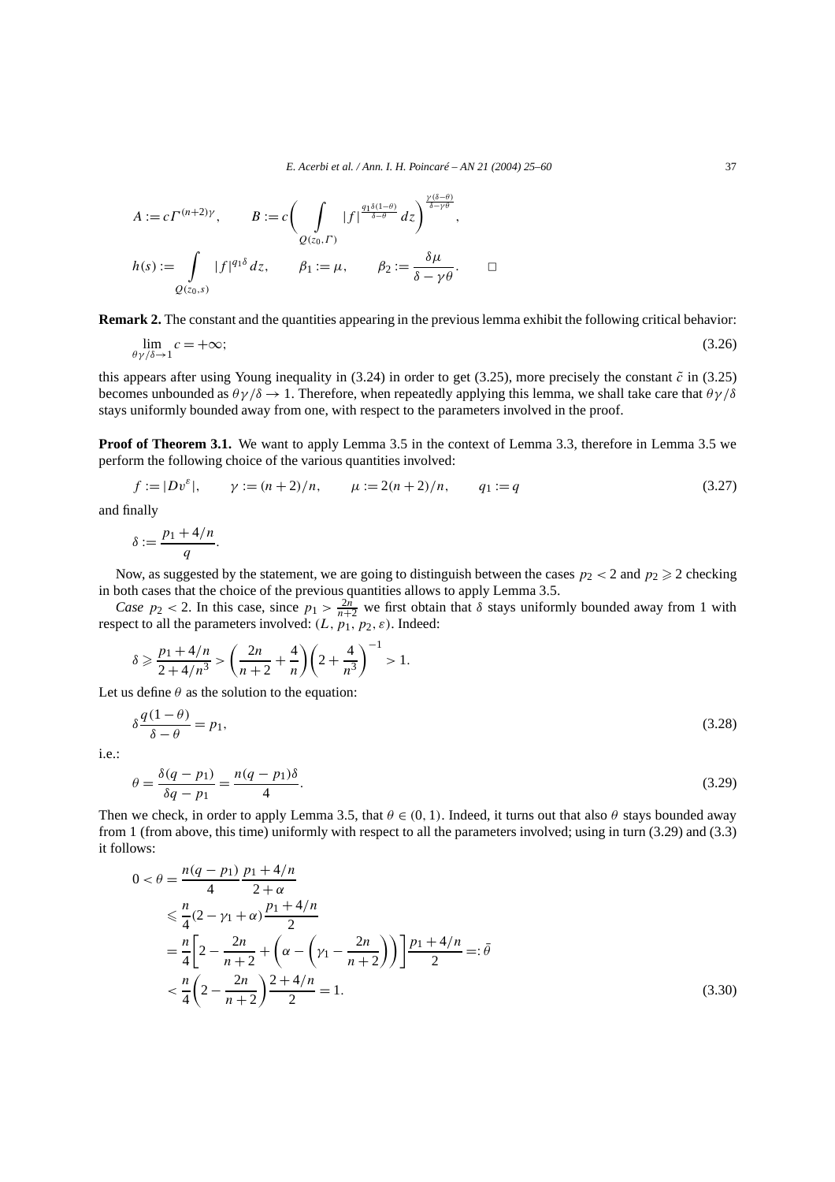$$A := c\Gamma^{(n+2)\gamma}, \qquad B := c\Bigg( \int\limits_{Q(z_0,\Gamma)} |f|^{\frac{q_1\delta(1-\theta)}{\delta-\theta}}\,dz \Bigg)^{\frac{\gamma(\delta-\theta)}{\delta-\gamma\theta}},$$

$$h(s) := \int\limits_{Q(z_0,s)} |f|^{q_1\delta}\,dz, \qquad \beta_1 := \mu, \qquad \beta_2 := \frac{\delta\mu}{\delta-\gamma\theta}. \qquad \square$$

**Remark 2.** The constant and the quantities appearing in the previous lemma exhibit the following critical behavior:

$$\lim_{\theta\gamma/\delta\to 1} c = +\infty; \tag{3.26}$$

this appears after using Young inequality in (3.24) in order to get (3.25), more precisely the constant $\tilde{c}$ in (3.25) becomes unbounded as $\theta\gamma/\delta \to 1$. Therefore, when repeatedly applying this lemma, we shall take care that $\theta\gamma/\delta$ stays uniformly bounded away from one, with respect to the parameters involved in the proof.

**Proof of Theorem 3.1.** We want to apply Lemma 3.5 in the context of Lemma 3.3, therefore in Lemma 3.5 we perform the following choice of the various quantities involved:

$$f := |Dv^{\varepsilon}|, \qquad \gamma := (n+2)/n, \qquad \mu := 2(n+2)/n, \qquad q_1 := q \tag{3.27}$$

and finally

$$\delta := \frac{p_1 + 4/n}{q}.$$

Now, as suggested by the statement, we are going to distinguish between the cases $p_2 < 2$ and $p_2 \geqslant 2$ checking in both cases that the choice of the previous quantities allows to apply Lemma 3.5.

*Case* $p_2 < 2$. In this case, since $p_1 > \frac{2n}{n+2}$ we first obtain that $\delta$ stays uniformly bounded away from 1 with respect to all the parameters involved: $(L, p_1, p_2, \varepsilon)$. Indeed:

$$\delta \geqslant \frac{p_1 + 4/n}{2 + 4/n^3} > \left(\frac{2n}{n+2} + \frac{4}{n}\right)\left(2 + \frac{4}{n^3}\right)^{-1} > 1.$$

Let us define $\theta$ as the solution to the equation:

$$\delta\frac{q(1-\theta)}{\delta-\theta} = p_1, \tag{3.28}$$

i.e.:

$$\theta = \frac{\delta(q-p_1)}{\delta q - p_1} = \frac{n(q-p_1)\delta}{4}. \tag{3.29}$$

Then we check, in order to apply Lemma 3.5, that $\theta \in (0,1)$. Indeed, it turns out that also $\theta$ stays bounded away from 1 (from above, this time) uniformly with respect to all the parameters involved; using in turn (3.29) and (3.3) it follows:

$$\begin{aligned}
0 < \theta &= \frac{n(q-p_1)}{4}\frac{p_1 + 4/n}{2+\alpha} \\
&\leqslant \frac{n}{4}(2 - \gamma_1 + \alpha)\frac{p_1 + 4/n}{2} \\
&= \frac{n}{4}\left[2 - \frac{2n}{n+2} + \left(\alpha - \left(\gamma_1 - \frac{2n}{n+2}\right)\right)\right]\frac{p_1 + 4/n}{2} =: \bar{\theta} \\
&< \frac{n}{4}\left(2 - \frac{2n}{n+2}\right)\frac{2 + 4/n}{2} = 1.
\end{aligned} \tag{3.30}$$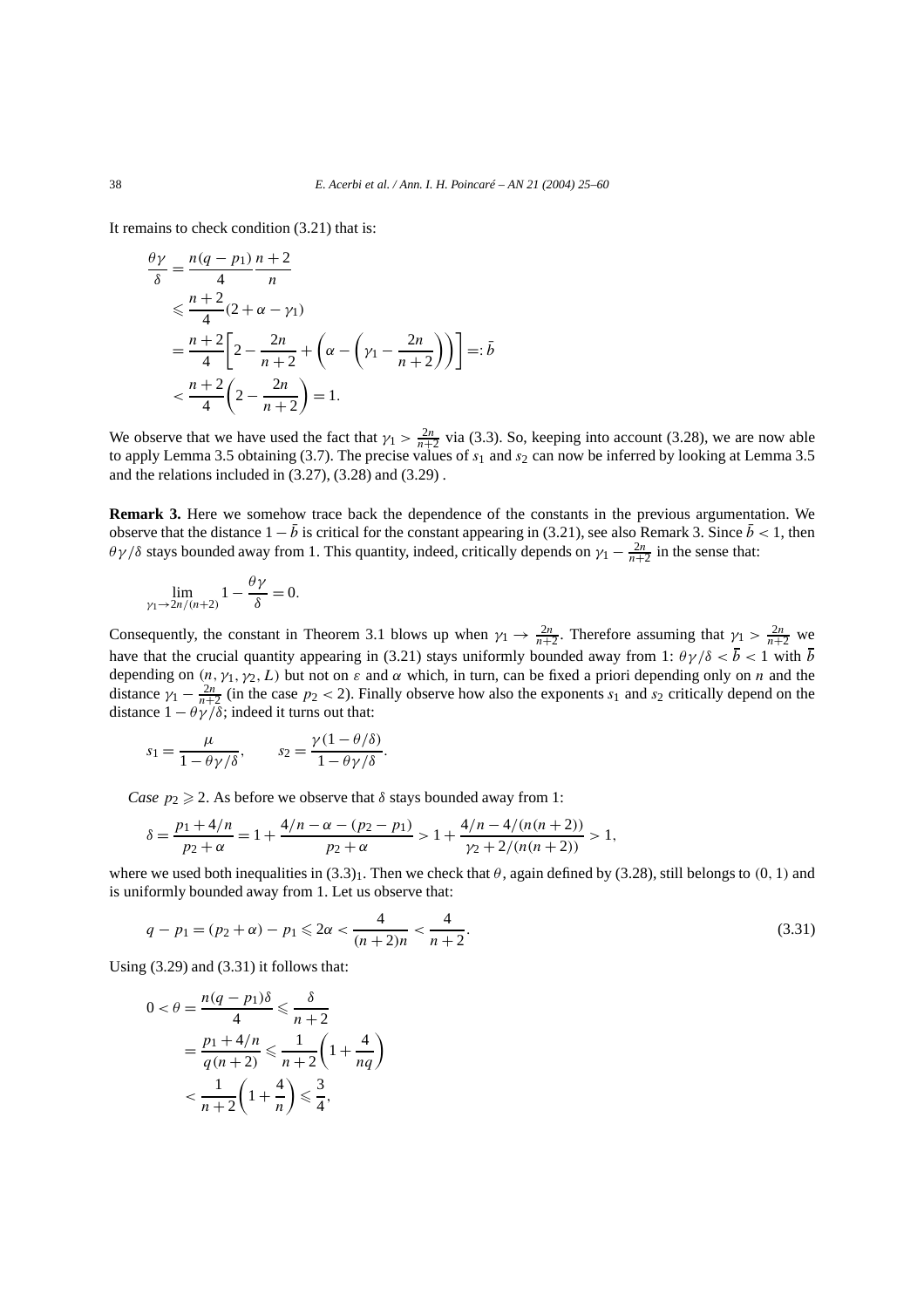It remains to check condition (3.21) that is:

$$
\begin{aligned}
\frac{\theta\gamma}{\delta} &= \frac{n(q-p_1)}{4}\frac{n+2}{n} \\
&\leqslant \frac{n+2}{4}(2+\alpha-\gamma_1) \\
&= \frac{n+2}{4}\left[2-\frac{2n}{n+2}+\left(\alpha-\left(\gamma_1-\frac{2n}{n+2}\right)\right)\right] =: \bar{b} \\
&< \frac{n+2}{4}\left(2-\frac{2n}{n+2}\right) = 1.
\end{aligned}
$$

We observe that we have used the fact that $\gamma_1 > \frac{2n}{n+2}$ via (3.3). So, keeping into account (3.28), we are now able to apply Lemma 3.5 obtaining (3.7). The precise values of $s_1$ and $s_2$ can now be inferred by looking at Lemma 3.5 and the relations included in (3.27), (3.28) and (3.29) .

**Remark 3.** Here we somehow trace back the dependence of the constants in the previous argumentation. We observe that the distance $1-\bar{b}$ is critical for the constant appearing in (3.21), see also Remark 3. Since $\bar{b} < 1$, then $\theta\gamma/\delta$ stays bounded away from 1. This quantity, indeed, critically depends on $\gamma_1 - \frac{2n}{n+2}$ in the sense that:

$$
\lim_{\gamma_1 \to 2n/(n+2)} 1 - \frac{\theta\gamma}{\delta} = 0.
$$

Consequently, the constant in Theorem 3.1 blows up when $\gamma_1 \to \frac{2n}{n+2}$. Therefore assuming that $\gamma_1 > \frac{2n}{n+2}$ we have that the crucial quantity appearing in (3.21) stays uniformly bounded away from 1: $\theta\gamma/\delta < \bar{b} < 1$ with $\bar{b}$ depending on $(n, \gamma_1, \gamma_2, L)$ but not on $\varepsilon$ and $\alpha$ which, in turn, can be fixed a priori depending only on $n$ and the distance $\gamma_1 - \frac{2n}{n+2}$ (in the case $p_2 < 2$). Finally observe how also the exponents $s_1$ and $s_2$ critically depend on the distance $1 - \theta\gamma/\delta$; indeed it turns out that:

$$
s_1 = \frac{\mu}{1-\theta\gamma/\delta}, \qquad s_2 = \frac{\gamma(1-\theta/\delta)}{1-\theta\gamma/\delta}.
$$

*Case* $p_2 \geqslant 2$. As before we observe that $\delta$ stays bounded away from 1:

$$
\delta = \frac{p_1 + 4/n}{p_2+\alpha} = 1 + \frac{4/n - \alpha - (p_2-p_1)}{p_2+\alpha} > 1 + \frac{4/n - 4/(n(n+2))}{\gamma_2 + 2/(n(n+2))} > 1,
$$

where we used both inequalities in $(3.3)_1$. Then we check that $\theta$, again defined by (3.28), still belongs to $(0,1)$ and is uniformly bounded away from 1. Let us observe that:

$$
q - p_1 = (p_2+\alpha) - p_1 \leqslant 2\alpha < \frac{4}{(n+2)n} < \frac{4}{n+2}. \tag{3.31}
$$

Using (3.29) and (3.31) it follows that:

$$
\begin{aligned}
0 < \theta &= \frac{n(q-p_1)\delta}{4} \leqslant \frac{\delta}{n+2} \\
&= \frac{p_1 + 4/n}{q(n+2)} \leqslant \frac{1}{n+2}\left(1+\frac{4}{nq}\right) \\
&< \frac{1}{n+2}\left(1+\frac{4}{n}\right) \leqslant \frac{3}{4},
\end{aligned}
$$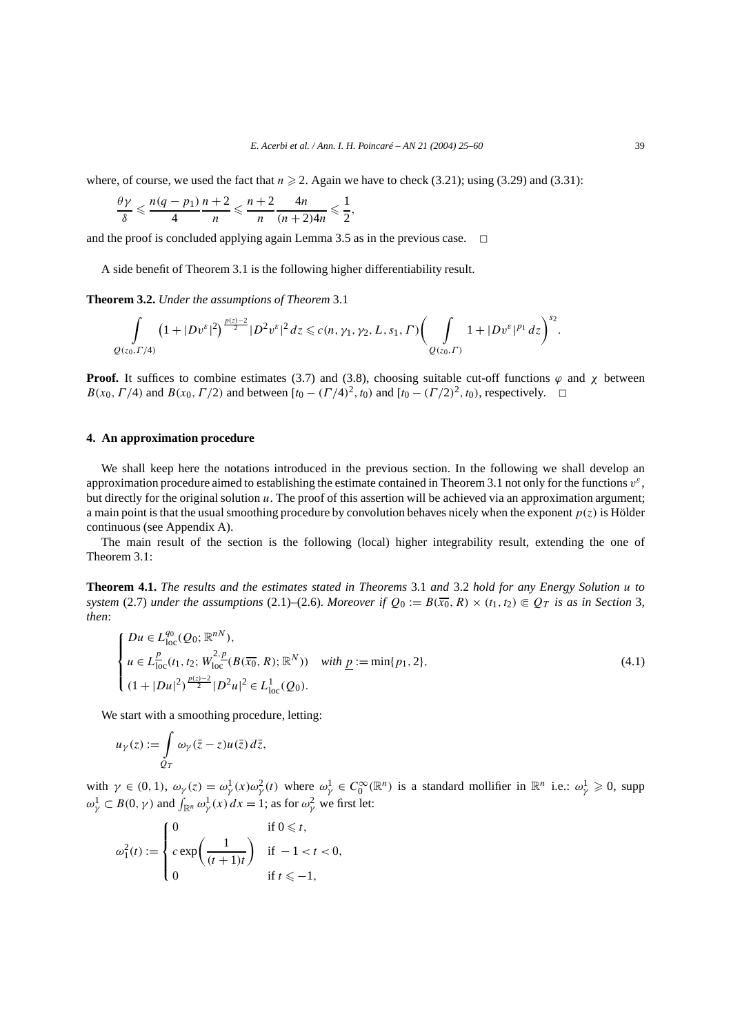where, of course, we used the fact that $n \geqslant 2$. Again we have to check (3.21); using (3.29) and (3.31):

$$\frac{\theta\gamma}{\delta} \leqslant \frac{n(q-p_1)}{4}\frac{n+2}{n} \leqslant \frac{n+2}{n}\frac{4n}{(n+2)4n} \leqslant \frac{1}{2},$$

and the proof is concluded applying again Lemma 3.5 as in the previous case. $\square$

A side benefit of Theorem 3.1 is the following higher differentiability result.

**Theorem 3.2.** *Under the assumptions of Theorem* 3.1

$$\int\limits_{Q(z_0,\Gamma/4)} \left(1+|Dv^\varepsilon|^2\right)^{\frac{p(z)-2}{2}} |D^2 v^\varepsilon|^2 \, dz \leqslant c(n,\gamma_1,\gamma_2,L,s_1,\Gamma)\left(\int\limits_{Q(z_0,\Gamma)} 1+|Dv^\varepsilon|^{p_1}\, dz\right)^{s_2}.$$

**Proof.** It suffices to combine estimates (3.7) and (3.8), choosing suitable cut-off functions $\varphi$ and $\chi$ between $B(x_0,\Gamma/4)$ and $B(x_0,\Gamma/2)$ and between $[t_0-(\Gamma/4)^2,t_0)$ and $[t_0-(\Gamma/2)^2,t_0)$, respectively. $\square$

## 4. An approximation procedure

We shall keep here the notations introduced in the previous section. In the following we shall develop an approximation procedure aimed to establishing the estimate contained in Theorem 3.1 not only for the functions $v^\varepsilon$, but directly for the original solution $u$. The proof of this assertion will be achieved via an approximation argument; a main point is that the usual smoothing procedure by convolution behaves nicely when the exponent $p(z)$ is Hölder continuous (see Appendix A).

The main result of the section is the following (local) higher integrability result, extending the one of Theorem 3.1:

**Theorem 4.1.** *The results and the estimates stated in Theorems* 3.1 *and* 3.2 *hold for any Energy Solution $u$ to system* (2.7) *under the assumptions* (2.1)–(2.6). *Moreover if $Q_0 := B(\overline{x_0},R)\times(t_1,t_2) \Subset Q_T$ is as in Section* 3, *then*:

$$\begin{cases} Du \in L^{q_0}_{\mathrm{loc}}(Q_0;\mathbb{R}^{nN}), \\ u \in L^{\underline{p}}_{\mathrm{loc}}(t_1,t_2;W^{2,\underline{p}}_{\mathrm{loc}}(B(\overline{x_0},R);\mathbb{R}^N)) \quad \text{with } \underline{p} := \min\{p_1,2\}, \\ (1+|Du|^2)^{\frac{p(z)-2}{2}}|D^2u|^2 \in L^1_{\mathrm{loc}}(Q_0). \end{cases} \tag{4.1}$$

We start with a smoothing procedure, letting:

$$u_\gamma(z) := \int\limits_{Q_T} \omega_\gamma(\bar z - z)u(\bar z)\, d\bar z,$$

with $\gamma \in (0,1)$, $\omega_\gamma(z) = \omega^1_\gamma(x)\omega^2_\gamma(t)$ where $\omega^1_\gamma \in C^\infty_0(\mathbb{R}^n)$ is a standard mollifier in $\mathbb{R}^n$ i.e.: $\omega^1_\gamma \geqslant 0$, supp $\omega^1_\gamma \subset B(0,\gamma)$ and $\int_{\mathbb{R}^n}\omega^1_\gamma(x)\,dx = 1$; as for $\omega^2_\gamma$ we first let:

$$\omega^2_1(t) := \begin{cases} 0 & \text{if } 0 \leqslant t, \\ c\exp\left(\dfrac{1}{(t+1)t}\right) & \text{if } -1 < t < 0, \\ 0 & \text{if } t \leqslant -1, \end{cases}$$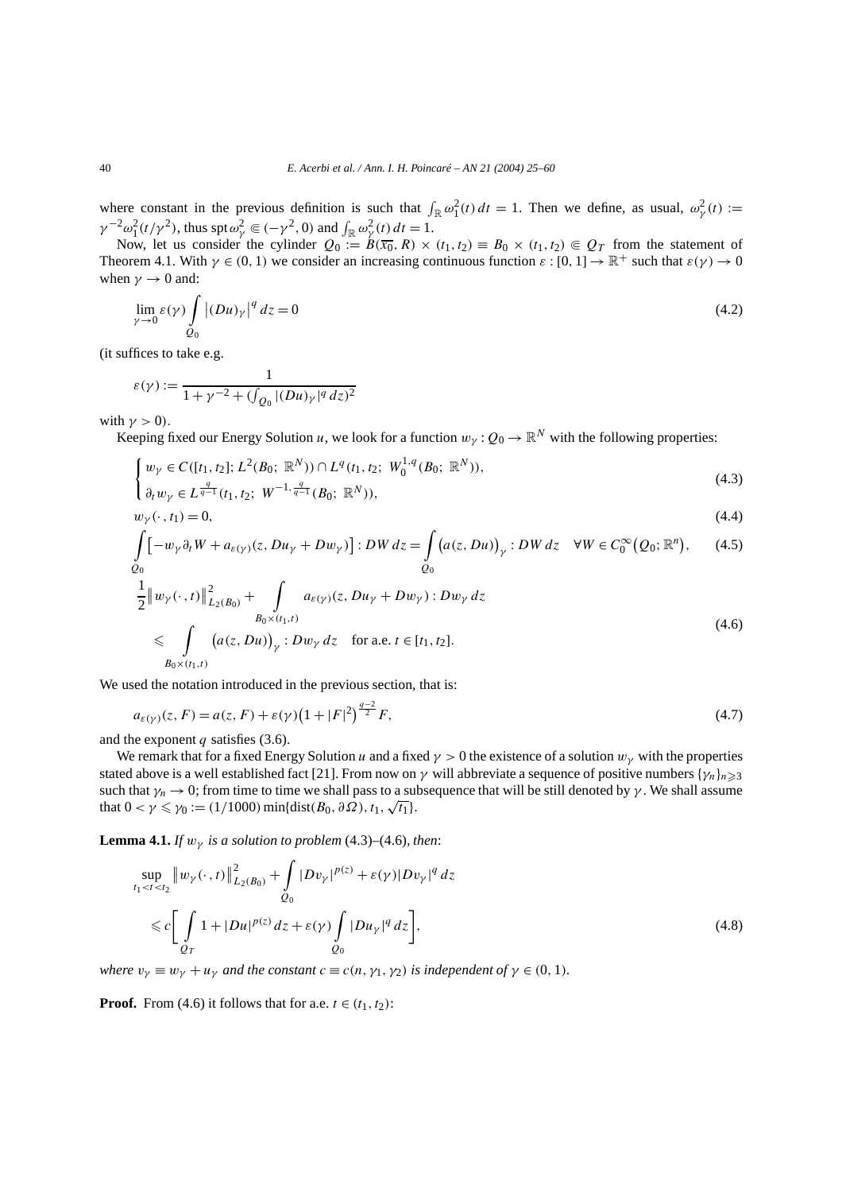where constant in the previous definition is such that $\int_{\mathbb{R}} \omega_1^2(t)\,dt = 1$. Then we define, as usual, $\omega_\gamma^2(t) := \gamma^{-2}\omega_1^2(t/\gamma^2)$, thus $\operatorname{spt}\omega_\gamma^2 \Subset (-\gamma^2, 0)$ and $\int_{\mathbb{R}} \omega_\gamma^2(t)\,dt = 1$.

Now, let us consider the cylinder $Q_0 := B(\overline{x_0}, R) \times (t_1, t_2) \equiv B_0 \times (t_1, t_2) \Subset Q_T$ from the statement of Theorem 4.1. With $\gamma \in (0,1)$ we consider an increasing continuous function $\varepsilon : [0,1] \to \mathbb{R}^+$ such that $\varepsilon(\gamma) \to 0$ when $\gamma \to 0$ and:

$$\lim_{\gamma \to 0} \varepsilon(\gamma) \int_{Q_0} \left|(Du)_\gamma\right|^q dz = 0 \tag{4.2}$$

(it suffices to take e.g.

$$\varepsilon(\gamma) := \frac{1}{1 + \gamma^{-2} + (\int_{Q_0} |(Du)_\gamma|^q\,dz)^2}$$

with $\gamma > 0$).

Keeping fixed our Energy Solution $u$, we look for a function $w_\gamma : Q_0 \to \mathbb{R}^N$ with the following properties:

$$\begin{cases} w_\gamma \in C([t_1, t_2]; L^2(B_0;\ \mathbb{R}^N)) \cap L^q(t_1, t_2;\ W_0^{1,q}(B_0;\ \mathbb{R}^N)), \\ \partial_t w_\gamma \in L^{\frac{q}{q-1}}(t_1, t_2;\ W^{-1,\frac{q}{q-1}}(B_0;\ \mathbb{R}^N)), \end{cases} \tag{4.3}$$

$$w_\gamma(\cdot, t_1) = 0, \tag{4.4}$$

$$\int_{Q_0} \left[-w_\gamma \partial_t W + a_{\varepsilon(\gamma)}(z, Du_\gamma + Dw_\gamma)\right] : DW\,dz = \int_{Q_0} \left(a(z, Du)\right)_\gamma : DW\,dz \quad \forall W \in C_0^\infty\left(Q_0; \mathbb{R}^n\right), \tag{4.5}$$

$$\begin{aligned} &\frac{1}{2}\left\|w_\gamma(\cdot, t)\right\|_{L_2(B_0)}^2 + \int_{B_0 \times (t_1, t)} a_{\varepsilon(\gamma)}(z, Du_\gamma + Dw_\gamma) : Dw_\gamma\,dz \\ &\quad \leqslant \int_{B_0 \times (t_1, t)} \left(a(z, Du)\right)_\gamma : Dw_\gamma\,dz \quad \text{for a.e. } t \in [t_1, t_2]. \end{aligned} \tag{4.6}$$

We used the notation introduced in the previous section, that is:

$$a_{\varepsilon(\gamma)}(z, F) = a(z, F) + \varepsilon(\gamma)\left(1 + |F|^2\right)^{\frac{q-2}{2}} F, \tag{4.7}$$

and the exponent $q$ satisfies (3.6).

We remark that for a fixed Energy Solution $u$ and a fixed $\gamma > 0$ the existence of a solution $w_\gamma$ with the properties stated above is a well established fact [21]. From now on $\gamma$ will abbreviate a sequence of positive numbers $\{\gamma_n\}_{n \geqslant 3}$ such that $\gamma_n \to 0$; from time to time we shall pass to a subsequence that will be still denoted by $\gamma$. We shall assume that $0 < \gamma \leqslant \gamma_0 := (1/1000)\min\{\operatorname{dist}(B_0, \partial\Omega), t_1, \sqrt{t_1}\}$.

**Lemma 4.1.** *If $w_\gamma$ is a solution to problem* (4.3)–(4.6), *then*:

$$\begin{aligned} &\sup_{t_1 < t < t_2} \left\|w_\gamma(\cdot, t)\right\|_{L_2(B_0)}^2 + \int_{Q_0} |Dv_\gamma|^{p(z)} + \varepsilon(\gamma)|Dv_\gamma|^q\,dz \\ &\quad \leqslant c\left[\int_{Q_T} 1 + |Du|^{p(z)}\,dz + \varepsilon(\gamma)\int_{Q_0} |Du_\gamma|^q\,dz\right], \end{aligned} \tag{4.8}$$

*where $v_\gamma \equiv w_\gamma + u_\gamma$ and the constant $c \equiv c(n, \gamma_1, \gamma_2)$ is independent of $\gamma \in (0,1)$.*

**Proof.** From (4.6) it follows that for a.e. $t \in (t_1, t_2)$: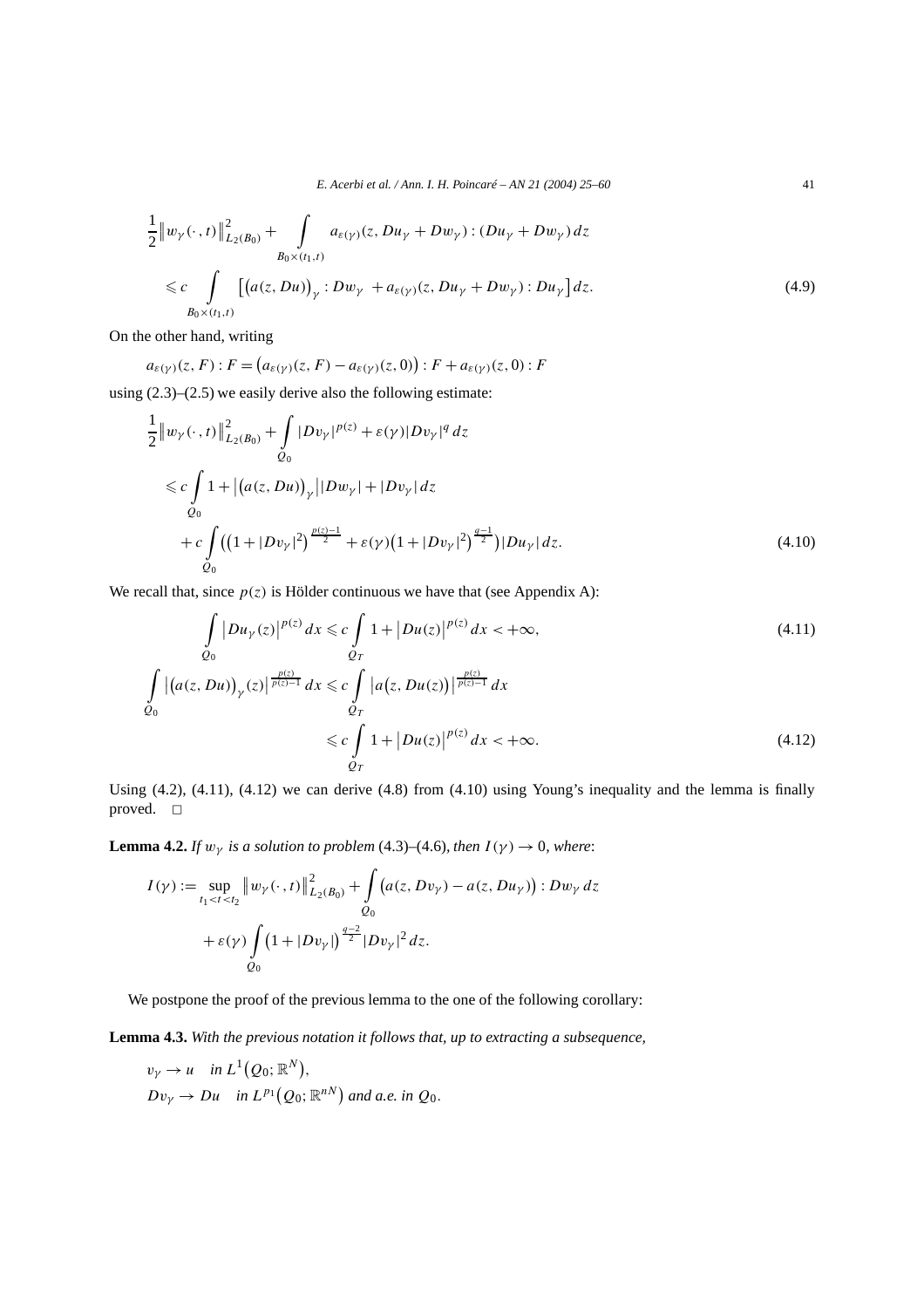$$
\begin{aligned}
&\frac{1}{2}\left\|w_\gamma(\cdot,t)\right\|_{L_2(B_0)}^2+\int\limits_{B_0\times(t_1,t)} a_{\varepsilon(\gamma)}(z,Du_\gamma+Dw_\gamma):(Du_\gamma+Dw_\gamma)\,dz\\
&\quad\leqslant c\int\limits_{B_0\times(t_1,t)}\left[\left(a(z,Du)\right)_\gamma:Dw_\gamma\;+a_{\varepsilon(\gamma)}(z,Du_\gamma+Dw_\gamma):Du_\gamma\right]dz. \qquad (4.9)
\end{aligned}
$$

On the other hand, writing

$$
a_{\varepsilon(\gamma)}(z,F):F=\left(a_{\varepsilon(\gamma)}(z,F)-a_{\varepsilon(\gamma)}(z,0)\right):F+a_{\varepsilon(\gamma)}(z,0):F
$$

using (2.3)–(2.5) we easily derive also the following estimate:

$$
\begin{aligned}
&\frac{1}{2}\left\|w_\gamma(\cdot,t)\right\|_{L_2(B_0)}^2+\int\limits_{Q_0}|Dv_\gamma|^{p(z)}+\varepsilon(\gamma)|Dv_\gamma|^q\,dz\\
&\quad\leqslant c\int\limits_{Q_0}1+\left|\left(a(z,Du)\right)_\gamma\right||Dw_\gamma|+|Dv_\gamma|\,dz\\
&\qquad+c\int\limits_{Q_0}\left(\left(1+|Dv_\gamma|^2\right)^{\frac{p(z)-1}{2}}+\varepsilon(\gamma)\left(1+|Dv_\gamma|^2\right)^{\frac{q-1}{2}}\right)|Du_\gamma|\,dz. \qquad (4.10)
\end{aligned}
$$

We recall that, since $p(z)$ is Hölder continuous we have that (see Appendix A):

$$
\int\limits_{Q_0}\left|Du_\gamma(z)\right|^{p(z)}dx\leqslant c\int\limits_{Q_T}1+\left|Du(z)\right|^{p(z)}dx<+\infty, \qquad (4.11)
$$

$$
\begin{aligned}
\int\limits_{Q_0}\left|\left(a(z,Du)\right)_\gamma(z)\right|^{\frac{p(z)}{p(z)-1}}dx&\leqslant c\int\limits_{Q_T}\left|a\left(z,Du(z)\right)\right|^{\frac{p(z)}{p(z)-1}}dx\\
&\leqslant c\int\limits_{Q_T}1+\left|Du(z)\right|^{p(z)}dx<+\infty. \qquad (4.12)
\end{aligned}
$$

Using (4.2), (4.11), (4.12) we can derive (4.8) from (4.10) using Young's inequality and the lemma is finally proved. □

**Lemma 4.2.** *If $w_\gamma$ is a solution to problem* (4.3)–(4.6)*, then $I(\gamma)\to 0$, where*:

$$
\begin{aligned}
I(\gamma):=&\sup_{t_1<t<t_2}\left\|w_\gamma(\cdot,t)\right\|_{L_2(B_0)}^2+\int\limits_{Q_0}\left(a(z,Dv_\gamma)-a(z,Du_\gamma)\right):Dw_\gamma\,dz\\
&+\varepsilon(\gamma)\int\limits_{Q_0}\left(1+|Dv_\gamma|\right)^{\frac{q-2}{2}}|Dv_\gamma|^2\,dz.
\end{aligned}
$$

We postpone the proof of the previous lemma to the one of the following corollary:

**Lemma 4.3.** *With the previous notation it follows that, up to extracting a subsequence,*

$$
\begin{aligned}
&v_\gamma\to u\quad \text{in } L^1\left(Q_0;\mathbb{R}^N\right),\\
&Dv_\gamma\to Du\quad \text{in } L^{p_1}\left(Q_0;\mathbb{R}^{nN}\right) \text{ and a.e. in } Q_0.
\end{aligned}
$$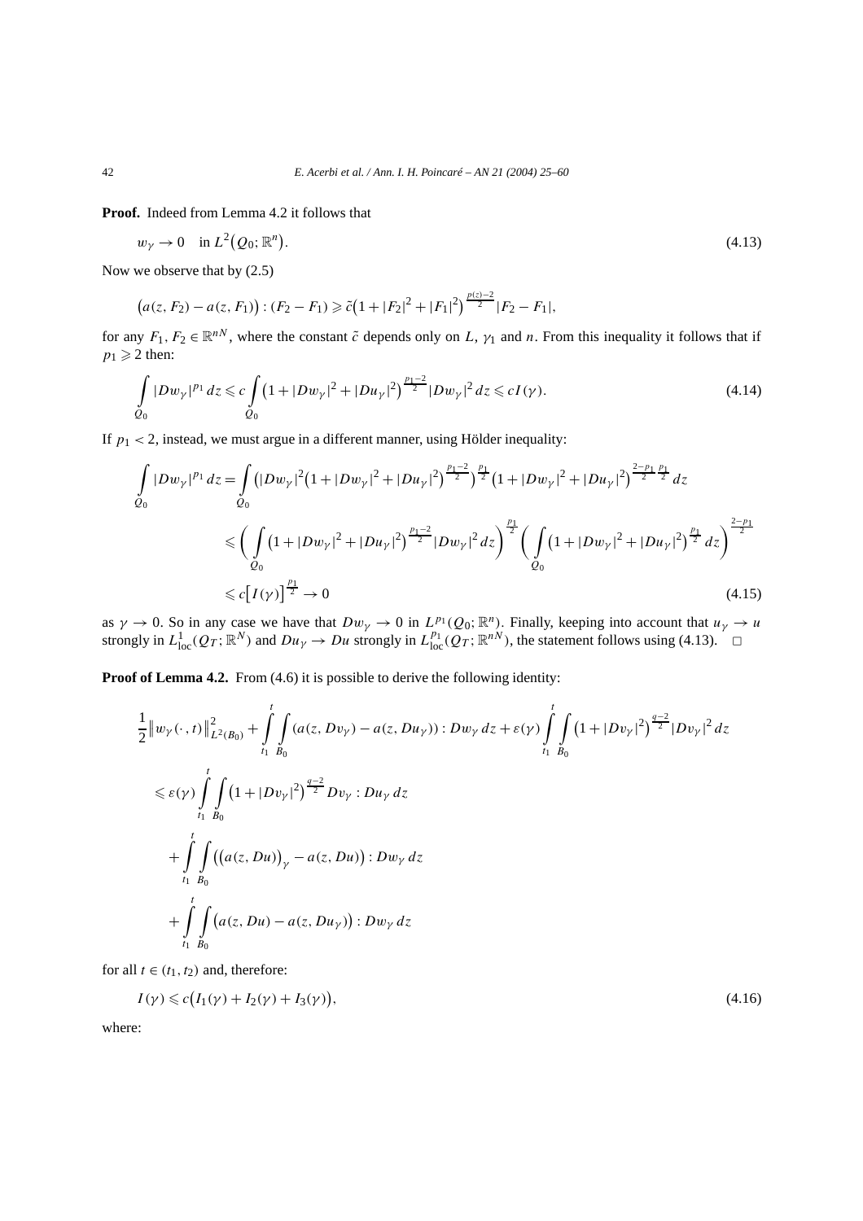**Proof.** Indeed from Lemma 4.2 it follows that

$$w_\gamma \to 0 \quad \text{in } L^2\big(Q_0;\mathbb{R}^n\big). \tag{4.13}$$

Now we observe that by (2.5)

$$\big(a(z,F_2)-a(z,F_1)\big):(F_2-F_1) \geqslant \tilde{c}\big(1+|F_2|^2+|F_1|^2\big)^{\frac{p(z)-2}{2}}|F_2-F_1|,$$

for any $F_1, F_2 \in \mathbb{R}^{nN}$, where the constant $\tilde{c}$ depends only on $L$, $\gamma_1$ and $n$. From this inequality it follows that if $p_1 \geqslant 2$ then:

$$\int_{Q_0} |Dw_\gamma|^{p_1}\,dz \leqslant c\int_{Q_0}\big(1+|Dw_\gamma|^2+|Du_\gamma|^2\big)^{\frac{p_1-2}{2}}|Dw_\gamma|^2\,dz \leqslant cI(\gamma). \tag{4.14}$$

If $p_1 < 2$, instead, we must argue in a different manner, using Hölder inequality:

$$\begin{aligned}
\int_{Q_0} |Dw_\gamma|^{p_1}\,dz &= \int_{Q_0}\Big(|Dw_\gamma|^2\big(1+|Dw_\gamma|^2+|Du_\gamma|^2\big)^{\frac{p_1-2}{2}}\Big)^{\frac{p_1}{2}}\big(1+|Dw_\gamma|^2+|Du_\gamma|^2\big)^{\frac{2-p_1}{2}\frac{p_1}{2}}\,dz \\
&\leqslant \bigg(\int_{Q_0}\big(1+|Dw_\gamma|^2+|Du_\gamma|^2\big)^{\frac{p_1-2}{2}}|Dw_\gamma|^2\,dz\bigg)^{\frac{p_1}{2}}\bigg(\int_{Q_0}\big(1+|Dw_\gamma|^2+|Du_\gamma|^2\big)^{\frac{p_1}{2}}\,dz\bigg)^{\frac{2-p_1}{2}} \\
&\leqslant c\big[I(\gamma)\big]^{\frac{p_1}{2}} \to 0
\end{aligned} \tag{4.15}$$

as $\gamma \to 0$. So in any case we have that $Dw_\gamma \to 0$ in $L^{p_1}(Q_0;\mathbb{R}^n)$. Finally, keeping into account that $u_\gamma \to u$ strongly in $L^1_{\mathrm{loc}}(Q_T;\mathbb{R}^N)$ and $Du_\gamma \to Du$ strongly in $L^{p_1}_{\mathrm{loc}}(Q_T;\mathbb{R}^{nN})$, the statement follows using (4.13). $\square$

**Proof of Lemma 4.2.** From (4.6) it is possible to derive the following identity:

$$\begin{aligned}
&\frac{1}{2}\big\|w_\gamma(\cdot,t)\big\|^2_{L^2(B_0)} + \int_{t_1}^{t}\int_{B_0}(a(z,Dv_\gamma)-a(z,Du_\gamma)):Dw_\gamma\,dz + \varepsilon(\gamma)\int_{t_1}^{t}\int_{B_0}\big(1+|Dv_\gamma|^2\big)^{\frac{q-2}{2}}|Dv_\gamma|^2\,dz \\
&\quad\leqslant \varepsilon(\gamma)\int_{t_1}^{t}\int_{B_0}\big(1+|Dv_\gamma|^2\big)^{\frac{q-2}{2}}Dv_\gamma : Du_\gamma\,dz \\
&\qquad + \int_{t_1}^{t}\int_{B_0}\big(\big(a(z,Du)\big)_\gamma - a(z,Du)\big):Dw_\gamma\,dz \\
&\qquad + \int_{t_1}^{t}\int_{B_0}\big(a(z,Du)-a(z,Du_\gamma)\big):Dw_\gamma\,dz
\end{aligned}$$

for all $t \in (t_1,t_2)$ and, therefore:

$$I(\gamma) \leqslant c\big(I_1(\gamma)+I_2(\gamma)+I_3(\gamma)\big), \tag{4.16}$$

where: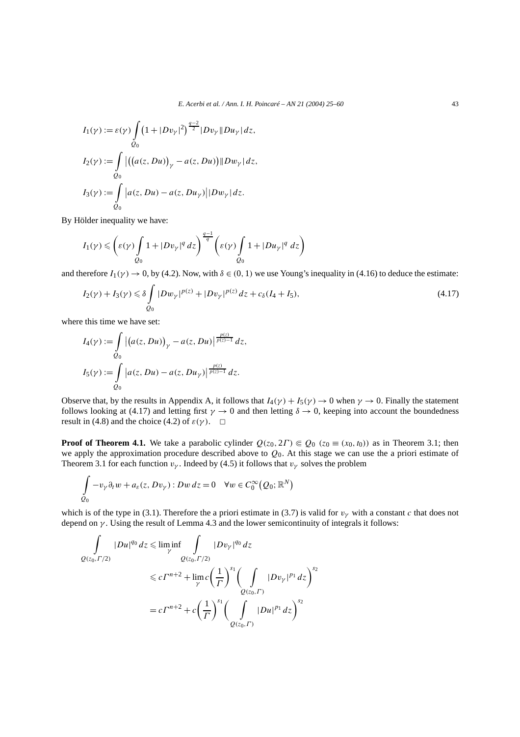$$I_1(\gamma) := \varepsilon(\gamma) \int_{Q_0} \left(1 + |Dv_\gamma|^2\right)^{\frac{q-2}{2}} |Dv_\gamma| |Du_\gamma| \, dz,$$

$$I_2(\gamma) := \int_{Q_0} \left| \left(\left(a(z, Du)\right)_\gamma - a(z, Du)\right) \right| |Dw_\gamma| \, dz,$$

$$I_3(\gamma) := \int_{Q_0} \left| a(z, Du) - a(z, Du_\gamma) \right| |Dw_\gamma| \, dz.$$

By Hölder inequality we have:

$$I_1(\gamma) \leqslant \left( \varepsilon(\gamma) \int_{Q_0} 1 + |Dv_\gamma|^q \, dz \right)^{\frac{q-1}{q}} \left( \varepsilon(\gamma) \int_{Q_0} 1 + |Du_\gamma|^q \, dz \right)$$

and therefore $I_1(\gamma) \to 0$, by (4.2). Now, with $\delta \in (0, 1)$ we use Young's inequality in (4.16) to deduce the estimate:

$$I_2(\gamma) + I_3(\gamma) \leqslant \delta \int_{Q_0} |Dw_\gamma|^{p(z)} + |Dv_\gamma|^{p(z)} \, dz + c_\delta (I_4 + I_5), \tag{4.17}$$

where this time we have set:

$$I_4(\gamma) := \int_{Q_0} \left| \left(a(z, Du)\right)_\gamma - a(z, Du) \right|^{\frac{p(z)}{p(z)-1}} \, dz,$$

$$I_5(\gamma) := \int_{Q_0} \left| a(z, Du) - a(z, Du_\gamma) \right|^{\frac{p(z)}{p(z)-1}} \, dz.$$

Observe that, by the results in Appendix A, it follows that $I_4(\gamma) + I_5(\gamma) \to 0$ when $\gamma \to 0$. Finally the statement follows looking at (4.17) and letting first $\gamma \to 0$ and then letting $\delta \to 0$, keeping into account the boundedness result in (4.8) and the choice (4.2) of $\varepsilon(\gamma)$. $\square$

**Proof of Theorem 4.1.** We take a parabolic cylinder $Q(z_0, 2\Gamma) \Subset Q_0$ ($z_0 \equiv (x_0, t_0)$) as in Theorem 3.1; then we apply the approximation procedure described above to $Q_0$. At this stage we can use the a priori estimate of Theorem 3.1 for each function $v_\gamma$. Indeed by (4.5) it follows that $v_\gamma$ solves the problem

$$\int_{Q_0} -v_\gamma \partial_t w + a_\varepsilon(z, Dv_\gamma) : Dw \, dz = 0 \quad \forall w \in C_0^\infty\left(Q_0; \mathbb{R}^N\right)$$

which is of the type in (3.1). Therefore the a priori estimate in (3.7) is valid for $v_\gamma$ with a constant $c$ that does not depend on $\gamma$. Using the result of Lemma 4.3 and the lower semicontinuity of integrals it follows:

$$\begin{aligned}
\int_{Q(z_0, \Gamma/2)} |Du|^{q_0} \, dz &\leqslant \liminf_\gamma \int_{Q(z_0, \Gamma/2)} |Dv_\gamma|^{q_0} \, dz \\
&\leqslant c\Gamma^{n+2} + \lim_\gamma c \left(\frac{1}{\Gamma}\right)^{s_1} \left( \int_{Q(z_0, \Gamma)} |Dv_\gamma|^{p_1} \, dz \right)^{s_2} \\
&= c\Gamma^{n+2} + c \left(\frac{1}{\Gamma}\right)^{s_1} \left( \int_{Q(z_0, \Gamma)} |Du|^{p_1} \, dz \right)^{s_2}
\end{aligned}$$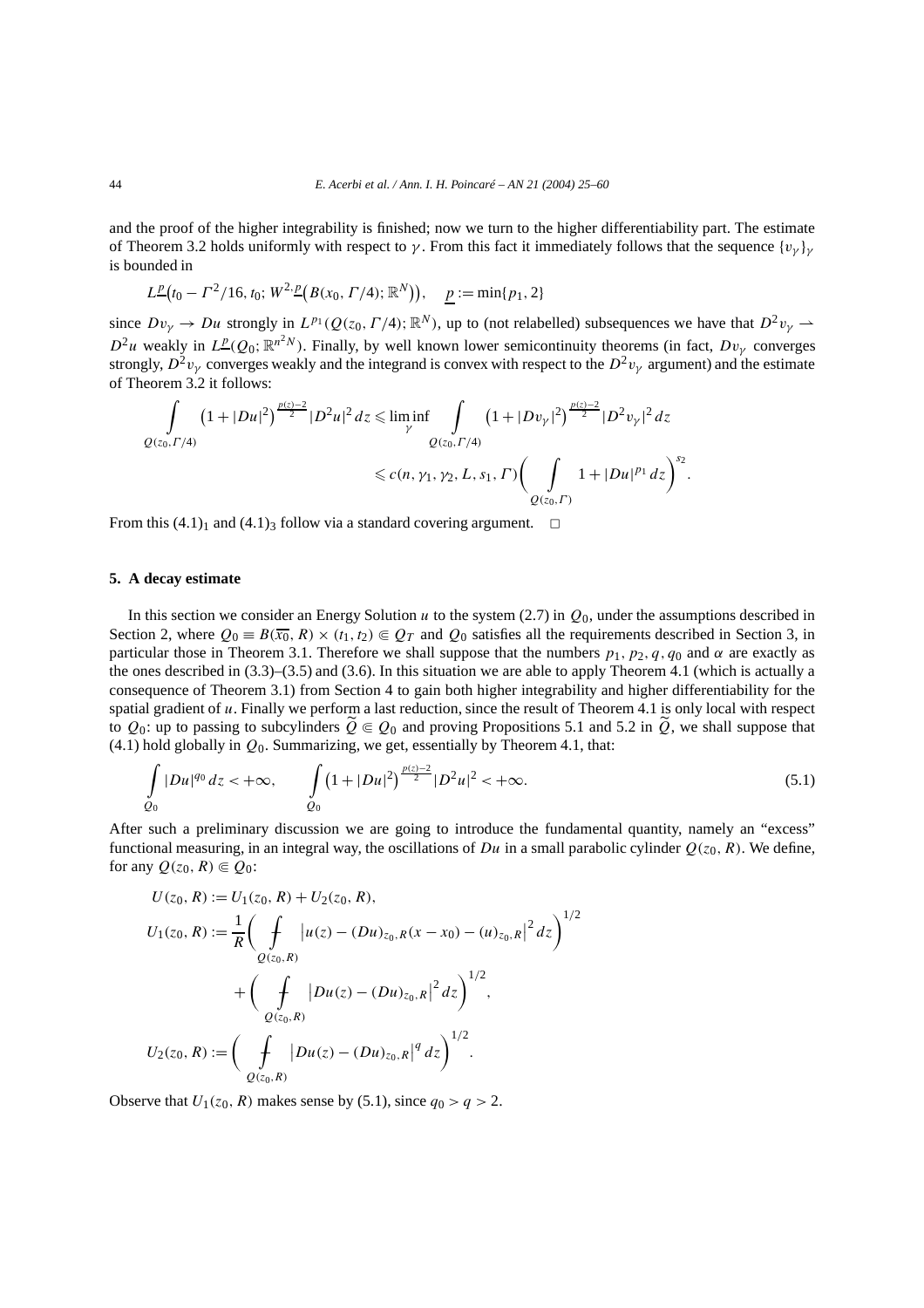and the proof of the higher integrability is finished; now we turn to the higher differentiability part. The estimate of Theorem 3.2 holds uniformly with respect to $\gamma$. From this fact it immediately follows that the sequence $\{v_\gamma\}_\gamma$ is bounded in

$$L^{\underline{p}}\big(t_0 - \Gamma^2/16, t_0; W^{2,\underline{p}}\big(B(x_0, \Gamma/4); \mathbb{R}^N\big)\big), \quad \underline{p} := \min\{p_1, 2\}$$

since $Dv_\gamma \to Du$ strongly in $L^{p_1}(Q(z_0, \Gamma/4); \mathbb{R}^N)$, up to (not relabelled) subsequences we have that $D^2 v_\gamma \rightharpoonup D^2 u$ weakly in $L^{\underline{p}}(Q_0; \mathbb{R}^{n^2 N})$. Finally, by well known lower semicontinuity theorems (in fact, $Dv_\gamma$ converges strongly, $D^2 v_\gamma$ converges weakly and the integrand is convex with respect to the $D^2 v_\gamma$ argument) and the estimate of Theorem 3.2 it follows:

$$\int\limits_{Q(z_0,\Gamma/4)} \big(1 + |Du|^2\big)^{\frac{p(z)-2}{2}} |D^2 u|^2 \, dz \leqslant \liminf_{\gamma} \int\limits_{Q(z_0,\Gamma/4)} \big(1 + |Dv_\gamma|^2\big)^{\frac{p(z)-2}{2}} |D^2 v_\gamma|^2 \, dz$$
$$\leqslant c(n, \gamma_1, \gamma_2, L, s_1, \Gamma) \bigg( \int\limits_{Q(z_0,\Gamma)} 1 + |Du|^{p_1} \, dz \bigg)^{s_2}.$$

From this $(4.1)_1$ and $(4.1)_3$ follow via a standard covering argument. $\square$

## 5. A decay estimate

In this section we consider an Energy Solution $u$ to the system (2.7) in $Q_0$, under the assumptions described in Section 2, where $Q_0 \equiv B(\overline{x_0}, R) \times (t_1, t_2) \Subset Q_T$ and $Q_0$ satisfies all the requirements described in Section 3, in particular those in Theorem 3.1. Therefore we shall suppose that the numbers $p_1, p_2, q, q_0$ and $\alpha$ are exactly as the ones described in (3.3)–(3.5) and (3.6). In this situation we are able to apply Theorem 4.1 (which is actually a consequence of Theorem 3.1) from Section 4 to gain both higher integrability and higher differentiability for the spatial gradient of $u$. Finally we perform a last reduction, since the result of Theorem 4.1 is only local with respect to $Q_0$: up to passing to subcylinders $\widetilde{Q} \Subset Q_0$ and proving Propositions 5.1 and 5.2 in $\widetilde{Q}$, we shall suppose that (4.1) hold globally in $Q_0$. Summarizing, we get, essentially by Theorem 4.1, that:

$$\int\limits_{Q_0} |Du|^{q_0} \, dz < +\infty, \qquad \int\limits_{Q_0} \big(1 + |Du|^2\big)^{\frac{p(z)-2}{2}} |D^2 u|^2 < +\infty. \tag{5.1}$$

After such a preliminary discussion we are going to introduce the fundamental quantity, namely an "excess" functional measuring, in an integral way, the oscillations of $Du$ in a small parabolic cylinder $Q(z_0, R)$. We define, for any $Q(z_0, R) \Subset Q_0$:

$$U(z_0, R) := U_1(z_0, R) + U_2(z_0, R),$$
$$U_1(z_0, R) := \frac{1}{R} \bigg( \fint\limits_{Q(z_0,R)} \big| u(z) - (Du)_{z_0,R}(x - x_0) - (u)_{z_0,R} \big|^2 \, dz \bigg)^{1/2}$$
$$+ \bigg( \fint\limits_{Q(z_0,R)} \big| Du(z) - (Du)_{z_0,R} \big|^2 \, dz \bigg)^{1/2},$$
$$U_2(z_0, R) := \bigg( \fint\limits_{Q(z_0,R)} \big| Du(z) - (Du)_{z_0,R} \big|^q \, dz \bigg)^{1/2}.$$

Observe that $U_1(z_0, R)$ makes sense by (5.1), since $q_0 > q > 2$.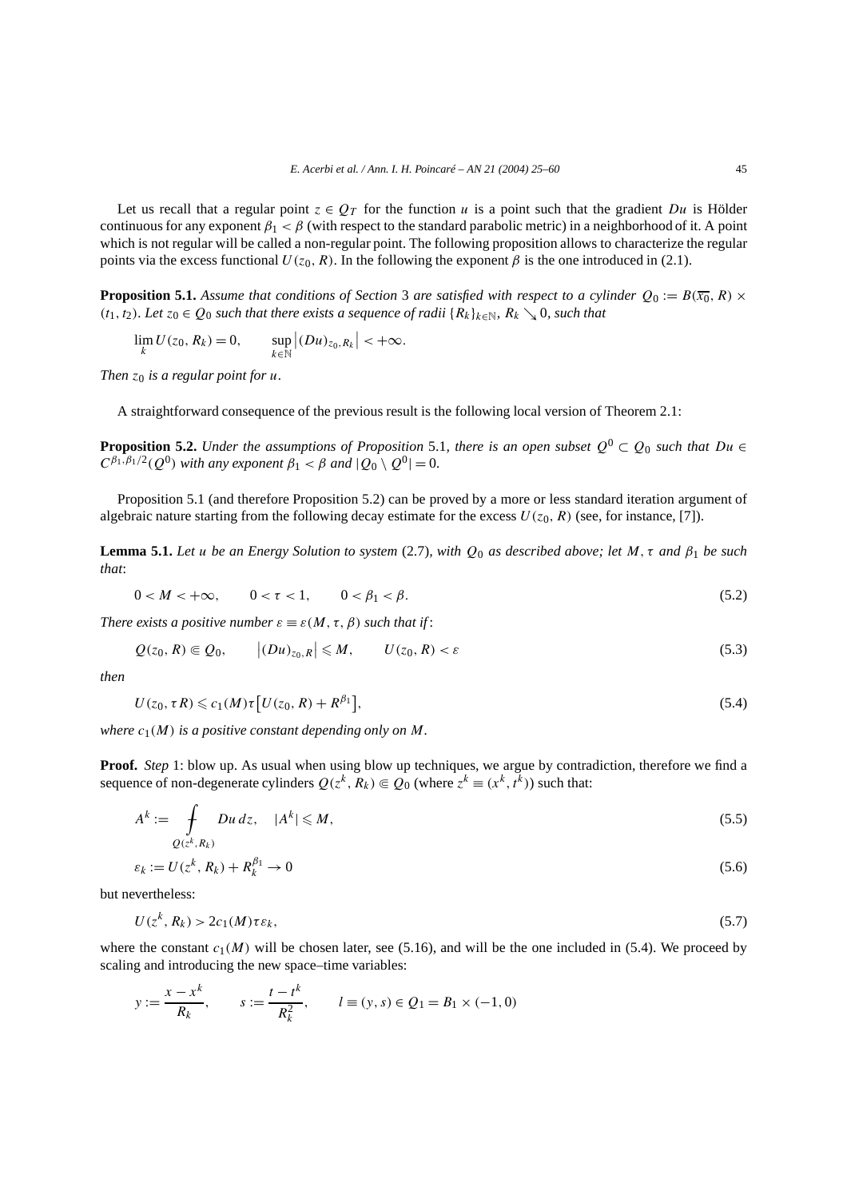Let us recall that a regular point $z \in Q_T$ for the function $u$ is a point such that the gradient $Du$ is Hölder continuous for any exponent $\beta_1 < \beta$ (with respect to the standard parabolic metric) in a neighborhood of it. A point which is not regular will be called a non-regular point. The following proposition allows to characterize the regular points via the excess functional $U(z_0, R)$. In the following the exponent $\beta$ is the one introduced in (2.1).

**Proposition 5.1.** *Assume that conditions of Section* 3 *are satisfied with respect to a cylinder* $Q_0 := B(\overline{x_0}, R) \times (t_1, t_2)$*. Let* $z_0 \in Q_0$ *such that there exists a sequence of radii* $\{R_k\}_{k\in\mathbb{N}}$*,* $R_k \searrow 0$*, such that*

$$\lim_k U(z_0, R_k) = 0, \qquad \sup_{k\in\mathbb{N}} \left|(Du)_{z_0,R_k}\right| < +\infty.$$

*Then* $z_0$ *is a regular point for* $u$*.*

A straightforward consequence of the previous result is the following local version of Theorem 2.1:

**Proposition 5.2.** *Under the assumptions of Proposition* 5.1*, there is an open subset* $Q^0 \subset Q_0$ *such that* $Du \in C^{\beta_1,\beta_1/2}(Q^0)$ *with any exponent* $\beta_1 < \beta$ *and* $|Q_0 \setminus Q^0| = 0$*.*

Proposition 5.1 (and therefore Proposition 5.2) can be proved by a more or less standard iteration argument of algebraic nature starting from the following decay estimate for the excess $U(z_0, R)$ (see, for instance, [7]).

**Lemma 5.1.** *Let* $u$ *be an Energy Solution to system* (2.7)*, with* $Q_0$ *as described above; let* $M, \tau$ *and* $\beta_1$ *be such that*:

$$0 < M < +\infty, \qquad 0 < \tau < 1, \qquad 0 < \beta_1 < \beta. \tag{5.2}$$

*There exists a positive number* $\varepsilon \equiv \varepsilon(M, \tau, \beta)$ *such that if*:

$$Q(z_0, R) \Subset Q_0, \qquad \left|(Du)_{z_0,R}\right| \leqslant M, \qquad U(z_0, R) < \varepsilon \tag{5.3}$$

*then*

$$U(z_0, \tau R) \leqslant c_1(M)\tau\left[U(z_0, R) + R^{\beta_1}\right], \tag{5.4}$$

*where* $c_1(M)$ *is a positive constant depending only on* $M$*.*

**Proof.** *Step* 1: blow up. As usual when using blow up techniques, we argue by contradiction, therefore we find a sequence of non-degenerate cylinders $Q(z^k, R_k) \Subset Q_0$ (where $z^k \equiv (x^k, t^k)$) such that:

$$A^k := \fint_{Q(z^k,R_k)} Du\,dz, \quad |A^k| \leqslant M, \tag{5.5}$$

$$\varepsilon_k := U(z^k, R_k) + R_k^{\beta_1} \to 0 \tag{5.6}$$

but nevertheless:

$$U(z^k, R_k) > 2c_1(M)\tau\varepsilon_k, \tag{5.7}$$

where the constant $c_1(M)$ will be chosen later, see (5.16), and will be the one included in (5.4). We proceed by scaling and introducing the new space–time variables:

$$y := \frac{x - x^k}{R_k}, \qquad s := \frac{t - t^k}{R_k^2}, \qquad l \equiv (y, s) \in Q_1 = B_1 \times (-1, 0)$$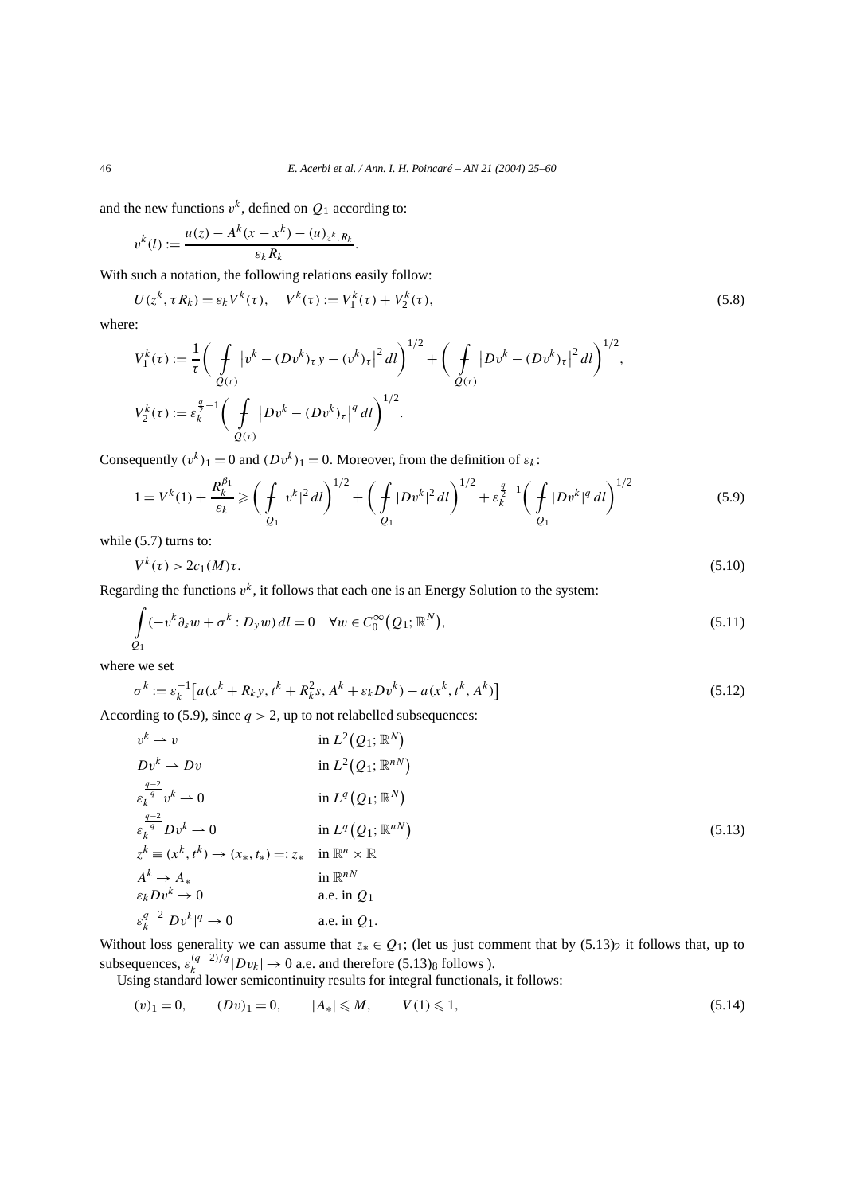and the new functions $v^k$, defined on $Q_1$ according to:

$$v^k(l) := \frac{u(z) - A^k(x - x^k) - (u)_{z^k, R_k}}{\varepsilon_k R_k}.$$

With such a notation, the following relations easily follow:

$$U(z^k, \tau R_k) = \varepsilon_k V^k(\tau), \quad V^k(\tau) := V_1^k(\tau) + V_2^k(\tau), \tag{5.8}$$

where:

$$V_1^k(\tau) := \frac{1}{\tau}\biggl( \fint_{Q(\tau)} \bigl| v^k - (Dv^k)_\tau y - (v^k)_\tau \bigr|^2 \, dl \biggr)^{1/2} + \biggl( \fint_{Q(\tau)} \bigl| Dv^k - (Dv^k)_\tau \bigr|^2 \, dl \biggr)^{1/2},$$

$$V_2^k(\tau) := \varepsilon_k^{\frac{q}{2}-1} \biggl( \fint_{Q(\tau)} \bigl| Dv^k - (Dv^k)_\tau \bigr|^q \, dl \biggr)^{1/2}.$$

Consequently $(v^k)_1 = 0$ and $(Dv^k)_1 = 0$. Moreover, from the definition of $\varepsilon_k$:

$$1 = V^k(1) + \frac{R_k^{\beta_1}}{\varepsilon_k} \geqslant \biggl( \fint_{Q_1} |v^k|^2 \, dl \biggr)^{1/2} + \biggl( \fint_{Q_1} |Dv^k|^2 \, dl \biggr)^{1/2} + \varepsilon_k^{\frac{q}{2}-1} \biggl( \fint_{Q_1} |Dv^k|^q \, dl \biggr)^{1/2} \tag{5.9}$$

while (5.7) turns to:

$$V^k(\tau) > 2c_1(M)\tau. \tag{5.10}$$

Regarding the functions $v^k$, it follows that each one is an Energy Solution to the system:

$$\int_{Q_1} (-v^k \partial_s w + \sigma^k : D_y w) \, dl = 0 \quad \forall w \in C_0^\infty(Q_1; \mathbb{R}^N), \tag{5.11}$$

where we set

$$\sigma^k := \varepsilon_k^{-1}\bigl[ a(x^k + R_k y, t^k + R_k^2 s, A^k + \varepsilon_k Dv^k) - a(x^k, t^k, A^k) \bigr] \tag{5.12}$$

According to (5.9), since $q > 2$, up to not relabelled subsequences:

$$\begin{array}{ll}
v^k \rightharpoonup v & \text{in } L^2(Q_1; \mathbb{R}^N) \\
Dv^k \rightharpoonup Dv & \text{in } L^2(Q_1; \mathbb{R}^{nN}) \\
\varepsilon_k^{\frac{q-2}{q}} v^k \rightharpoonup 0 & \text{in } L^q(Q_1; \mathbb{R}^N) \\
\varepsilon_k^{\frac{q-2}{q}} Dv^k \rightharpoonup 0 & \text{in } L^q(Q_1; \mathbb{R}^{nN}) \\
z^k \equiv (x^k, t^k) \to (x_*, t_*) =: z_* & \text{in } \mathbb{R}^n \times \mathbb{R} \\
A^k \to A_* & \text{in } \mathbb{R}^{nN} \\
\varepsilon_k Dv^k \to 0 & \text{a.e. in } Q_1 \\
\varepsilon_k^{q-2} |Dv^k|^q \to 0 & \text{a.e. in } Q_1.
\end{array} \tag{5.13}$$

Without loss generality we can assume that $z_* \in Q_1$; (let us just comment that by $(5.13)_2$ it follows that, up to subsequences, $\varepsilon_k^{(q-2)/q} |Dv_k| \to 0$ a.e. and therefore $(5.13)_8$ follows ).

Using standard lower semicontinuity results for integral functionals, it follows:

$$(v)_1 = 0, \qquad (Dv)_1 = 0, \qquad |A_*| \leqslant M, \qquad V(1) \leqslant 1, \tag{5.14}$$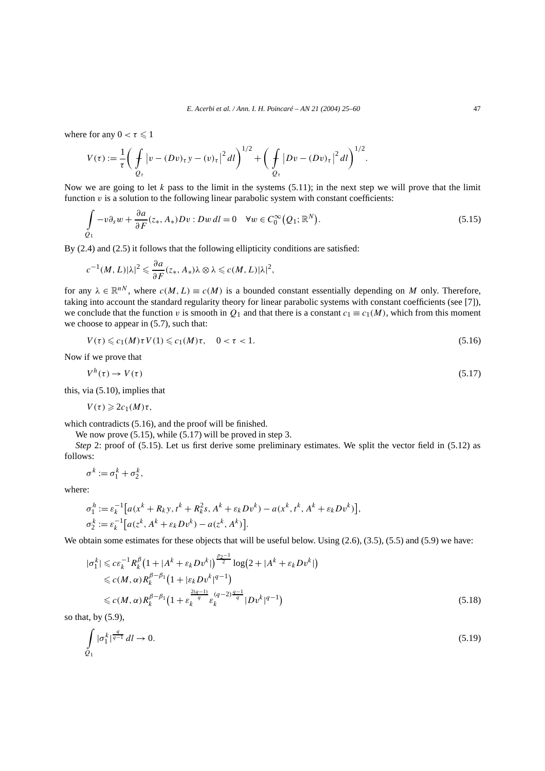where for any $0 < \tau \leqslant 1$

$$V(\tau) := \frac{1}{\tau}\left( \fint_{Q_\tau} \left| v - (Dv)_\tau y - (v)_\tau \right|^2 dl \right)^{1/2} + \left( \fint_{Q_\tau} \left| Dv - (Dv)_\tau \right|^2 dl \right)^{1/2}.$$

Now we are going to let $k$ pass to the limit in the systems (5.11); in the next step we will prove that the limit function $v$ is a solution to the following linear parabolic system with constant coefficients:

$$\int_{Q_1} -v\partial_s w + \frac{\partial a}{\partial F}(z_*, A_*)Dv : Dw \, dl = 0 \quad \forall w \in C_0^\infty\big(Q_1; \mathbb{R}^N\big). \tag{5.15}$$

By (2.4) and (2.5) it follows that the following ellipticity conditions are satisfied:

$$c^{-1}(M, L)|\lambda|^2 \leqslant \frac{\partial a}{\partial F}(z_*, A_*)\lambda \otimes \lambda \leqslant c(M, L)|\lambda|^2,$$

for any $\lambda \in \mathbb{R}^{nN}$, where $c(M, L) \equiv c(M)$ is a bounded constant essentially depending on $M$ only. Therefore, taking into account the standard regularity theory for linear parabolic systems with constant coefficients (see [7]), we conclude that the function $v$ is smooth in $Q_1$ and that there is a constant $c_1 \equiv c_1(M)$, which from this moment we choose to appear in (5.7), such that:

$$V(\tau) \leqslant c_1(M)\tau V(1) \leqslant c_1(M)\tau, \quad 0 < \tau < 1. \tag{5.16}$$

Now if we prove that

$$V^h(\tau) \to V(\tau) \tag{5.17}$$

this, via (5.10), implies that

$$V(\tau) \geqslant 2c_1(M)\tau,$$

which contradicts (5.16), and the proof will be finished.

We now prove (5.15), while (5.17) will be proved in step 3.

*Step* 2: proof of (5.15). Let us first derive some preliminary estimates. We split the vector field in (5.12) as follows:

$$\sigma^k := \sigma_1^k + \sigma_2^k,$$

where:

$$\sigma_1^h := \varepsilon_k^{-1}\big[a(x^k + R_k y, t^k + R_k^2 s, A^k + \varepsilon_k Dv^k) - a(x^k, t^k, A^k + \varepsilon_k Dv^k)\big],$$
$$\sigma_2^k := \varepsilon_k^{-1}\big[a(z^k, A^k + \varepsilon_k Dv^k) - a(z^k, A^k)\big].$$

We obtain some estimates for these objects that will be useful below. Using (2.6), (3.5), (5.5) and (5.9) we have:

$$\begin{aligned}
|\sigma_1^k| &\leqslant c\varepsilon_k^{-1}R_k^\beta\big(1 + |A^k + \varepsilon_k Dv^k|\big)^{\frac{p_2-1}{2}}\log\big(2 + |A^k + \varepsilon_k Dv^k|\big)\\
&\leqslant c(M, \alpha)R_k^{\beta-\beta_1}\big(1 + |\varepsilon_k Dv^k|^{q-1}\big)\\
&\leqslant c(M, \alpha)R_k^{\beta-\beta_1}\big(1 + \varepsilon_k^{\frac{2(q-1)}{q}}\varepsilon_k^{(q-2)\frac{q-1}{q}}|Dv^k|^{q-1}\big)
\end{aligned} \tag{5.18}$$

so that, by (5.9),

$$\int_{Q_1} |\sigma_1^k|^{\frac{q}{q-1}} \, dl \to 0. \tag{5.19}$$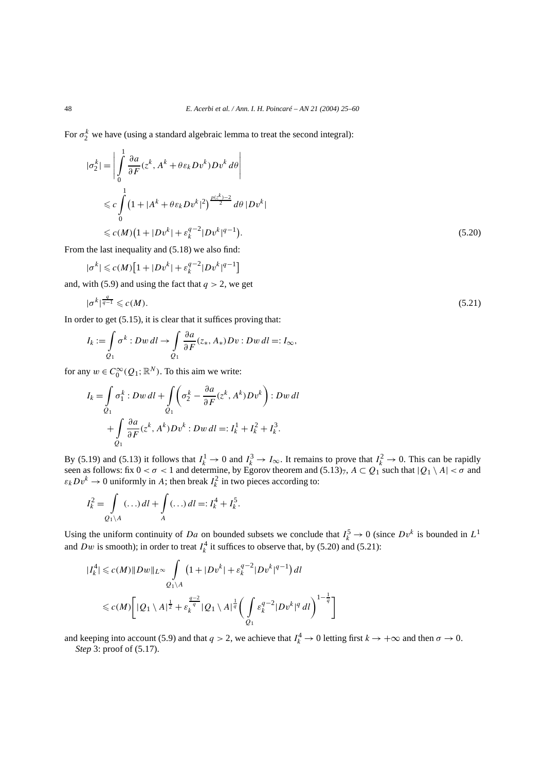For $\sigma_2^k$ we have (using a standard algebraic lemma to treat the second integral):

$$
\begin{aligned}
|\sigma_2^k| &= \left| \int_0^1 \frac{\partial a}{\partial F}(z^k, A^k + \theta \varepsilon_k Dv^k) Dv^k \, d\theta \right| \\
&\leqslant c \int_0^1 \left(1 + |A^k + \theta \varepsilon_k Dv^k|^2\right)^{\frac{p(z^k)-2}{2}} d\theta \, |Dv^k| \\
&\leqslant c(M)\left(1 + |Dv^k| + \varepsilon_k^{q-2} |Dv^k|^{q-1}\right).
\end{aligned}
\tag{5.20}
$$

From the last inequality and (5.18) we also find:

$$
|\sigma^k| \leqslant c(M)\left[1 + |Dv^k| + \varepsilon_k^{q-2}|Dv^k|^{q-1}\right]
$$

and, with (5.9) and using the fact that $q > 2$, we get

$$
|\sigma^k|^{\frac{q}{q-1}} \leqslant c(M). \tag{5.21}
$$

In order to get (5.15), it is clear that it suffices proving that:

$$
I_k := \int_{Q_1} \sigma^k : Dw \, dl \to \int_{Q_1} \frac{\partial a}{\partial F}(z_*, A_*) Dv : Dw \, dl =: I_\infty,
$$

for any $w \in C_0^\infty(Q_1; \mathbb{R}^N)$. To this aim we write:

$$
\begin{aligned}
I_k &= \int_{Q_1} \sigma_1^k : Dw \, dl + \int_{Q_1} \left( \sigma_2^k - \frac{\partial a}{\partial F}(z^k, A^k) Dv^k \right) : Dw \, dl \\
&\quad + \int_{Q_1} \frac{\partial a}{\partial F}(z^k, A^k) Dv^k : Dw \, dl =: I_k^1 + I_k^2 + I_k^3.
\end{aligned}
$$

By (5.19) and (5.13) it follows that $I_k^1 \to 0$ and $I_k^3 \to I_\infty$. It remains to prove that $I_k^2 \to 0$. This can be rapidly seen as follows: fix $0 < \sigma < 1$ and determine, by Egorov theorem and $(5.13)_7$, $A \subset Q_1$ such that $|Q_1 \setminus A| < \sigma$ and $\varepsilon_k Dv^k \to 0$ uniformly in $A$; then break $I_k^2$ in two pieces according to:

$$
I_k^2 = \int_{Q_1 \setminus A} (\ldots) \, dl + \int_A (\ldots) \, dl =: I_k^4 + I_k^5.
$$

Using the uniform continuity of $Da$ on bounded subsets we conclude that $I_k^5 \to 0$ (since $Dv^k$ is bounded in $L^1$ and $Dw$ is smooth); in order to treat $I_k^4$ it suffices to observe that, by (5.20) and (5.21):

$$
\begin{aligned}
|I_k^4| &\leqslant c(M) \|Dw\|_{L^\infty} \int_{Q_1 \setminus A} \left(1 + |Dv^k| + \varepsilon_k^{q-2}|Dv^k|^{q-1}\right) dl \\
&\leqslant c(M)\left[ |Q_1 \setminus A|^{\frac{1}{2}} + \varepsilon_k^{\frac{q-2}{q}} |Q_1 \setminus A|^{\frac{1}{q}} \left( \int_{Q_1} \varepsilon_k^{q-2} |Dv^k|^q \, dl \right)^{1-\frac{1}{q}} \right]
\end{aligned}
$$

and keeping into account (5.9) and that $q > 2$, we achieve that $I_k^4 \to 0$ letting first $k \to +\infty$ and then $\sigma \to 0$.

*Step* 3: proof of (5.17).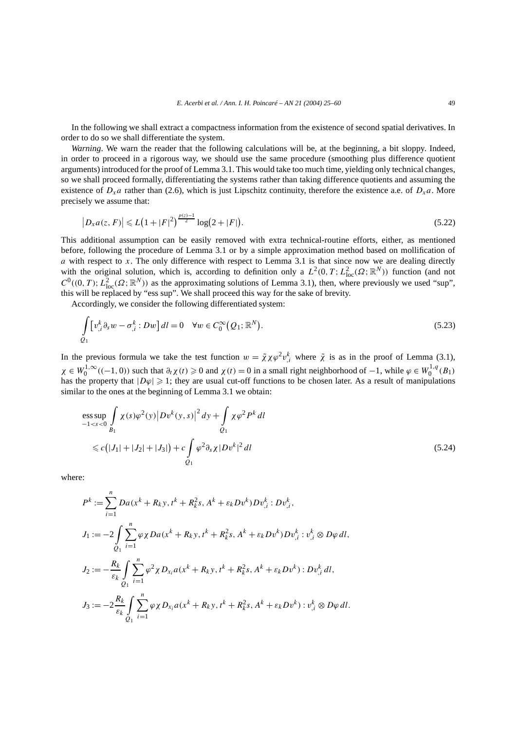In the following we shall extract a compactness information from the existence of second spatial derivatives. In order to do so we shall differentiate the system.

*Warning*. We warn the reader that the following calculations will be, at the beginning, a bit sloppy. Indeed, in order to proceed in a rigorous way, we should use the same procedure (smoothing plus difference quotient arguments) introduced for the proof of Lemma 3.1. This would take too much time, yielding only technical changes, so we shall proceed formally, differentiating the systems rather than taking difference quotients and assuming the existence of $D_x a$ rather than (2.6), which is just Lipschitz continuity, therefore the existence a.e. of $D_x a$. More precisely we assume that:

$$\left|D_x a(z, F)\right| \leqslant L\left(1+|F|^2\right)^{\frac{p(z)-1}{2}} \log\left(2+|F|\right). \tag{5.22}$$

This additional assumption can be easily removed with extra technical-routine efforts, either, as mentioned before, following the procedure of Lemma 3.1 or by a simple approximation method based on mollification of $a$ with respect to $x$. The only difference with respect to Lemma 3.1 is that since now we are dealing directly with the original solution, which is, according to definition only a $L^2(0, T; L^2_{\mathrm{loc}}(\Omega; \mathbb{R}^N))$ function (and not $C^0((0, T); L^2_{\mathrm{loc}}(\Omega; \mathbb{R}^N))$ as the approximating solutions of Lemma 3.1), then, where previously we used "sup", this will be replaced by "ess sup". We shall proceed this way for the sake of brevity.

Accordingly, we consider the following differentiated system:

$$\int_{Q_1} \left[v^k_{,i} \partial_s w - \sigma^k_{,i} : Dw\right] dl = 0 \quad \forall w \in C^\infty_0\left(Q_1; \mathbb{R}^N\right). \tag{5.23}$$

In the previous formula we take the test function $w = \tilde{\chi}\chi\varphi^2 v^k_{,i}$ where $\tilde{\chi}$ is as in the proof of Lemma (3.1), $\chi \in W^{1,\infty}_0((-1, 0))$ such that $\partial_t \chi(t) \geqslant 0$ and $\chi(t) = 0$ in a small right neighborhood of $-1$, while $\varphi \in W^{1,q}_0(B_1)$ has the property that $|D\varphi| \geqslant 1$; they are usual cut-off functions to be chosen later. As a result of manipulations similar to the ones at the beginning of Lemma 3.1 we obtain:

$$\begin{aligned}
&\operatorname*{ess\,sup}_{-1<s<0} \int_{B_1} \chi(s)\varphi^2(y)\left|Dv^k(y, s)\right|^2 dy + \int_{Q_1} \chi\varphi^2 P^k \, dl \\
&\quad \leqslant c\left(|J_1| + |J_2| + |J_3|\right) + c\int_{Q_1} \varphi^2 \partial_s \chi |Dv^k|^2 \, dl
\end{aligned} \tag{5.24}$$

where:

$$\begin{aligned}
P^k &:= \sum_{i=1}^n Da(x^k + R_k y, t^k + R_k^2 s, A^k + \varepsilon_k Dv^k) Dv^k_{,i} : Dv^k_{,i}, \\
J_1 &:= -2\int_{Q_1} \sum_{i=1}^n \varphi\chi Da(x^k + R_k y, t^k + R_k^2 s, A^k + \varepsilon_k Dv^k) Dv^k_{,i} : v^k_{,i} \otimes D\varphi \, dl, \\
J_2 &:= -\frac{R_k}{\varepsilon_k}\int_{Q_1} \sum_{i=1}^n \varphi^2\chi D_{x_i} a(x^k + R_k y, t^k + R_k^2 s, A^k + \varepsilon_k Dv^k) : Dv^k_{,i} \, dl, \\
J_3 &:= -2\frac{R_k}{\varepsilon_k}\int_{Q_1} \sum_{i=1}^n \varphi\chi D_{x_i} a(x^k + R_k y, t^k + R_k^2 s, A^k + \varepsilon_k Dv^k) : v^k_{,i} \otimes D\varphi \, dl.
\end{aligned}$$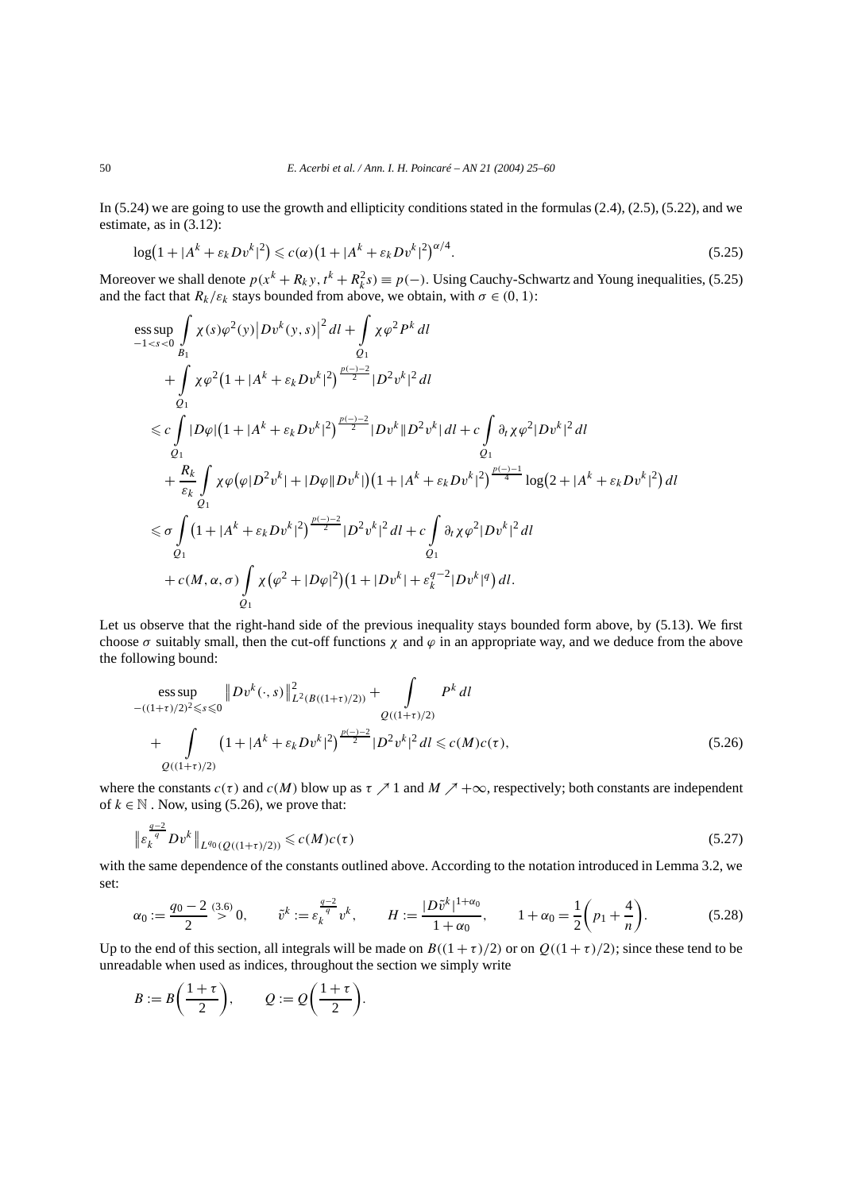In (5.24) we are going to use the growth and ellipticity conditions stated in the formulas (2.4), (2.5), (5.22), and we estimate, as in (3.12):

$$\log\left(1+|A^k+\varepsilon_k Dv^k|^2\right) \leqslant c(\alpha)\left(1+|A^k+\varepsilon_k Dv^k|^2\right)^{\alpha/4}. \tag{5.25}$$

Moreover we shall denote $p(x^k+R_k y, t^k+R_k^2 s) \equiv p(-)$. Using Cauchy-Schwartz and Young inequalities, (5.25) and the fact that $R_k/\varepsilon_k$ stays bounded from above, we obtain, with $\sigma \in (0,1)$:

$$\begin{aligned}
&\operatorname*{ess\,sup}_{-1<s<0} \int_{B_1} \chi(s)\varphi^2(y)\left|Dv^k(y,s)\right|^2 dl + \int_{Q_1} \chi\varphi^2 P^k\, dl \\
&\quad + \int_{Q_1} \chi\varphi^2\left(1+|A^k+\varepsilon_k Dv^k|^2\right)^{\frac{p(-)-2}{2}}|D^2v^k|^2\, dl \\
&\leqslant c\int_{Q_1} |D\varphi|\left(1+|A^k+\varepsilon_k Dv^k|^2\right)^{\frac{p(-)-2}{2}}|Dv^k\|D^2v^k|\, dl + c\int_{Q_1} \partial_t\chi\varphi^2|Dv^k|^2\, dl \\
&\quad + \frac{R_k}{\varepsilon_k}\int_{Q_1} \chi\varphi\left(\varphi|D^2v^k| + |D\varphi\|Dv^k|\right)\left(1+|A^k+\varepsilon_k Dv^k|^2\right)^{\frac{p(-)-1}{4}}\log\left(2+|A^k+\varepsilon_k Dv^k|^2\right) dl \\
&\leqslant \sigma\int_{Q_1} \left(1+|A^k+\varepsilon_k Dv^k|^2\right)^{\frac{p(-)-2}{2}}|D^2v^k|^2\, dl + c\int_{Q_1} \partial_t\chi\varphi^2|Dv^k|^2\, dl \\
&\quad + c(M,\alpha,\sigma)\int_{Q_1} \chi\left(\varphi^2+|D\varphi|^2\right)\left(1+|Dv^k| + \varepsilon_k^{q-2}|Dv^k|^q\right) dl.
\end{aligned}$$

Let us observe that the right-hand side of the previous inequality stays bounded form above, by (5.13). We first choose $\sigma$ suitably small, then the cut-off functions $\chi$ and $\varphi$ in an appropriate way, and we deduce from the above the following bound:

$$\begin{aligned}
&\operatorname*{ess\,sup}_{-((1+\tau)/2)^2\leqslant s\leqslant 0} \left\|Dv^k(\cdot,s)\right\|^2_{L^2(B((1+\tau)/2))} + \int_{Q((1+\tau)/2)} P^k\, dl \\
&\quad + \int_{Q((1+\tau)/2)} \left(1+|A^k+\varepsilon_k Dv^k|^2\right)^{\frac{p(-)-2}{2}}|D^2v^k|^2\, dl \leqslant c(M)c(\tau),
\end{aligned} \tag{5.26}$$

where the constants $c(\tau)$ and $c(M)$ blow up as $\tau \nearrow 1$ and $M \nearrow +\infty$, respectively; both constants are independent of $k \in \mathbb{N}$ . Now, using (5.26), we prove that:

$$\left\|\varepsilon_k^{\frac{q-2}{q}} Dv^k\right\|_{L^{q_0}(Q((1+\tau)/2))} \leqslant c(M)c(\tau) \tag{5.27}$$

with the same dependence of the constants outlined above. According to the notation introduced in Lemma 3.2, we set:

$$\alpha_0 := \frac{q_0-2}{2} \overset{(3.6)}{>} 0, \qquad \tilde v^k := \varepsilon_k^{\frac{q-2}{q}} v^k, \qquad H := \frac{|D\tilde v^k|^{1+\alpha_0}}{1+\alpha_0}, \qquad 1+\alpha_0 = \frac{1}{2}\left(p_1+\frac{4}{n}\right). \tag{5.28}$$

Up to the end of this section, all integrals will be made on $B((1+\tau)/2)$ or on $Q((1+\tau)/2)$; since these tend to be unreadable when used as indices, throughout the section we simply write

$$B := B\left(\frac{1+\tau}{2}\right), \qquad Q := Q\left(\frac{1+\tau}{2}\right).$$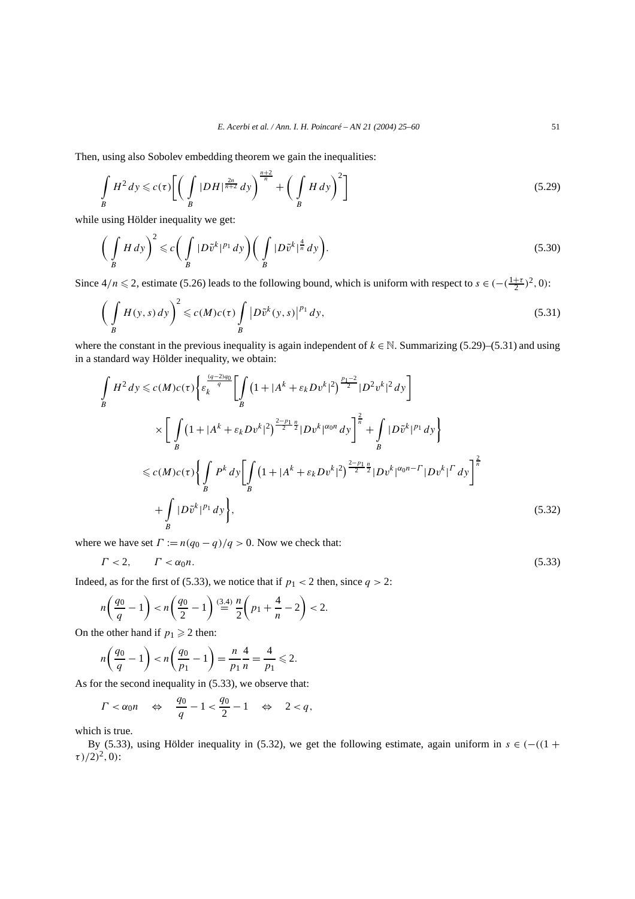Then, using also Sobolev embedding theorem we gain the inequalities:

$$\int_B H^2\,dy \leqslant c(\tau)\left[\left(\int_B |DH|^{\frac{2n}{n+2}}\,dy\right)^{\frac{n+2}{n}} + \left(\int_B H\,dy\right)^2\right] \tag{5.29}$$

while using Hölder inequality we get:

$$\left(\int_B H\,dy\right)^2 \leqslant c\left(\int_B |D\tilde{v}^k|^{p_1}\,dy\right)\left(\int_B |D\tilde{v}^k|^{\frac{4}{n}}\,dy\right). \tag{5.30}$$

Since $4/n \leqslant 2$, estimate (5.26) leads to the following bound, which is uniform with respect to $s \in (-(\frac{1+\tau}{2})^2, 0)$:

$$\left(\int_B H(y,s)\,dy\right)^2 \leqslant c(M)c(\tau)\int_B \left|D\tilde{v}^k(y,s)\right|^{p_1}dy, \tag{5.31}$$

where the constant in the previous inequality is again independent of $k \in \mathbb{N}$. Summarizing (5.29)–(5.31) and using in a standard way Hölder inequality, we obtain:

$$\begin{aligned}
\int_B H^2\,dy &\leqslant c(M)c(\tau)\Bigg\{\varepsilon_k^{\frac{(q-2)q_0}{q}}\left[\int_B \left(1+|A^k+\varepsilon_k Dv^k|^2\right)^{\frac{p_1-2}{2}}|D^2v^k|^2\,dy\right] \\
&\quad\times\left[\int_B \left(1+|A^k+\varepsilon_k Dv^k|^2\right)^{\frac{2-p_1}{2}\frac{n}{2}}|Dv^k|^{\alpha_0 n}\,dy\right]^{\frac{2}{n}} + \int_B |D\tilde{v}^k|^{p_1}\,dy\Bigg\} \\
&\leqslant c(M)c(\tau)\Bigg\{\int_B P^k\,dy\left[\int_B \left(1+|A^k+\varepsilon_k Dv^k|^2\right)^{\frac{2-p_1}{2}\frac{n}{2}}|Dv^k|^{\alpha_0 n-\Gamma}|Dv^k|^{\Gamma}\,dy\right]^{\frac{2}{n}} \\
&\quad+\int_B |D\tilde{v}^k|^{p_1}\,dy\Bigg\},
\end{aligned} \tag{5.32}$$

where we have set $\Gamma := n(q_0-q)/q > 0$. Now we check that:

$$\Gamma < 2, \qquad \Gamma < \alpha_0 n. \tag{5.33}$$

Indeed, as for the first of (5.33), we notice that if $p_1 < 2$ then, since $q > 2$:

$$n\left(\frac{q_0}{q}-1\right) < n\left(\frac{q_0}{2}-1\right) \overset{(3.4)}{=} \frac{n}{2}\left(p_1+\frac{4}{n}-2\right) < 2.$$

On the other hand if $p_1 \geqslant 2$ then:

$$n\left(\frac{q_0}{q}-1\right) < n\left(\frac{q_0}{p_1}-1\right) = \frac{n}{p_1}\frac{4}{n} = \frac{4}{p_1} \leqslant 2.$$

As for the second inequality in (5.33), we observe that:

$$\Gamma < \alpha_0 n \quad\Leftrightarrow\quad \frac{q_0}{q}-1 < \frac{q_0}{2}-1 \quad\Leftrightarrow\quad 2 < q,$$

which is true.

By (5.33), using Hölder inequality in (5.32), we get the following estimate, again uniform in $s \in (-((1+\tau)/2)^2, 0)$: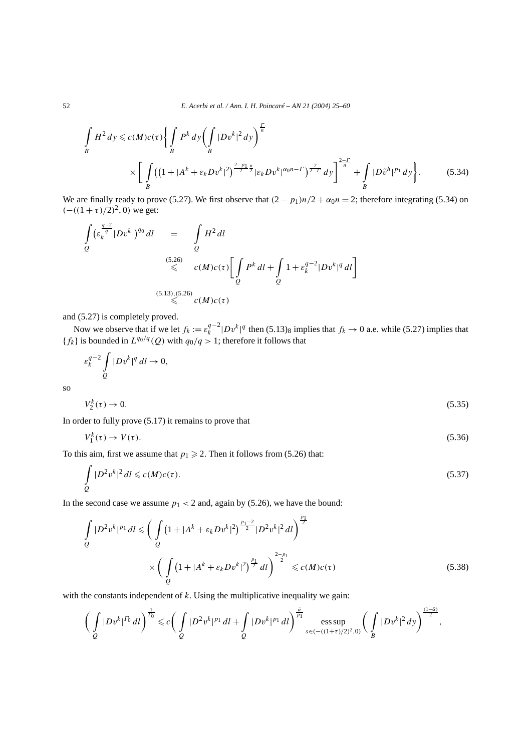$$\int_B H^2\,dy \leqslant c(M)c(\tau)\left\{\int_B P^k\,dy\left(\int_B |Dv^k|^2\,dy\right)^{\frac{\Gamma}{n}}\right.$$
$$\left.\times\left[\int_B \left(\left(1+|A^k+\varepsilon_k Dv^k|^2\right)^{\frac{2-p_1}{2}\frac{n}{2}}|\varepsilon_k Dv^k|^{\alpha_0 n-\Gamma}\right)^{\frac{2}{2-\Gamma}}dy\right]^{\frac{2-\Gamma}{n}}+\int_B |D\tilde{v}^h|^{p_1}\,dy\right\}. \tag{5.34}$$

We are finally ready to prove (5.27). We first observe that $(2-p_1)n/2+\alpha_0 n=2$; therefore integrating (5.34) on $(-((1+\tau)/2)^2,0)$ we get:

$$\int_Q \left(\varepsilon_k^{\frac{q-2}{q}}|Dv^k|\right)^{q_0}dl \quad = \quad \int_Q H^2\,dl$$
$$\overset{(5.26)}{\leqslant} \quad c(M)c(\tau)\left[\int_Q P^k\,dl+\int_Q 1+\varepsilon_k^{q-2}|Dv^k|^q\,dl\right]$$
$$\overset{(5.13),(5.26)}{\leqslant} \quad c(M)c(\tau)$$

and (5.27) is completely proved.

Now we observe that if we let $f_k:=\varepsilon_k^{q-2}|Dv^k|^q$ then $(5.13)_8$ implies that $f_k\to 0$ a.e. while (5.27) implies that $\{f_k\}$ is bounded in $L^{q_0/q}(Q)$ with $q_0/q>1$; therefore it follows that

$$\varepsilon_k^{q-2}\int_Q |Dv^k|^q\,dl\to 0,$$

so

$$V_2^k(\tau)\to 0. \tag{5.35}$$

In order to fully prove (5.17) it remains to prove that

$$V_1^k(\tau)\to V(\tau). \tag{5.36}$$

To this aim, first we assume that $p_1\geqslant 2$. Then it follows from (5.26) that:

$$\int_Q |D^2v^k|^2\,dl\leqslant c(M)c(\tau). \tag{5.37}$$

In the second case we assume $p_1<2$ and, again by (5.26), we have the bound:

$$\int_Q |D^2v^k|^{p_1}\,dl\leqslant\left(\int_Q \left(1+|A^k+\varepsilon_k Dv^k|^2\right)^{\frac{p_1-2}{2}}|D^2v^k|^2\,dl\right)^{\frac{p_1}{2}}$$
$$\times\left(\int_Q \left(1+|A^k+\varepsilon_k Dv^k|^2\right)^{\frac{p_1}{2}}dl\right)^{\frac{2-p_1}{2}}\leqslant c(M)c(\tau) \tag{5.38}$$

with the constants independent of $k$. Using the multiplicative inequality we gain:

$$\left(\int_Q |Dv^k|^{\Gamma_0}\,dl\right)^{\frac{1}{\Gamma_0}}\leqslant c\left(\int_Q |D^2v^k|^{p_1}\,dl+\int_Q |Dv^k|^{p_1}\,dl\right)^{\frac{\hat{\alpha}}{p_1}}\operatorname*{ess\,sup}_{s\in(-((1+\tau)/2)^2,0)}\left(\int_B |Dv^k|^2\,dy\right)^{\frac{(1-\hat{\alpha})}{2}},$$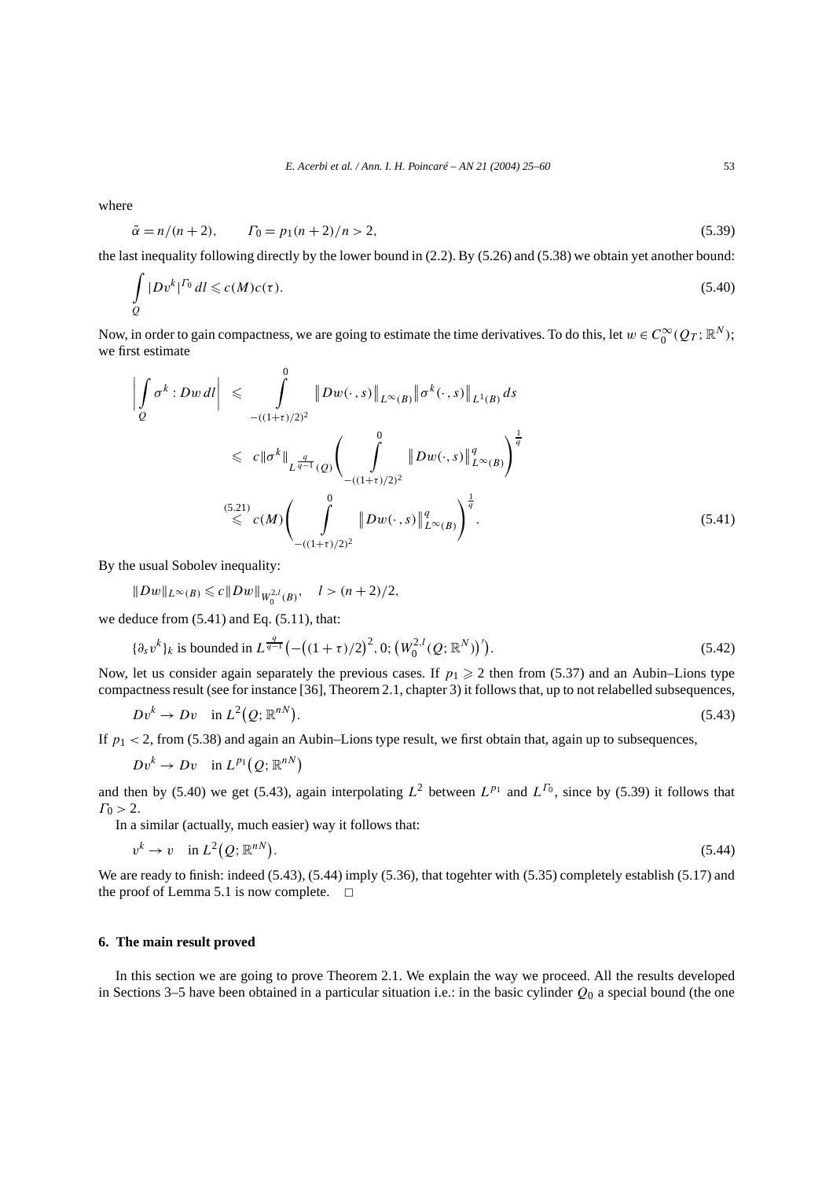where

$$\tilde{\alpha} = n/(n+2), \qquad \Gamma_0 = p_1(n+2)/n > 2, \tag{5.39}$$

the last inequality following directly by the lower bound in (2.2). By (5.26) and (5.38) we obtain yet another bound:

$$\int_Q |Dv^k|^{\Gamma_0}\, dl \leqslant c(M)c(\tau). \tag{5.40}$$

Now, in order to gain compactness, we are going to estimate the time derivatives. To do this, let $w \in C_0^\infty(Q_T; \mathbb{R}^N)$; we first estimate

$$\begin{aligned}
\left| \int_Q \sigma^k : Dw\, dl \right| &\leqslant \int_{-((1+\tau)/2)^2}^{0} \big\| Dw(\cdot, s) \big\|_{L^\infty(B)} \big\| \sigma^k(\cdot, s) \big\|_{L^1(B)}\, ds \\
&\leqslant c \|\sigma^k\|_{L^{\frac{q}{q-1}}(Q)} \left( \int_{-((1+\tau)/2)^2}^{0} \big\| Dw(\cdot, s) \big\|_{L^\infty(B)}^q \right)^{\frac{1}{q}} \\
&\overset{(5.21)}{\leqslant} c(M) \left( \int_{-((1+\tau)/2)^2}^{0} \big\| Dw(\cdot, s) \big\|_{L^\infty(B)}^q \right)^{\frac{1}{q}}.
\end{aligned} \tag{5.41}$$

By the usual Sobolev inequality:

$$\|Dw\|_{L^\infty(B)} \leqslant c \|Dw\|_{W_0^{2,l}(B)}, \quad l > (n+2)/2,$$

we deduce from (5.41) and Eq. (5.11), that:

$$\{\partial_s v^k\}_k \text{ is bounded in } L^{\frac{q}{q-1}}\big( -\big((1+\tau)/2\big)^2, 0; \big(W_0^{2,l}(Q; \mathbb{R}^N)\big)' \big). \tag{5.42}$$

Now, let us consider again separately the previous cases. If $p_1 \geqslant 2$ then from (5.37) and an Aubin–Lions type compactness result (see for instance [36], Theorem 2.1, chapter 3) it follows that, up to not relabelled subsequences,

$$Dv^k \to Dv \quad \text{in } L^2\big(Q; \mathbb{R}^{nN}\big). \tag{5.43}$$

If $p_1 < 2$, from (5.38) and again an Aubin–Lions type result, we first obtain that, again up to subsequences,

$$Dv^k \to Dv \quad \text{in } L^{p_1}\big(Q; \mathbb{R}^{nN}\big)$$

and then by (5.40) we get (5.43), again interpolating $L^2$ between $L^{p_1}$ and $L^{\Gamma_0}$, since by (5.39) it follows that $\Gamma_0 > 2$.

In a similar (actually, much easier) way it follows that:

$$v^k \to v \quad \text{in } L^2\big(Q; \mathbb{R}^{nN}\big). \tag{5.44}$$

We are ready to finish: indeed (5.43), (5.44) imply (5.36), that togehter with (5.35) completely establish (5.17) and the proof of Lemma 5.1 is now complete. □

## 6. The main result proved

In this section we are going to prove Theorem 2.1. We explain the way we proceed. All the results developed in Sections 3–5 have been obtained in a particular situation i.e.: in the basic cylinder $Q_0$ a special bound (the one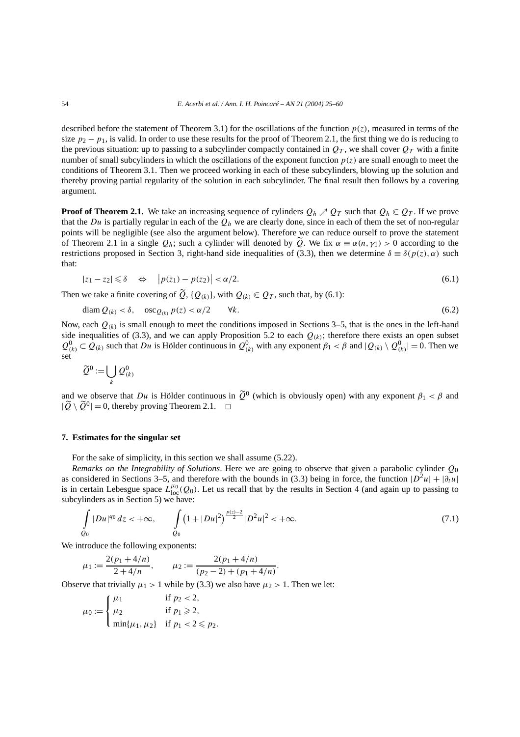described before the statement of Theorem 3.1) for the oscillations of the function $p(z)$, measured in terms of the size $p_2 - p_1$, is valid. In order to use these results for the proof of Theorem 2.1, the first thing we do is reducing to the previous situation: up to passing to a subcylinder compactly contained in $Q_T$, we shall cover $Q_T$ with a finite number of small subcylinders in which the oscillations of the exponent function $p(z)$ are small enough to meet the conditions of Theorem 3.1. Then we proceed working in each of these subcylinders, blowing up the solution and thereby proving partial regularity of the solution in each subcylinder. The final result then follows by a covering argument.

**Proof of Theorem 2.1.** We take an increasing sequence of cylinders $Q_h \nearrow Q_T$ such that $Q_h \Subset Q_T$. If we prove that the $Du$ is partially regular in each of the $Q_h$ we are clearly done, since in each of them the set of non-regular points will be negligible (see also the argument below). Therefore we can reduce ourself to prove the statement of Theorem 2.1 in a single $Q_h$; such a cylinder will denoted by $\widetilde{Q}$. We fix $\alpha \equiv \alpha(n, \gamma_1) > 0$ according to the restrictions proposed in Section 3, right-hand side inequalities of (3.3), then we determine $\delta \equiv \delta(p(z), \alpha)$ such that:

$$|z_1 - z_2| \leqslant \delta \quad \Leftrightarrow \quad \big|p(z_1) - p(z_2)\big| < \alpha/2. \tag{6.1}$$

Then we take a finite covering of $\widetilde{Q}$, $\{Q_{(k)}\}$, with $Q_{(k)} \Subset Q_T$, such that, by (6.1):

$$\operatorname{diam} Q_{(k)} < \delta, \quad \operatorname{osc}_{Q_{(k)}} p(z) < \alpha/2 \qquad \forall k. \tag{6.2}$$

Now, each $Q_{(k)}$ is small enough to meet the conditions imposed in Sections 3–5, that is the ones in the left-hand side inequalities of (3.3), and we can apply Proposition 5.2 to each $Q_{(k)}$; therefore there exists an open subset $Q^0_{(k)} \subset Q_{(k)}$ such that $Du$ is Hölder continuous in $Q^0_{(k)}$ with any exponent $\beta_1 < \beta$ and $|Q_{(k)} \setminus Q^0_{(k)}| = 0$. Then we set

$$\widetilde{Q}^0 := \bigcup_k Q^0_{(k)}$$

and we observe that $Du$ is Hölder continuous in $\widetilde{Q}^0$ (which is obviously open) with any exponent $\beta_1 < \beta$ and $|\widetilde{Q} \setminus \widetilde{Q}^0| = 0$, thereby proving Theorem 2.1. $\square$

## 7. Estimates for the singular set

For the sake of simplicity, in this section we shall assume (5.22).

*Remarks on the Integrability of Solutions*. Here we are going to observe that given a parabolic cylinder $Q_0$ as considered in Sections 3–5, and therefore with the bounds in (3.3) being in force, the function $|D^2u| + |\partial_t u|$ is in certain Lebesgue space $L^{\mu_0}_{\mathrm{loc}}(Q_0)$. Let us recall that by the results in Section 4 (and again up to passing to subcylinders as in Section 5) we have:

$$\int\limits_{Q_0} |Du|^{q_0}\, dz < +\infty, \qquad \int\limits_{Q_0} \big(1 + |Du|^2\big)^{\frac{p(z)-2}{2}} |D^2u|^2 < +\infty. \tag{7.1}$$

We introduce the following exponents:

$$\mu_1 := \frac{2(p_1 + 4/n)}{2 + 4/n}, \qquad \mu_2 := \frac{2(p_1 + 4/n)}{(p_2 - 2) + (p_1 + 4/n)}.$$

Observe that trivially $\mu_1 > 1$ while by (3.3) we also have $\mu_2 > 1$. Then we let:

$$\mu_0 := \begin{cases} \mu_1 & \text{if } p_2 < 2, \\ \mu_2 & \text{if } p_1 \geqslant 2, \\ \min\{\mu_1, \mu_2\} & \text{if } p_1 < 2 \leqslant p_2. \end{cases}$$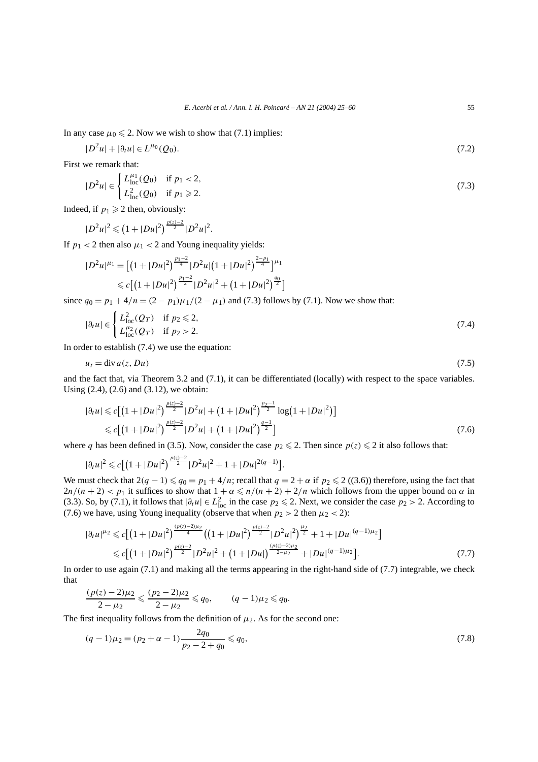In any case $\mu_0 \leqslant 2$. Now we wish to show that (7.1) implies:

$$|D^2 u| + |\partial_t u| \in L^{\mu_0}(Q_0). \tag{7.2}$$

First we remark that:

$$|D^2 u| \in \begin{cases} L^{\mu_1}_{\text{loc}}(Q_0) & \text{if } p_1 < 2, \\ L^2_{\text{loc}}(Q_0) & \text{if } p_1 \geqslant 2. \end{cases} \tag{7.3}$$

Indeed, if $p_1 \geqslant 2$ then, obviously:

$$|D^2 u|^2 \leqslant \left(1 + |Du|^2\right)^{\frac{p(z)-2}{2}} |D^2 u|^2.$$

If $p_1 < 2$ then also $\mu_1 < 2$ and Young inequality yields:

$$\begin{aligned} |D^2 u|^{\mu_1} &= \left[\left(1 + |Du|^2\right)^{\frac{p_1-2}{4}} |D^2 u| \left(1 + |Du|^2\right)^{\frac{2-p_1}{4}}\right]^{\mu_1} \\ &\leqslant c\left[\left(1 + |Du|^2\right)^{\frac{p_1-2}{2}} |D^2 u|^2 + \left(1 + |Du|^2\right)^{\frac{q_0}{2}}\right] \end{aligned}$$

since $q_0 = p_1 + 4/n = (2 - p_1)\mu_1/(2 - \mu_1)$ and (7.3) follows by (7.1). Now we show that:

$$|\partial_t u| \in \begin{cases} L^2_{\text{loc}}(Q_T) & \text{if } p_2 \leqslant 2, \\ L^{\mu_2}_{\text{loc}}(Q_T) & \text{if } p_2 > 2. \end{cases} \tag{7.4}$$

In order to establish (7.4) we use the equation:

$$u_t = \operatorname{div} a(z, Du) \tag{7.5}$$

and the fact that, via Theorem 3.2 and (7.1), it can be differentiated (locally) with respect to the space variables. Using (2.4), (2.6) and (3.12), we obtain:

$$\begin{aligned} |\partial_t u| &\leqslant c\left[\left(1 + |Du|^2\right)^{\frac{p(z)-2}{2}} |D^2 u| + \left(1 + |Du|^2\right)^{\frac{p_2-1}{2}} \log\left(1 + |Du|^2\right)\right] \\ &\leqslant c\left[\left(1 + |Du|^2\right)^{\frac{p(z)-2}{2}} |D^2 u| + \left(1 + |Du|^2\right)^{\frac{q-1}{2}}\right] \end{aligned} \tag{7.6}$$

where $q$ has been defined in (3.5). Now, consider the case $p_2 \leqslant 2$. Then since $p(z) \leqslant 2$ it also follows that:

$$|\partial_t u|^2 \leqslant c\left[\left(1 + |Du|^2\right)^{\frac{p(z)-2}{2}} |D^2 u|^2 + 1 + |Du|^{2(q-1)}\right].$$

We must check that $2(q-1) \leqslant q_0 = p_1 + 4/n$; recall that $q = 2 + \alpha$ if $p_2 \leqslant 2$ ((3.6)) therefore, using the fact that $2n/(n+2) < p_1$ it suffices to show that $1 + \alpha \leqslant n/(n+2) + 2/n$ which follows from the upper bound on $\alpha$ in (3.3). So, by (7.1), it follows that $|\partial_t u| \in L^2_{\text{loc}}$ in the case $p_2 \leqslant 2$. Next, we consider the case $p_2 > 2$. According to (7.6) we have, using Young inequality (observe that when $p_2 > 2$ then $\mu_2 < 2$):

$$\begin{aligned} |\partial_t u|^{\mu_2} &\leqslant c\left[\left(1 + |Du|^2\right)^{\frac{(p(z)-2)\mu_2}{4}} \left(\left(1 + |Du|^2\right)^{\frac{p(z)-2}{2}} |D^2 u|^2\right)^{\frac{\mu_2}{2}} + 1 + |Du|^{(q-1)\mu_2}\right] \\ &\leqslant c\left[\left(1 + |Du|^2\right)^{\frac{p(z)-2}{2}} |D^2 u|^2 + \left(1 + |Du|\right)^{\frac{(p(z)-2)\mu_2}{2-\mu_2}} + |Du|^{(q-1)\mu_2}\right]. \end{aligned} \tag{7.7}$$

In order to use again (7.1) and making all the terms appearing in the right-hand side of (7.7) integrable, we check that

$$\frac{(p(z)-2)\mu_2}{2-\mu_2} \leqslant \frac{(p_2-2)\mu_2}{2-\mu_2} \leqslant q_0, \qquad (q-1)\mu_2 \leqslant q_0.$$

The first inequality follows from the definition of $\mu_2$. As for the second one:

$$(q-1)\mu_2 = (p_2 + \alpha - 1)\frac{2q_0}{p_2 - 2 + q_0} \leqslant q_0, \tag{7.8}$$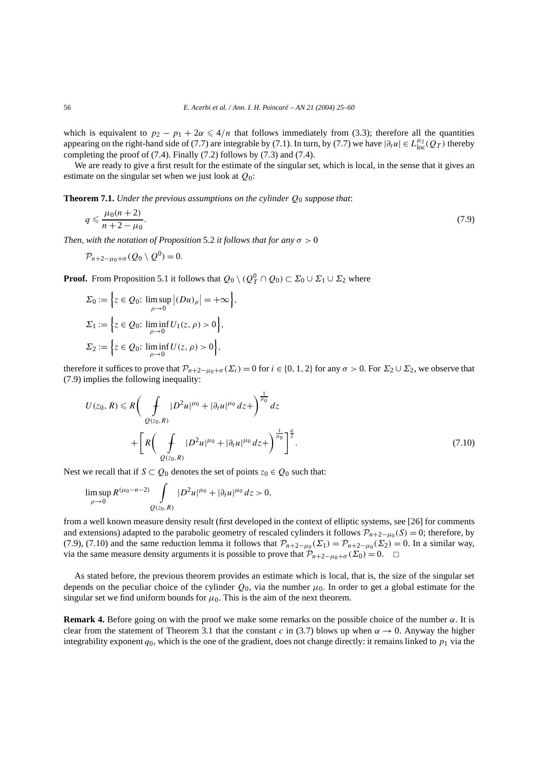which is equivalent to $p_2 - p_1 + 2\alpha \leqslant 4/n$ that follows immediately from (3.3); therefore all the quantities appearing on the right-hand side of (7.7) are integrable by (7.1). In turn, by (7.7) we have $|\partial_t u| \in L^{\mu_2}_{\mathrm{loc}}(Q_T)$ thereby completing the proof of (7.4). Finally (7.2) follows by (7.3) and (7.4).

We are ready to give a first result for the estimate of the singular set, which is local, in the sense that it gives an estimate on the singular set when we just look at $Q_0$:

**Theorem 7.1.** *Under the previous assumptions on the cylinder $Q_0$ suppose that*:

$$q \leqslant \frac{\mu_0(n+2)}{n+2-\mu_0}. \tag{7.9}$$

*Then, with the notation of Proposition* 5.2 *it follows that for any $\sigma > 0$*

$$\mathcal{P}_{n+2-\mu_0+\sigma}(Q_0 \setminus Q^0) = 0.$$

**Proof.** From Proposition 5.1 it follows that $Q_0 \setminus (Q_T^0 \cap Q_0) \subset \Sigma_0 \cup \Sigma_1 \cup \Sigma_2$ where

$$\Sigma_0 := \Big\{ z \in Q_0 \colon \limsup_{\rho \to 0} \big|(Du)_\rho\big| = +\infty \Big\},$$

$$\Sigma_1 := \Big\{ z \in Q_0 \colon \liminf_{\rho \to 0} U_1(z, \rho) > 0 \Big\},$$

$$\Sigma_2 := \Big\{ z \in Q_0 \colon \liminf_{\rho \to 0} U(z, \rho) > 0 \Big\},$$

therefore it suffices to prove that $\mathcal{P}_{n+2-\mu_0+\sigma}(\Sigma_i) = 0$ for $i \in \{0, 1, 2\}$ for any $\sigma > 0$. For $\Sigma_2 \cup \Sigma_2$, we observe that (7.9) implies the following inequality:

$$U(z_0, R) \leqslant R\bigg( \fint_{Q(z_0,R)} |D^2 u|^{\mu_0} + |\partial_t u|^{\mu_0}\, dz + \bigg)^{\frac{1}{\mu_0}} dz + \bigg[ R\bigg( \fint_{Q(z_0,R)} |D^2 u|^{\mu_0} + |\partial_t u|^{\mu_0}\, dz + \bigg)^{\frac{1}{\mu_0}} \bigg]^{\frac{q}{2}}. \tag{7.10}$$

Nest we recall that if $S \subset Q_0$ denotes the set of points $z_0 \in Q_0$ such that:

$$\limsup_{\rho \to 0} R^{(\mu_0 - n - 2)} \int_{Q(z_0,R)} |D^2 u|^{\mu_0} + |\partial_t u|^{\mu_0}\, dz > 0,$$

from a well known measure density result (first developed in the context of elliptic systems, see [26] for comments and extensions) adapted to the parabolic geometry of rescaled cylinders it follows $\mathcal{P}_{n+2-\mu_0}(S) = 0$; therefore, by (7.9), (7.10) and the same reduction lemma it follows that $\mathcal{P}_{n+2-\mu_0}(\Sigma_1) = \mathcal{P}_{n+2-\mu_0}(\Sigma_2) = 0$. In a similar way, via the same measure density arguments it is possible to prove that $\mathcal{P}_{n+2-\mu_0+\sigma}(\Sigma_0) = 0$. $\square$

As stated before, the previous theorem provides an estimate which is local, that is, the size of the singular set depends on the peculiar choice of the cylinder $Q_0$, via the number $\mu_0$. In order to get a global estimate for the singular set we find uniform bounds for $\mu_0$. This is the aim of the next theorem.

**Remark 4.** Before going on with the proof we make some remarks on the possible choice of the number $\alpha$. It is clear from the statement of Theorem 3.1 that the constant $c$ in (3.7) blows up when $\alpha \to 0$. Anyway the higher integrability exponent $q_0$, which is the one of the gradient, does not change directly: it remains linked to $p_1$ via the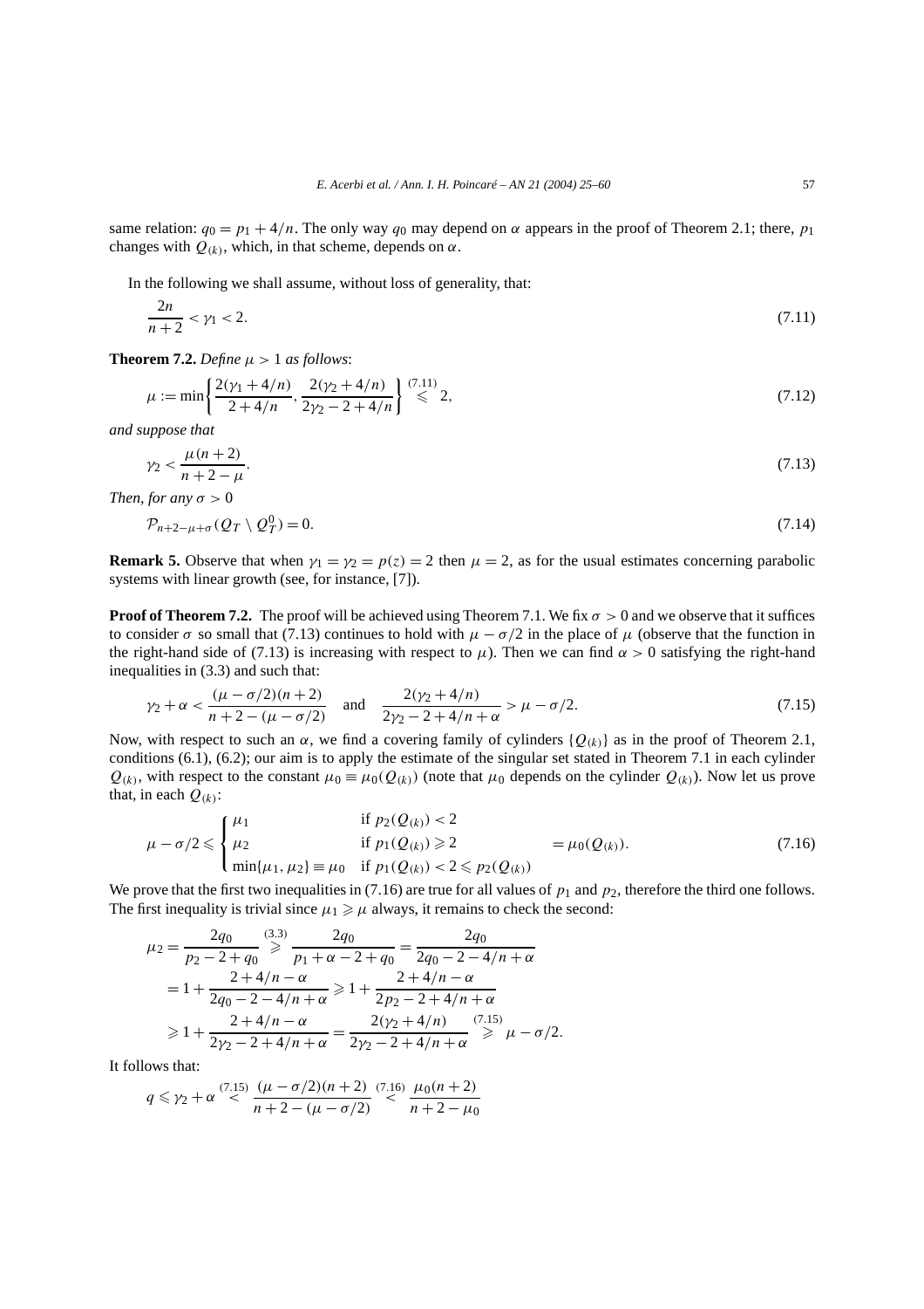same relation: $q_0 = p_1 + 4/n$. The only way $q_0$ may depend on $\alpha$ appears in the proof of Theorem 2.1; there, $p_1$ changes with $Q_{(k)}$, which, in that scheme, depends on $\alpha$.

In the following we shall assume, without loss of generality, that:

$$\frac{2n}{n+2} < \gamma_1 < 2. \tag{7.11}$$

**Theorem 7.2.** *Define $\mu > 1$ as follows*:

$$\mu := \min\left\{\frac{2(\gamma_1 + 4/n)}{2 + 4/n}, \frac{2(\gamma_2 + 4/n)}{2\gamma_2 - 2 + 4/n}\right\} \overset{(7.11)}{\leqslant} 2, \tag{7.12}$$

*and suppose that*

$$\gamma_2 < \frac{\mu(n+2)}{n+2-\mu}. \tag{7.13}$$

*Then, for any $\sigma > 0$*

$$\mathcal{P}_{n+2-\mu+\sigma}(Q_T \setminus Q_T^0) = 0. \tag{7.14}$$

**Remark 5.** Observe that when $\gamma_1 = \gamma_2 = p(z) = 2$ then $\mu = 2$, as for the usual estimates concerning parabolic systems with linear growth (see, for instance, [7]).

**Proof of Theorem 7.2.** The proof will be achieved using Theorem 7.1. We fix $\sigma > 0$ and we observe that it suffices to consider $\sigma$ so small that (7.13) continues to hold with $\mu - \sigma/2$ in the place of $\mu$ (observe that the function in the right-hand side of (7.13) is increasing with respect to $\mu$). Then we can find $\alpha > 0$ satisfying the right-hand inequalities in (3.3) and such that:

$$\gamma_2 + \alpha < \frac{(\mu - \sigma/2)(n+2)}{n+2-(\mu - \sigma/2)} \quad \text{and} \quad \frac{2(\gamma_2 + 4/n)}{2\gamma_2 - 2 + 4/n + \alpha} > \mu - \sigma/2. \tag{7.15}$$

Now, with respect to such an $\alpha$, we find a covering family of cylinders $\{Q_{(k)}\}$ as in the proof of Theorem 2.1, conditions (6.1), (6.2); our aim is to apply the estimate of the singular set stated in Theorem 7.1 in each cylinder $Q_{(k)}$, with respect to the constant $\mu_0 \equiv \mu_0(Q_{(k)})$ (note that $\mu_0$ depends on the cylinder $Q_{(k)}$). Now let us prove that, in each $Q_{(k)}$:

$$\mu - \sigma/2 \leqslant \begin{cases} \mu_1 & \text{if } p_2(Q_{(k)}) < 2 \\ \mu_2 & \text{if } p_1(Q_{(k)}) \geqslant 2 \\ \min\{\mu_1, \mu_2\} \equiv \mu_0 & \text{if } p_1(Q_{(k)}) < 2 \leqslant p_2(Q_{(k)}) \end{cases} = \mu_0(Q_{(k)}). \tag{7.16}$$

We prove that the first two inequalities in (7.16) are true for all values of $p_1$ and $p_2$, therefore the third one follows. The first inequality is trivial since $\mu_1 \geqslant \mu$ always, it remains to check the second:

$$\begin{aligned}
\mu_2 &= \frac{2q_0}{p_2 - 2 + q_0} \overset{(3.3)}{\geqslant} \frac{2q_0}{p_1 + \alpha - 2 + q_0} = \frac{2q_0}{2q_0 - 2 - 4/n + \alpha} \\
&= 1 + \frac{2 + 4/n - \alpha}{2q_0 - 2 - 4/n + \alpha} \geqslant 1 + \frac{2 + 4/n - \alpha}{2p_2 - 2 + 4/n + \alpha} \\
&\geqslant 1 + \frac{2 + 4/n - \alpha}{2\gamma_2 - 2 + 4/n + \alpha} = \frac{2(\gamma_2 + 4/n)}{2\gamma_2 - 2 + 4/n + \alpha} \overset{(7.15)}{\geqslant} \mu - \sigma/2.
\end{aligned}$$

It follows that:

$$q \leqslant \gamma_2 + \alpha \overset{(7.15)}{<} \frac{(\mu - \sigma/2)(n+2)}{n+2-(\mu - \sigma/2)} \overset{(7.16)}{<} \frac{\mu_0(n+2)}{n+2-\mu_0}$$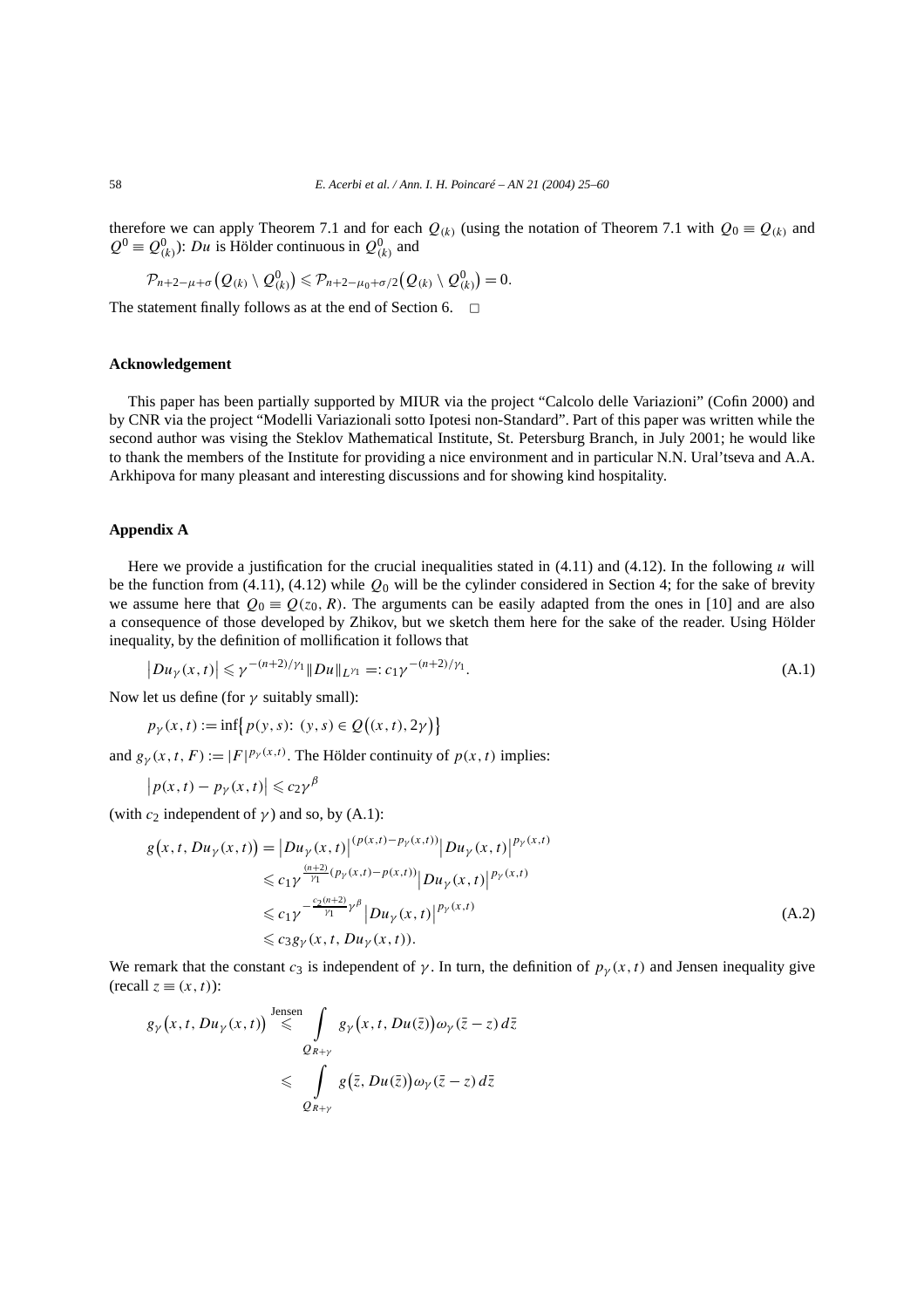therefore we can apply Theorem 7.1 and for each $Q_{(k)}$ (using the notation of Theorem 7.1 with $Q_0 \equiv Q_{(k)}$ and $Q^0 \equiv Q^0_{(k)}$): $Du$ is Hölder continuous in $Q^0_{(k)}$ and

$$\mathcal{P}_{n+2-\mu+\sigma}\big(Q_{(k)} \setminus Q^0_{(k)}\big) \leqslant \mathcal{P}_{n+2-\mu_0+\sigma/2}\big(Q_{(k)} \setminus Q^0_{(k)}\big) = 0.$$

The statement finally follows as at the end of Section 6. $\square$

## Acknowledgement

This paper has been partially supported by MIUR via the project "Calcolo delle Variazioni" (Cofin 2000) and by CNR via the project "Modelli Variazionali sotto Ipotesi non-Standard". Part of this paper was written while the second author was vising the Steklov Mathematical Institute, St. Petersburg Branch, in July 2001; he would like to thank the members of the Institute for providing a nice environment and in particular N.N. Ural'tseva and A.A. Arkhipova for many pleasant and interesting discussions and for showing kind hospitality.

## Appendix A

Here we provide a justification for the crucial inequalities stated in (4.11) and (4.12). In the following $u$ will be the function from (4.11), (4.12) while $Q_0$ will be the cylinder considered in Section 4; for the sake of brevity we assume here that $Q_0 \equiv Q(z_0, R)$. The arguments can be easily adapted from the ones in [10] and are also a consequence of those developed by Zhikov, but we sketch them here for the sake of the reader. Using Hölder inequality, by the definition of mollification it follows that

$$\big|Du_\gamma(x,t)\big| \leqslant \gamma^{-(n+2)/\gamma_1}\|Du\|_{L^{\gamma_1}} =: c_1\gamma^{-(n+2)/\gamma_1}. \tag{A.1}$$

Now let us define (for $\gamma$ suitably small):

$$p_\gamma(x,t) := \inf\big\{p(y,s)\colon\ (y,s) \in Q\big((x,t), 2\gamma\big)\big\}$$

and $g_\gamma(x,t,F) := |F|^{p_\gamma(x,t)}$. The Hölder continuity of $p(x,t)$ implies:

$$\big|p(x,t) - p_\gamma(x,t)\big| \leqslant c_2\gamma^\beta$$

(with $c_2$ independent of $\gamma$) and so, by (A.1):

$$\begin{aligned}
g\big(x,t,Du_\gamma(x,t)\big) &= \big|Du_\gamma(x,t)\big|^{(p(x,t)-p_\gamma(x,t))}\big|Du_\gamma(x,t)\big|^{p_\gamma(x,t)}\\
&\leqslant c_1\gamma^{\frac{(n+2)}{\gamma_1}(p_\gamma(x,t)-p(x,t))}\big|Du_\gamma(x,t)\big|^{p_\gamma(x,t)}\\
&\leqslant c_1\gamma^{-\frac{c_2(n+2)}{\gamma_1}\gamma^\beta}\big|Du_\gamma(x,t)\big|^{p_\gamma(x,t)}\\
&\leqslant c_3 g_\gamma(x,t,Du_\gamma(x,t)).
\end{aligned} \tag{A.2}$$

We remark that the constant $c_3$ is independent of $\gamma$. In turn, the definition of $p_\gamma(x,t)$ and Jensen inequality give (recall $z \equiv (x,t)$):

$$\begin{aligned}
g_\gamma\big(x,t,Du_\gamma(x,t)\big) &\overset{\text{Jensen}}{\leqslant} \int_{Q_{R+\gamma}} g_\gamma\big(x,t,Du(\bar z)\big)\omega_\gamma(\bar z - z)\,d\bar z\\
&\leqslant \int_{Q_{R+\gamma}} g\big(\bar z, Du(\bar z)\big)\omega_\gamma(\bar z - z)\,d\bar z
\end{aligned}$$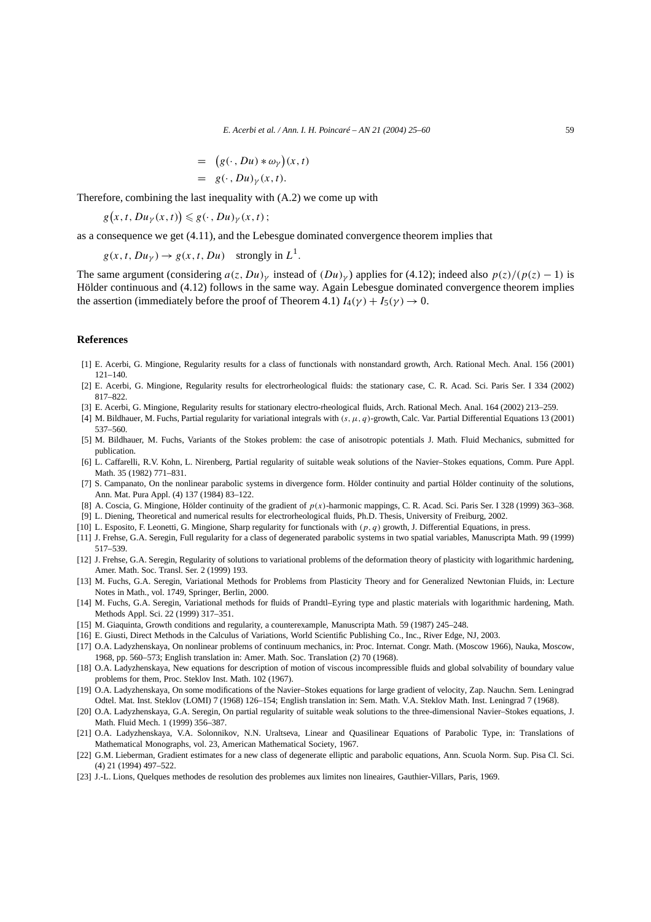$$
\begin{aligned}
&= \big(g(\cdot, Du) * \omega_\gamma\big)(x,t) \\
&= g(\cdot, Du)_\gamma(x,t).
\end{aligned}
$$

Therefore, combining the last inequality with (A.2) we come up with

$$
g\big(x, t, Du_\gamma(x,t)\big) \leqslant g(\cdot, Du)_\gamma(x,t)\,;
$$

as a consequence we get (4.11), and the Lebesgue dominated convergence theorem implies that

$$
g(x,t,Du_\gamma) \to g(x,t,Du) \quad \text{strongly in } L^1.
$$

The same argument (considering $a(z, Du)_\gamma$ instead of $(Du)_\gamma$) applies for (4.12); indeed also $p(z)/(p(z)-1)$ is Hölder continuous and (4.12) follows in the same way. Again Lebesgue dominated convergence theorem implies the assertion (immediately before the proof of Theorem 4.1) $I_4(\gamma) + I_5(\gamma) \to 0$.

## References

[1] E. Acerbi, G. Mingione, Regularity results for a class of functionals with nonstandard growth, Arch. Rational Mech. Anal. 156 (2001) 121–140.

[2] E. Acerbi, G. Mingione, Regularity results for electrorheological fluids: the stationary case, C. R. Acad. Sci. Paris Ser. I 334 (2002) 817–822.

[3] E. Acerbi, G. Mingione, Regularity results for stationary electro-rheological fluids, Arch. Rational Mech. Anal. 164 (2002) 213–259.

[4] M. Bildhauer, M. Fuchs, Partial regularity for variational integrals with $(s,\mu,q)$-growth, Calc. Var. Partial Differential Equations 13 (2001) 537–560.

[5] M. Bildhauer, M. Fuchs, Variants of the Stokes problem: the case of anisotropic potentials J. Math. Fluid Mechanics, submitted for publication.

[6] L. Caffarelli, R.V. Kohn, L. Nirenberg, Partial regularity of suitable weak solutions of the Navier–Stokes equations, Comm. Pure Appl. Math. 35 (1982) 771–831.

[7] S. Campanato, On the nonlinear parabolic systems in divergence form. Hölder continuity and partial Hölder continuity of the solutions, Ann. Mat. Pura Appl. (4) 137 (1984) 83–122.

[8] A. Coscia, G. Mingione, Hölder continuity of the gradient of $p(x)$-harmonic mappings, C. R. Acad. Sci. Paris Ser. I 328 (1999) 363–368.

[9] L. Diening, Theoretical and numerical results for electrorheological fluids, Ph.D. Thesis, University of Freiburg, 2002.

[10] L. Esposito, F. Leonetti, G. Mingione, Sharp regularity for functionals with $(p,q)$ growth, J. Differential Equations, in press.

[11] J. Frehse, G.A. Seregin, Full regularity for a class of degenerated parabolic systems in two spatial variables, Manuscripta Math. 99 (1999) 517–539.

[12] J. Frehse, G.A. Seregin, Regularity of solutions to variational problems of the deformation theory of plasticity with logarithmic hardening, Amer. Math. Soc. Transl. Ser. 2 (1999) 193.

[13] M. Fuchs, G.A. Seregin, Variational Methods for Problems from Plasticity Theory and for Generalized Newtonian Fluids, in: Lecture Notes in Math., vol. 1749, Springer, Berlin, 2000.

[14] M. Fuchs, G.A. Seregin, Variational methods for fluids of Prandtl–Eyring type and plastic materials with logarithmic hardening, Math. Methods Appl. Sci. 22 (1999) 317–351.

[15] M. Giaquinta, Growth conditions and regularity, a counterexample, Manuscripta Math. 59 (1987) 245–248.

[16] E. Giusti, Direct Methods in the Calculus of Variations, World Scientific Publishing Co., Inc., River Edge, NJ, 2003.

[17] O.A. Ladyzhenskaya, On nonlinear problems of continuum mechanics, in: Proc. Internat. Congr. Math. (Moscow 1966), Nauka, Moscow, 1968, pp. 560–573; English translation in: Amer. Math. Soc. Translation (2) 70 (1968).

[18] O.A. Ladyzhenskaya, New equations for description of motion of viscous incompressible fluids and global solvability of boundary value problems for them, Proc. Steklov Inst. Math. 102 (1967).

[19] O.A. Ladyzhenskaya, On some modifications of the Navier–Stokes equations for large gradient of velocity, Zap. Nauchn. Sem. Leningrad Odtel. Mat. Inst. Steklov (LOMI) 7 (1968) 126–154; English translation in: Sem. Math. V.A. Steklov Math. Inst. Leningrad 7 (1968).

[20] O.A. Ladyzhenskaya, G.A. Seregin, On partial regularity of suitable weak solutions to the three-dimensional Navier–Stokes equations, J. Math. Fluid Mech. 1 (1999) 356–387.

[21] O.A. Ladyzhenskaya, V.A. Solonnikov, N.N. Uraltseva, Linear and Quasilinear Equations of Parabolic Type, in: Translations of Mathematical Monographs, vol. 23, American Mathematical Society, 1967.

[22] G.M. Lieberman, Gradient estimates for a new class of degenerate elliptic and parabolic equations, Ann. Scuola Norm. Sup. Pisa Cl. Sci. (4) 21 (1994) 497–522.

[23] J.-L. Lions, Quelques methodes de resolution des problemes aux limites non lineaires, Gauthier-Villars, Paris, 1969.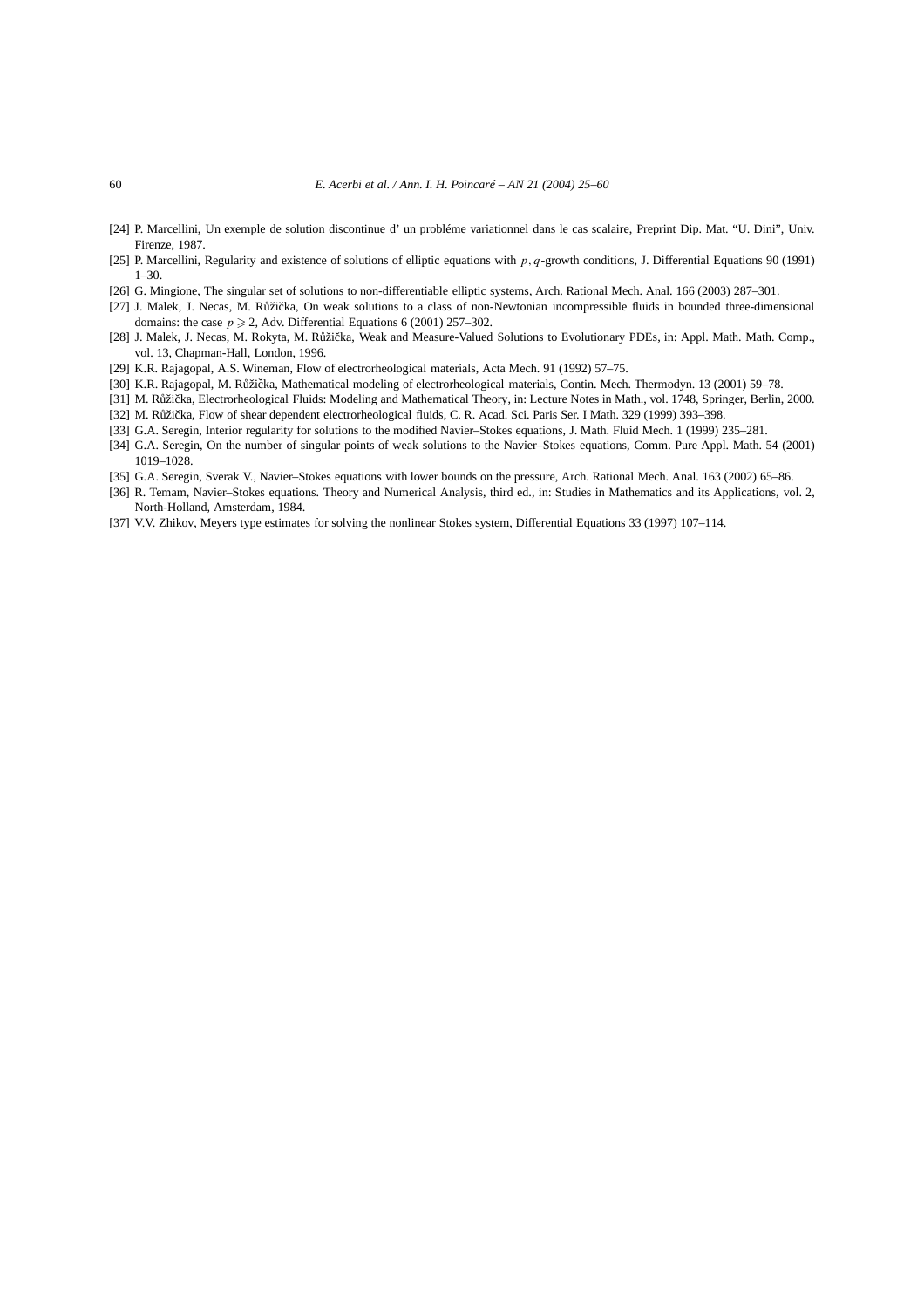[24] P. Marcellini, Un exemple de solution discontinue d' un probléme variationnel dans le cas scalaire, Preprint Dip. Mat. "U. Dini", Univ. Firenze, 1987.

[25] P. Marcellini, Regularity and existence of solutions of elliptic equations with $p, q$-growth conditions, J. Differential Equations 90 (1991) 1–30.

[26] G. Mingione, The singular set of solutions to non-differentiable elliptic systems, Arch. Rational Mech. Anal. 166 (2003) 287–301.

[27] J. Malek, J. Necas, M. Růžička, On weak solutions to a class of non-Newtonian incompressible fluids in bounded three-dimensional domains: the case $p \geqslant 2$, Adv. Differential Equations 6 (2001) 257–302.

[28] J. Malek, J. Necas, M. Rokyta, M. Růžička, Weak and Measure-Valued Solutions to Evolutionary PDEs, in: Appl. Math. Math. Comp., vol. 13, Chapman-Hall, London, 1996.

[29] K.R. Rajagopal, A.S. Wineman, Flow of electrorheological materials, Acta Mech. 91 (1992) 57–75.

[30] K.R. Rajagopal, M. Růžička, Mathematical modeling of electrorheological materials, Contin. Mech. Thermodyn. 13 (2001) 59–78.

[31] M. Růžička, Electrorheological Fluids: Modeling and Mathematical Theory, in: Lecture Notes in Math., vol. 1748, Springer, Berlin, 2000.

[32] M. Růžička, Flow of shear dependent electrorheological fluids, C. R. Acad. Sci. Paris Ser. I Math. 329 (1999) 393–398.

[33] G.A. Seregin, Interior regularity for solutions to the modified Navier–Stokes equations, J. Math. Fluid Mech. 1 (1999) 235–281.

[34] G.A. Seregin, On the number of singular points of weak solutions to the Navier–Stokes equations, Comm. Pure Appl. Math. 54 (2001) 1019–1028.

[35] G.A. Seregin, Sverak V., Navier–Stokes equations with lower bounds on the pressure, Arch. Rational Mech. Anal. 163 (2002) 65–86.

[36] R. Temam, Navier–Stokes equations. Theory and Numerical Analysis, third ed., in: Studies in Mathematics and its Applications, vol. 2, North-Holland, Amsterdam, 1984.

[37] V.V. Zhikov, Meyers type estimates for solving the nonlinear Stokes system, Differential Equations 33 (1997) 107–114.